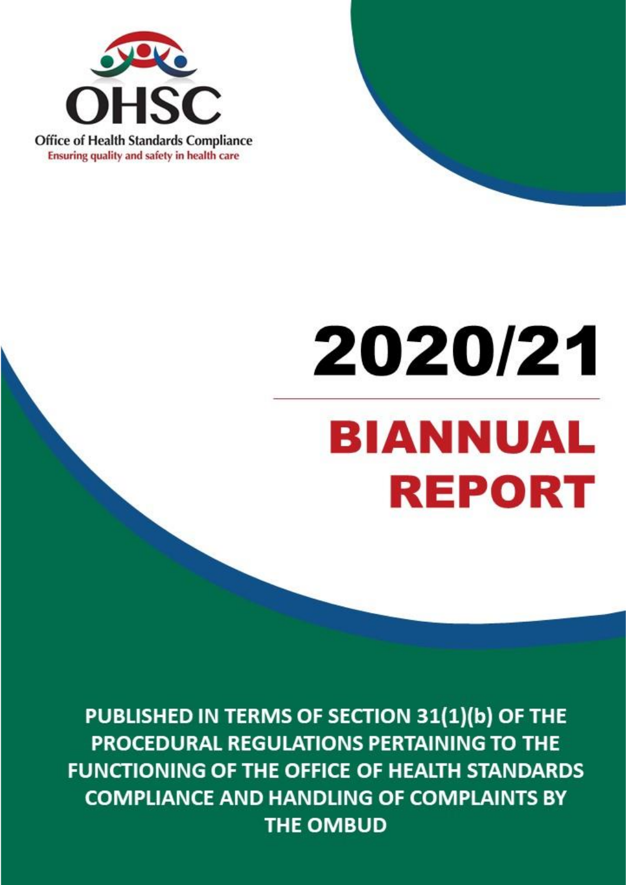OHSC

Office of Health Standards Compliance

Ensuring quality and safety in health care

# 2020/21

# BIANNUAL REPORT

**PUBLISHED IN TERMS OF SECTION 31(1)(b) OF THE PROCEDURAL REGULATIONS PERTAINING TO THE FUNCTIONING OF THE OFFICE OF HEALTH STANDARDS COMPLIANCE AND HANDLING OF COMPLAINTS BY THE OMBUD**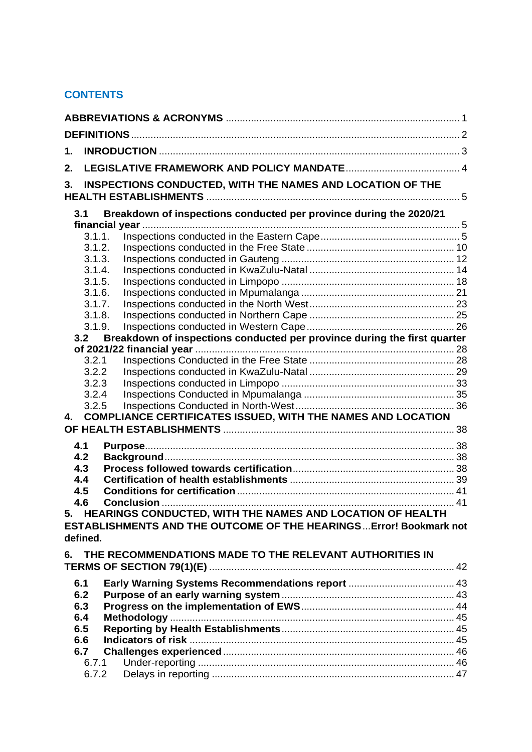## CONTENTS

**ABBREVIATIONS & ACRONYMS** .................................................................................... 1

**DEFINITIONS** ...................................................................................................................... 2

**1. INRODUCTION** ............................................................................................................ 3

**2. LEGISLATIVE FRAMEWORK AND POLICY MANDATE** ........................................ 4

**3. INSPECTIONS CONDUCTED, WITH THE NAMES AND LOCATION OF THE HEALTH ESTABLISHMENTS** ........................................................................................... 5

- **3.1 Breakdown of inspections conducted per province during the 2020/21 financial year** ................................................................................................................. 5
  - 3.1.1. Inspections conducted in the Eastern Cape ................................................. 5
  - 3.1.2. Inspections conducted in the Free State ..................................................... 10
  - 3.1.3. Inspections conducted in Gauteng ............................................................. 12
  - 3.1.4. Inspections conducted in KwaZulu-Natal .................................................... 14
  - 3.1.5. Inspections conducted in Limpopo .............................................................. 18
  - 3.1.6. Inspections conducted in Mpumalanga ....................................................... 21
  - 3.1.7. Inspections conducted in the North West .................................................... 23
  - 3.1.8. Inspections conducted in Northern Cape .................................................... 25
  - 3.1.9. Inspections conducted in Western Cape ..................................................... 26
- **3.2 Breakdown of inspections conducted per province during the first quarter of 2021/22 financial year** ............................................................................................ 28
  - 3.2.1 Inspections Conducted in the Free State .................................................... 28
  - 3.2.2 Inspections conducted in KwaZulu-Natal .................................................... 29
  - 3.2.3 Inspections conducted in Limpopo .............................................................. 33
  - 3.2.4 Inspections Conducted in Mpumalanga ...................................................... 35
  - 3.2.5 Inspections Conducted in North-West ......................................................... 36

**4. COMPLIANCE CERTIFICATES ISSUED, WITH THE NAMES AND LOCATION OF HEALTH ESTABLISHMENTS** .................................................................................. 38

- **4.1 Purpose** ............................................................................................................... 38
- **4.2 Background** ......................................................................................................... 38
- **4.3 Process followed towards certification** ............................................................ 38
- **4.4 Certification of health establishments** ............................................................ 39
- **4.5 Conditions for certification** ............................................................................... 41
- **4.6 Conclusion** .......................................................................................................... 41

**5. HEARINGS CONDUCTED, WITH THE NAMES AND LOCATION OF HEALTH ESTABLISHMENTS AND THE OUTCOME OF THE HEARINGS** ...**Error! Bookmark not defined.**

**6. THE RECOMMENDATIONS MADE TO THE RELEVANT AUTHORITIES IN TERMS OF SECTION 79(1)(E)** ........................................................................................ 42

- **6.1 Early Warning Systems Recommendations report** ...................................... 43
- **6.2 Purpose of an early warning system** .............................................................. 43
- **6.3 Progress on the implementation of EWS** ....................................................... 44
- **6.4 Methodology** ...................................................................................................... 45
- **6.5 Reporting by Health Establishments** .............................................................. 45
- **6.6 Indicators of risk** ............................................................................................... 45
- **6.7 Challenges experienced** .................................................................................. 46
  - 6.7.1 Under-reporting ............................................................................................ 46
  - 6.7.2 Delays in reporting ....................................................................................... 47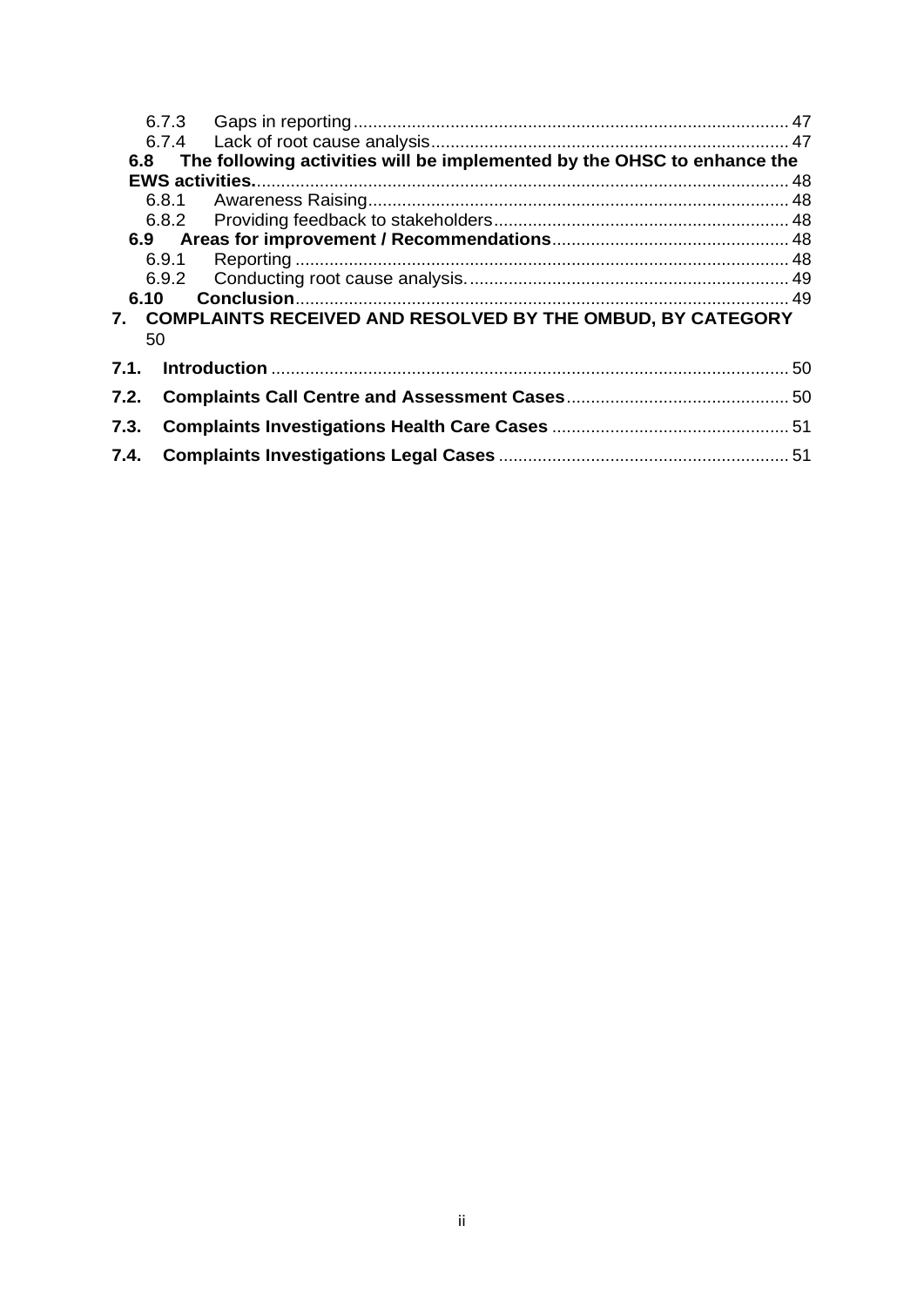6.7.3 Gaps in reporting ........................................................................................ 47

6.7.4 Lack of root cause analysis .......................................................................... 47

**6.8 The following activities will be implemented by the OHSC to enhance the EWS activities.** ............................................................................................................ 48

6.8.1 Awareness Raising ...................................................................................... 48

6.8.2 Providing feedback to stakeholders ............................................................ 48

**6.9 Areas for improvement / Recommendations** ................................................ 48

6.9.1 Reporting .................................................................................................... 48

6.9.2 Conducting root cause analysis. ................................................................. 49

**6.10 Conclusion** .................................................................................................... 49

**7. COMPLAINTS RECEIVED AND RESOLVED BY THE OMBUD, BY CATEGORY** 50

**7.1. Introduction** ........................................................................................................ 50

**7.2. Complaints Call Centre and Assessment Cases** ............................................. 50

**7.3. Complaints Investigations Health Care Cases** ................................................ 51

**7.4. Complaints Investigations Legal Cases** ........................................................... 51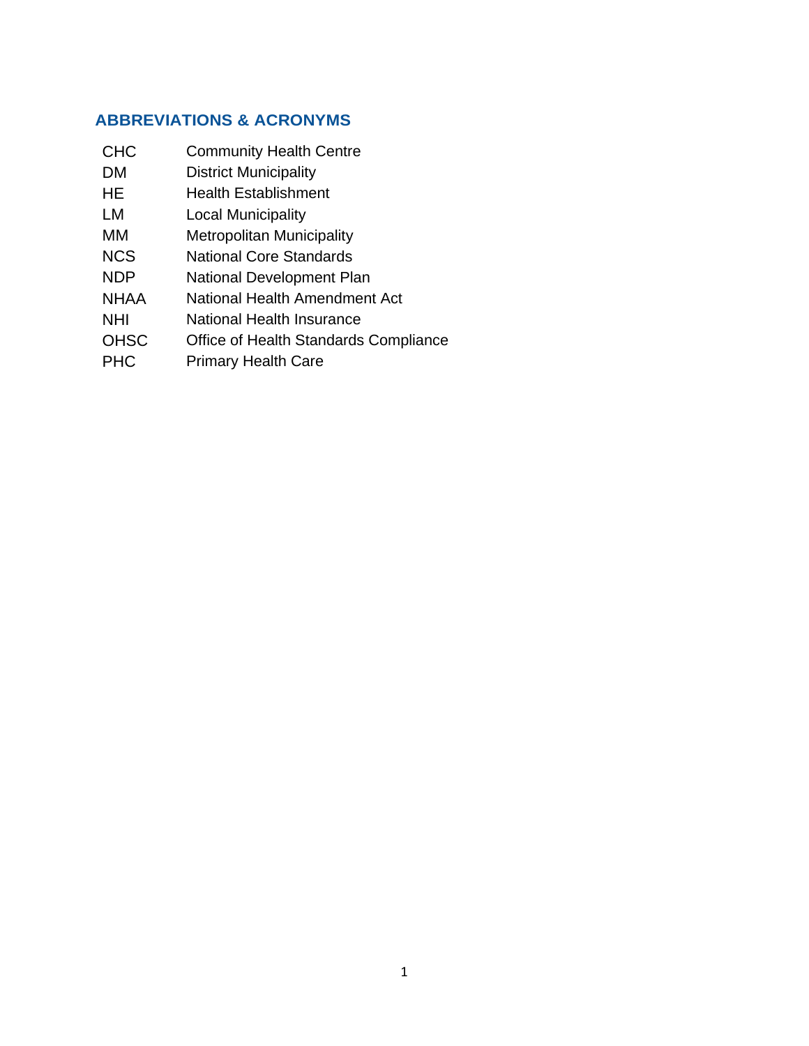## ABBREVIATIONS & ACRONYMS

| | |
|---|---|
| CHC | Community Health Centre |
| DM | District Municipality |
| HE | Health Establishment |
| LM | Local Municipality |
| MM | Metropolitan Municipality |
| NCS | National Core Standards |
| NDP | National Development Plan |
| NHAA | National Health Amendment Act |
| NHI | National Health Insurance |
| OHSC | Office of Health Standards Compliance |
| PHC | Primary Health Care |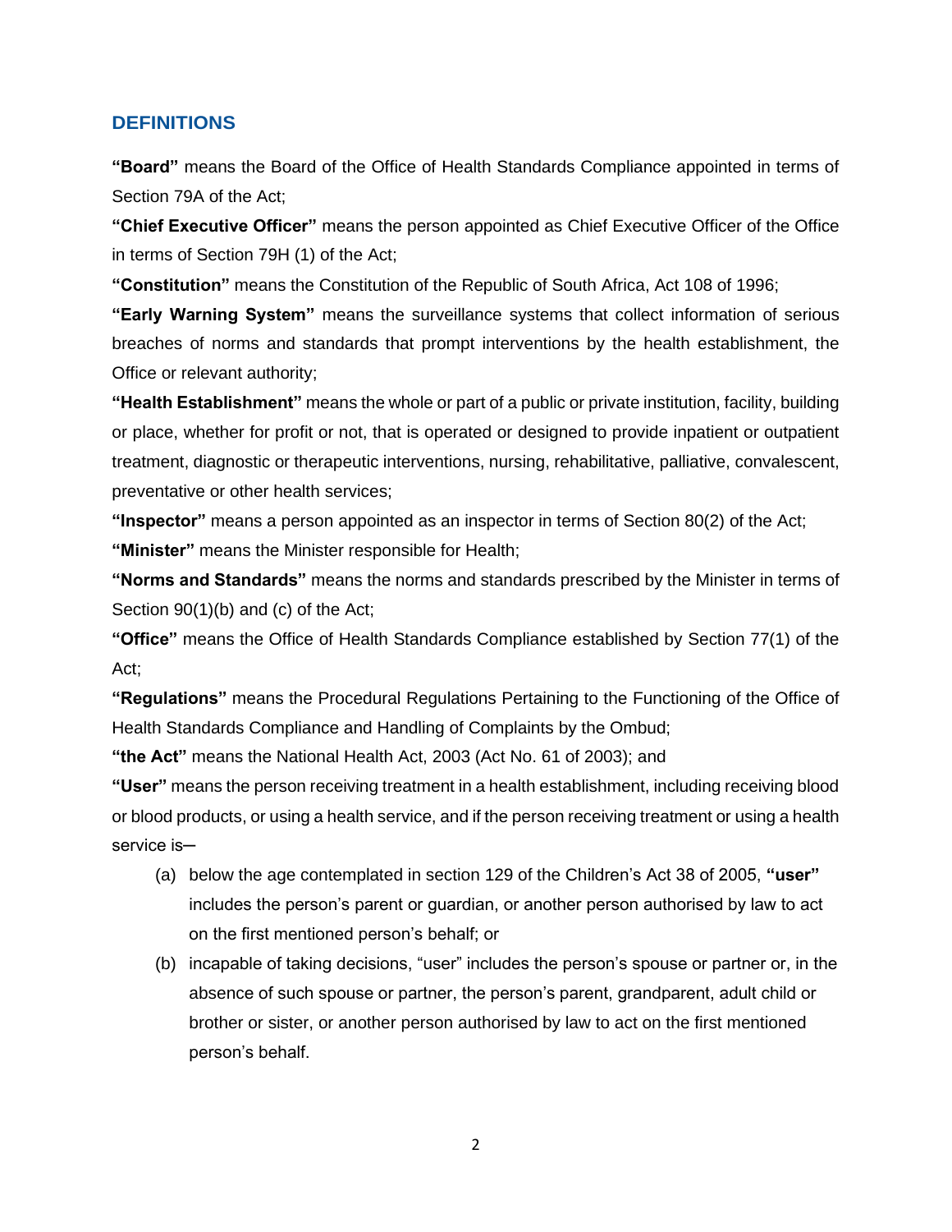## DEFINITIONS

**"Board"** means the Board of the Office of Health Standards Compliance appointed in terms of Section 79A of the Act;

**"Chief Executive Officer"** means the person appointed as Chief Executive Officer of the Office in terms of Section 79H (1) of the Act;

**"Constitution"** means the Constitution of the Republic of South Africa, Act 108 of 1996;

**"Early Warning System"** means the surveillance systems that collect information of serious breaches of norms and standards that prompt interventions by the health establishment, the Office or relevant authority;

**"Health Establishment"** means the whole or part of a public or private institution, facility, building or place, whether for profit or not, that is operated or designed to provide inpatient or outpatient treatment, diagnostic or therapeutic interventions, nursing, rehabilitative, palliative, convalescent, preventative or other health services;

**"Inspector"** means a person appointed as an inspector in terms of Section 80(2) of the Act;

**"Minister"** means the Minister responsible for Health;

**"Norms and Standards"** means the norms and standards prescribed by the Minister in terms of Section 90(1)(b) and (c) of the Act;

**"Office"** means the Office of Health Standards Compliance established by Section 77(1) of the Act;

**"Regulations"** means the Procedural Regulations Pertaining to the Functioning of the Office of Health Standards Compliance and Handling of Complaints by the Ombud;

**"the Act"** means the National Health Act, 2003 (Act No. 61 of 2003); and

**"User"** means the person receiving treatment in a health establishment, including receiving blood or blood products, or using a health service, and if the person receiving treatment or using a health service is─

(a) below the age contemplated in section 129 of the Children's Act 38 of 2005, **"user"** includes the person's parent or guardian, or another person authorised by law to act on the first mentioned person's behalf; or

(b) incapable of taking decisions, "user" includes the person's spouse or partner or, in the absence of such spouse or partner, the person's parent, grandparent, adult child or brother or sister, or another person authorised by law to act on the first mentioned person's behalf.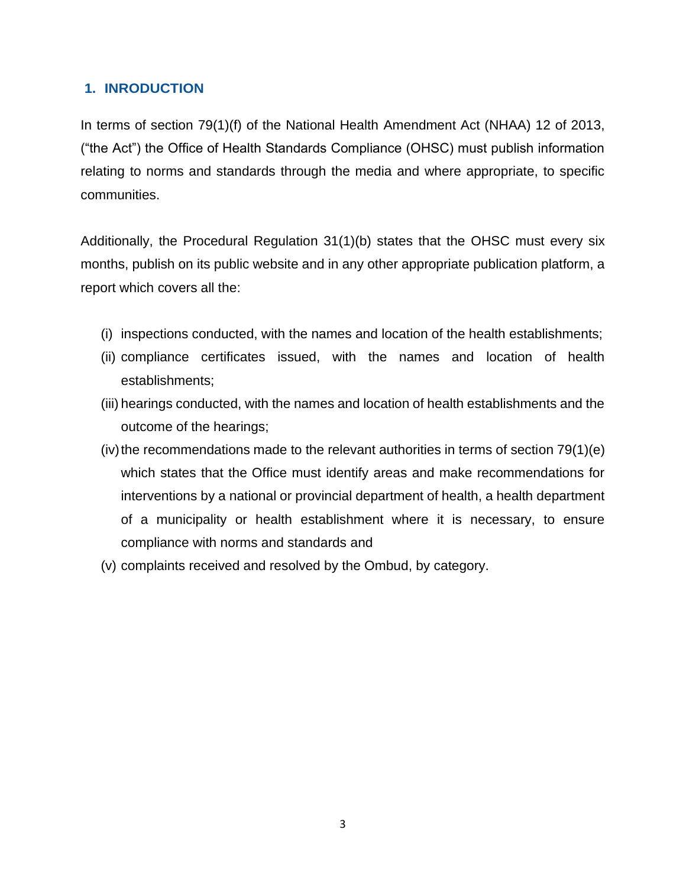## 1. INRODUCTION

In terms of section 79(1)(f) of the National Health Amendment Act (NHAA) 12 of 2013, ("the Act") the Office of Health Standards Compliance (OHSC) must publish information relating to norms and standards through the media and where appropriate, to specific communities.

Additionally, the Procedural Regulation 31(1)(b) states that the OHSC must every six months, publish on its public website and in any other appropriate publication platform, a report which covers all the:

(i) inspections conducted, with the names and location of the health establishments;

(ii) compliance certificates issued, with the names and location of health establishments;

(iii) hearings conducted, with the names and location of health establishments and the outcome of the hearings;

(iv) the recommendations made to the relevant authorities in terms of section 79(1)(e) which states that the Office must identify areas and make recommendations for interventions by a national or provincial department of health, a health department of a municipality or health establishment where it is necessary, to ensure compliance with norms and standards and

(v) complaints received and resolved by the Ombud, by category.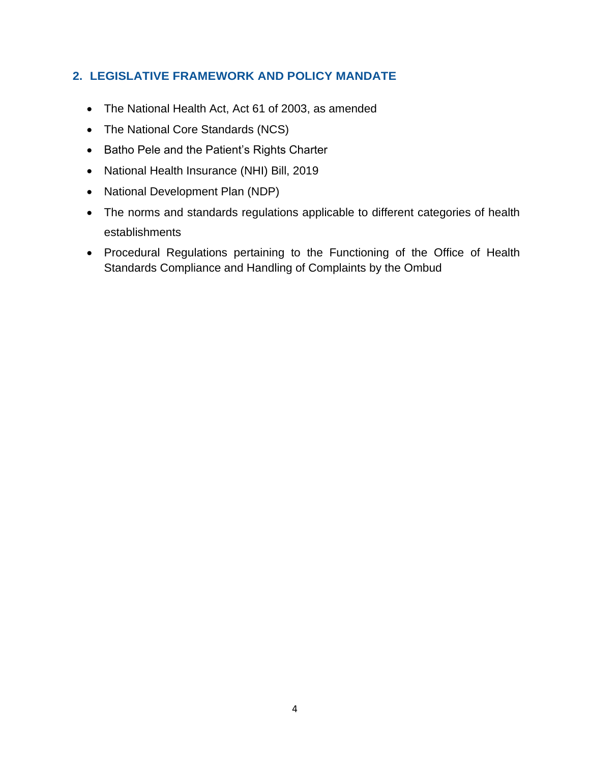## 2. LEGISLATIVE FRAMEWORK AND POLICY MANDATE

- The National Health Act, Act 61 of 2003, as amended
- The National Core Standards (NCS)
- Batho Pele and the Patient's Rights Charter
- National Health Insurance (NHI) Bill, 2019
- National Development Plan (NDP)
- The norms and standards regulations applicable to different categories of health establishments
- Procedural Regulations pertaining to the Functioning of the Office of Health Standards Compliance and Handling of Complaints by the Ombud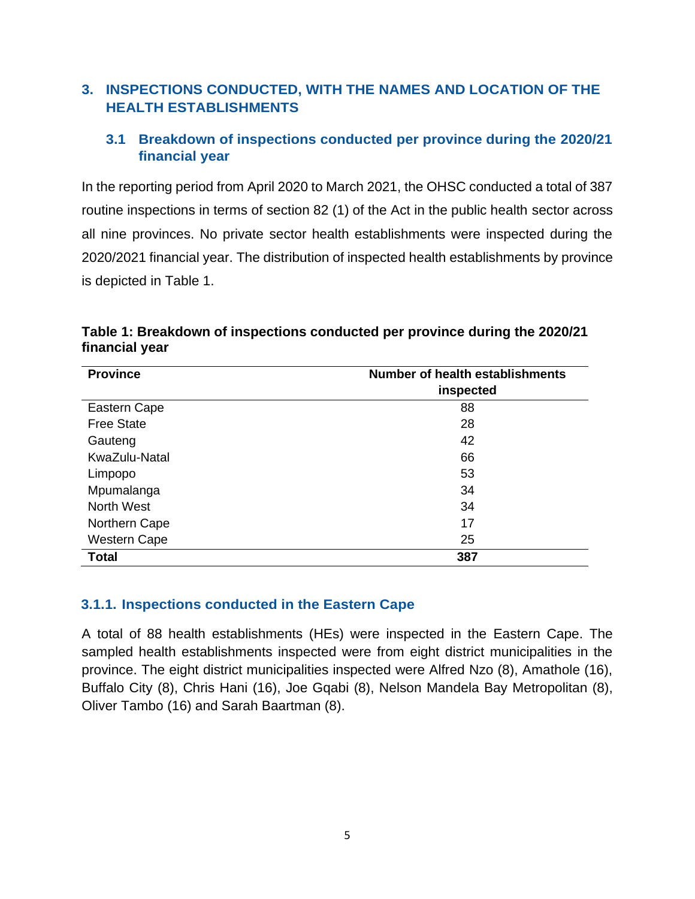## 3. INSPECTIONS CONDUCTED, WITH THE NAMES AND LOCATION OF THE HEALTH ESTABLISHMENTS

### 3.1 Breakdown of inspections conducted per province during the 2020/21 financial year

In the reporting period from April 2020 to March 2021, the OHSC conducted a total of 387 routine inspections in terms of section 82 (1) of the Act in the public health sector across all nine provinces. No private sector health establishments were inspected during the 2020/2021 financial year. The distribution of inspected health establishments by province is depicted in Table 1.

**Table 1: Breakdown of inspections conducted per province during the 2020/21 financial year**

| Province | Number of health establishments inspected |
|---|---|
| Eastern Cape | 88 |
| Free State | 28 |
| Gauteng | 42 |
| KwaZulu-Natal | 66 |
| Limpopo | 53 |
| Mpumalanga | 34 |
| North West | 34 |
| Northern Cape | 17 |
| Western Cape | 25 |
| **Total** | **387** |

#### 3.1.1. Inspections conducted in the Eastern Cape

A total of 88 health establishments (HEs) were inspected in the Eastern Cape. The sampled health establishments inspected were from eight district municipalities in the province. The eight district municipalities inspected were Alfred Nzo (8), Amathole (16), Buffalo City (8), Chris Hani (16), Joe Gqabi (8), Nelson Mandela Bay Metropolitan (8), Oliver Tambo (16) and Sarah Baartman (8).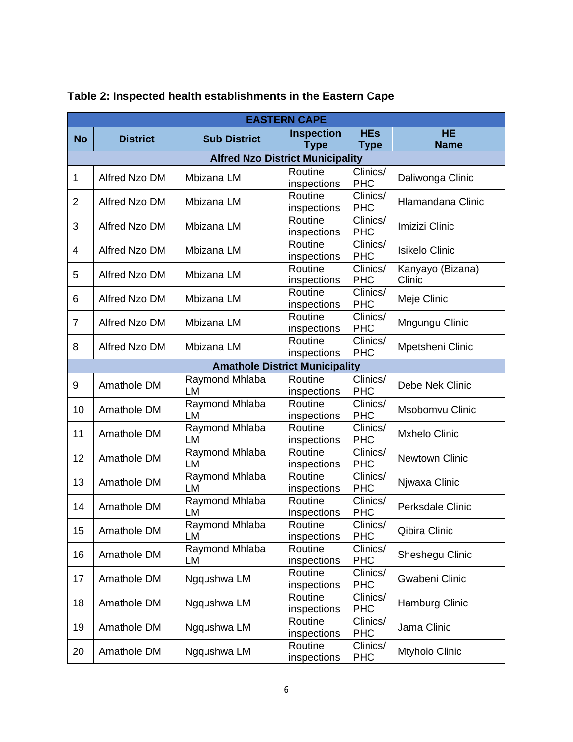**Table 2: Inspected health establishments in the Eastern Cape**

| EASTERN CAPE | | | | | |
|---|---|---|---|---|---|
| **No** | **District** | **Sub District** | **Inspection Type** | **HEs Type** | **HE Name** |
| **Alfred Nzo District Municipality** | | | | | |
| 1 | Alfred Nzo DM | Mbizana LM | Routine inspections | Clinics/ PHC | Daliwonga Clinic |
| 2 | Alfred Nzo DM | Mbizana LM | Routine inspections | Clinics/ PHC | Hlamandana Clinic |
| 3 | Alfred Nzo DM | Mbizana LM | Routine inspections | Clinics/ PHC | Imizizi Clinic |
| 4 | Alfred Nzo DM | Mbizana LM | Routine inspections | Clinics/ PHC | Isikelo Clinic |
| 5 | Alfred Nzo DM | Mbizana LM | Routine inspections | Clinics/ PHC | Kanyayo (Bizana) Clinic |
| 6 | Alfred Nzo DM | Mbizana LM | Routine inspections | Clinics/ PHC | Meje Clinic |
| 7 | Alfred Nzo DM | Mbizana LM | Routine inspections | Clinics/ PHC | Mngungu Clinic |
| 8 | Alfred Nzo DM | Mbizana LM | Routine inspections | Clinics/ PHC | Mpetsheni Clinic |
| **Amathole District Municipality** | | | | | |
| 9 | Amathole DM | Raymond Mhlaba LM | Routine inspections | Clinics/ PHC | Debe Nek Clinic |
| 10 | Amathole DM | Raymond Mhlaba LM | Routine inspections | Clinics/ PHC | Msobomvu Clinic |
| 11 | Amathole DM | Raymond Mhlaba LM | Routine inspections | Clinics/ PHC | Mxhelo Clinic |
| 12 | Amathole DM | Raymond Mhlaba LM | Routine inspections | Clinics/ PHC | Newtown Clinic |
| 13 | Amathole DM | Raymond Mhlaba LM | Routine inspections | Clinics/ PHC | Njwaxa Clinic |
| 14 | Amathole DM | Raymond Mhlaba LM | Routine inspections | Clinics/ PHC | Perksdale Clinic |
| 15 | Amathole DM | Raymond Mhlaba LM | Routine inspections | Clinics/ PHC | Qibira Clinic |
| 16 | Amathole DM | Raymond Mhlaba LM | Routine inspections | Clinics/ PHC | Sheshegu Clinic |
| 17 | Amathole DM | Ngqushwa LM | Routine inspections | Clinics/ PHC | Gwabeni Clinic |
| 18 | Amathole DM | Ngqushwa LM | Routine inspections | Clinics/ PHC | Hamburg Clinic |
| 19 | Amathole DM | Ngqushwa LM | Routine inspections | Clinics/ PHC | Jama Clinic |
| 20 | Amathole DM | Ngqushwa LM | Routine inspections | Clinics/ PHC | Mtyholo Clinic |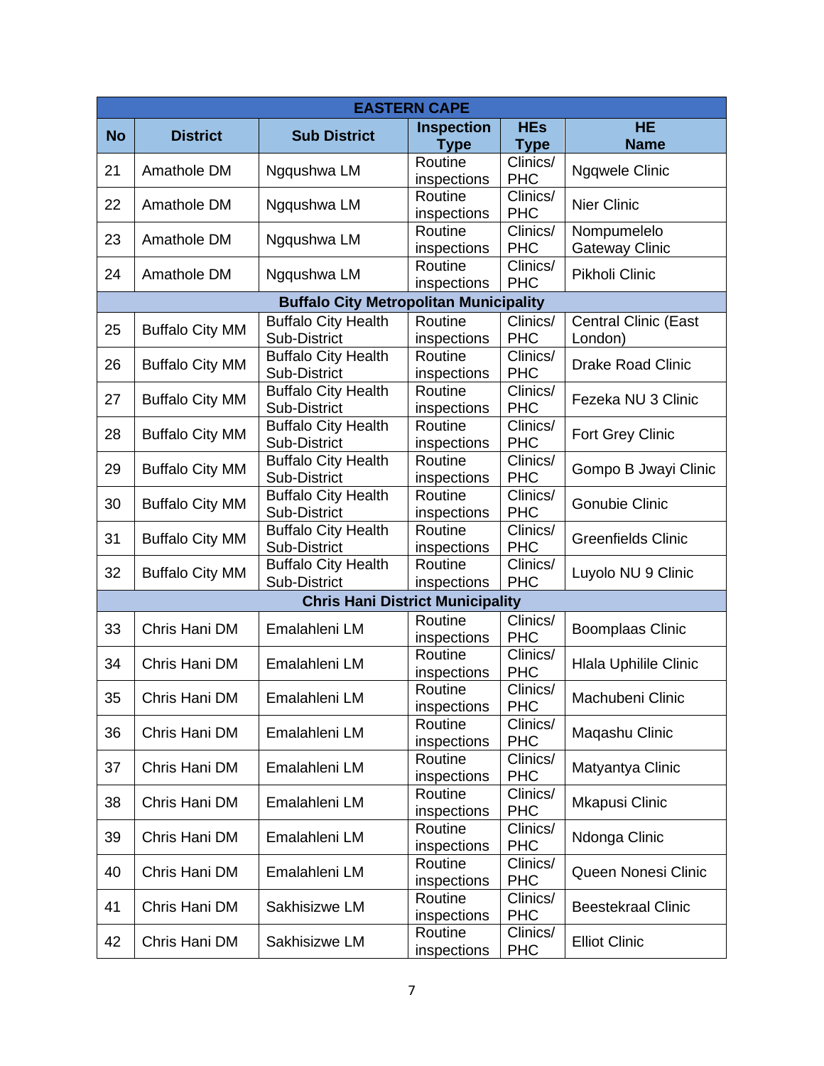| EASTERN CAPE | | | | | |
|---|---|---|---|---|---|
| **No** | **District** | **Sub District** | **Inspection Type** | **HEs Type** | **HE Name** |
| 21 | Amathole DM | Ngqushwa LM | Routine inspections | Clinics/ PHC | Ngqwele Clinic |
| 22 | Amathole DM | Ngqushwa LM | Routine inspections | Clinics/ PHC | Nier Clinic |
| 23 | Amathole DM | Ngqushwa LM | Routine inspections | Clinics/ PHC | Nompumelelo Gateway Clinic |
| 24 | Amathole DM | Ngqushwa LM | Routine inspections | Clinics/ PHC | Pikholi Clinic |
| **Buffalo City Metropolitan Municipality** | | | | | |
| 25 | Buffalo City MM | Buffalo City Health Sub-District | Routine inspections | Clinics/ PHC | Central Clinic (East London) |
| 26 | Buffalo City MM | Buffalo City Health Sub-District | Routine inspections | Clinics/ PHC | Drake Road Clinic |
| 27 | Buffalo City MM | Buffalo City Health Sub-District | Routine inspections | Clinics/ PHC | Fezeka NU 3 Clinic |
| 28 | Buffalo City MM | Buffalo City Health Sub-District | Routine inspections | Clinics/ PHC | Fort Grey Clinic |
| 29 | Buffalo City MM | Buffalo City Health Sub-District | Routine inspections | Clinics/ PHC | Gompo B Jwayi Clinic |
| 30 | Buffalo City MM | Buffalo City Health Sub-District | Routine inspections | Clinics/ PHC | Gonubie Clinic |
| 31 | Buffalo City MM | Buffalo City Health Sub-District | Routine inspections | Clinics/ PHC | Greenfields Clinic |
| 32 | Buffalo City MM | Buffalo City Health Sub-District | Routine inspections | Clinics/ PHC | Luyolo NU 9 Clinic |
| **Chris Hani District Municipality** | | | | | |
| 33 | Chris Hani DM | Emalahleni LM | Routine inspections | Clinics/ PHC | Boomplaas Clinic |
| 34 | Chris Hani DM | Emalahleni LM | Routine inspections | Clinics/ PHC | Hlala Uphilile Clinic |
| 35 | Chris Hani DM | Emalahleni LM | Routine inspections | Clinics/ PHC | Machubeni Clinic |
| 36 | Chris Hani DM | Emalahleni LM | Routine inspections | Clinics/ PHC | Maqashu Clinic |
| 37 | Chris Hani DM | Emalahleni LM | Routine inspections | Clinics/ PHC | Matyantya Clinic |
| 38 | Chris Hani DM | Emalahleni LM | Routine inspections | Clinics/ PHC | Mkapusi Clinic |
| 39 | Chris Hani DM | Emalahleni LM | Routine inspections | Clinics/ PHC | Ndonga Clinic |
| 40 | Chris Hani DM | Emalahleni LM | Routine inspections | Clinics/ PHC | Queen Nonesi Clinic |
| 41 | Chris Hani DM | Sakhisizwe LM | Routine inspections | Clinics/ PHC | Beestekraal Clinic |
| 42 | Chris Hani DM | Sakhisizwe LM | Routine inspections | Clinics/ PHC | Elliot Clinic |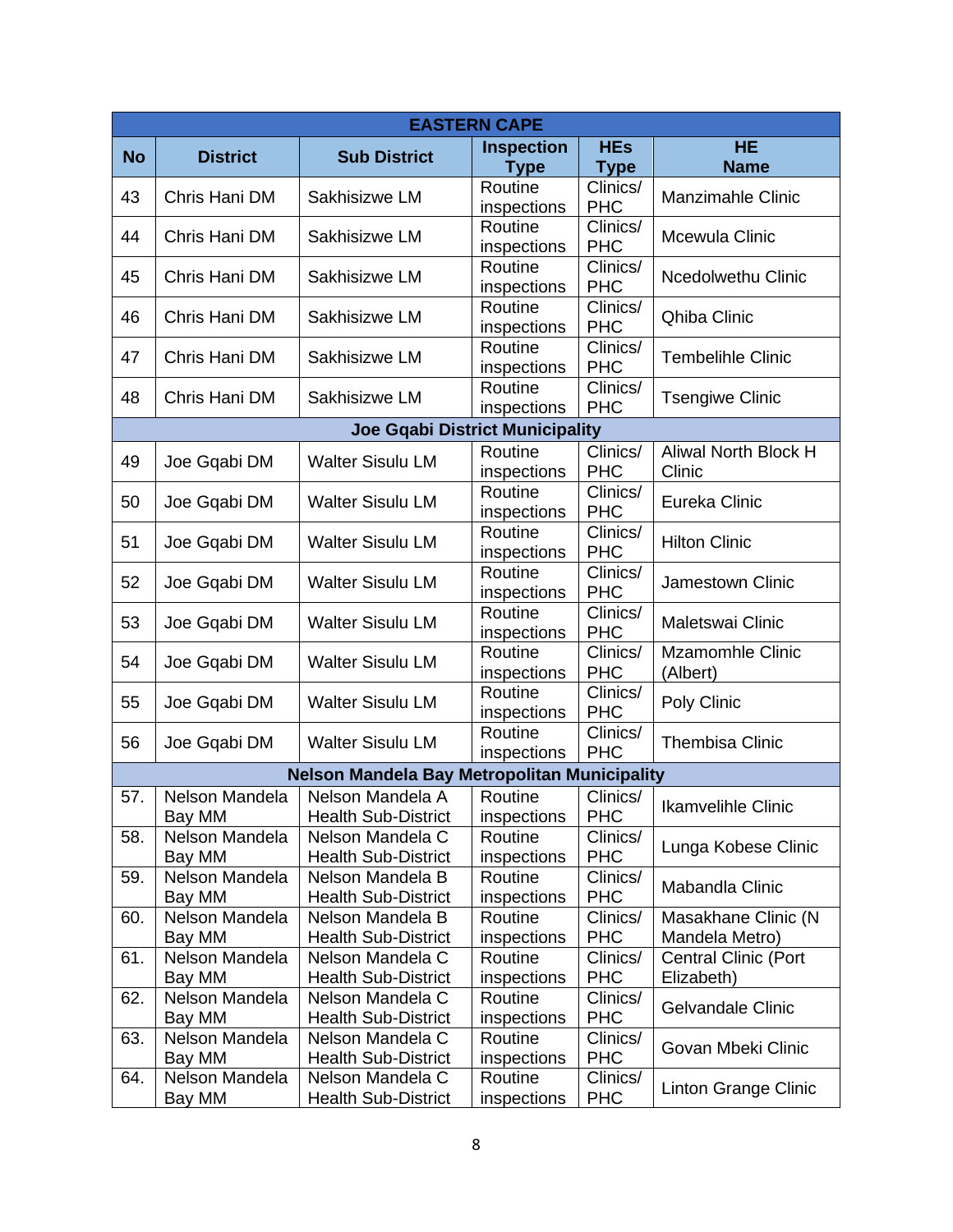| EASTERN CAPE | | | | | |
|---|---|---|---|---|---|
| **No** | **District** | **Sub District** | **Inspection Type** | **HEs Type** | **HE Name** |
| 43 | Chris Hani DM | Sakhisizwe LM | Routine inspections | Clinics/ PHC | Manzimahle Clinic |
| 44 | Chris Hani DM | Sakhisizwe LM | Routine inspections | Clinics/ PHC | Mcewula Clinic |
| 45 | Chris Hani DM | Sakhisizwe LM | Routine inspections | Clinics/ PHC | Ncedolwethu Clinic |
| 46 | Chris Hani DM | Sakhisizwe LM | Routine inspections | Clinics/ PHC | Qhiba Clinic |
| 47 | Chris Hani DM | Sakhisizwe LM | Routine inspections | Clinics/ PHC | Tembelihle Clinic |
| 48 | Chris Hani DM | Sakhisizwe LM | Routine inspections | Clinics/ PHC | Tsengiwe Clinic |
| **Joe Gqabi District Municipality** | | | | | |
| 49 | Joe Gqabi DM | Walter Sisulu LM | Routine inspections | Clinics/ PHC | Aliwal North Block H Clinic |
| 50 | Joe Gqabi DM | Walter Sisulu LM | Routine inspections | Clinics/ PHC | Eureka Clinic |
| 51 | Joe Gqabi DM | Walter Sisulu LM | Routine inspections | Clinics/ PHC | Hilton Clinic |
| 52 | Joe Gqabi DM | Walter Sisulu LM | Routine inspections | Clinics/ PHC | Jamestown Clinic |
| 53 | Joe Gqabi DM | Walter Sisulu LM | Routine inspections | Clinics/ PHC | Maletswai Clinic |
| 54 | Joe Gqabi DM | Walter Sisulu LM | Routine inspections | Clinics/ PHC | Mzamomhle Clinic (Albert) |
| 55 | Joe Gqabi DM | Walter Sisulu LM | Routine inspections | Clinics/ PHC | Poly Clinic |
| 56 | Joe Gqabi DM | Walter Sisulu LM | Routine inspections | Clinics/ PHC | Thembisa Clinic |
| **Nelson Mandela Bay Metropolitan Municipality** | | | | | |
| 57. | Nelson Mandela Bay MM | Nelson Mandela A Health Sub-District | Routine inspections | Clinics/ PHC | Ikamvelihle Clinic |
| 58. | Nelson Mandela Bay MM | Nelson Mandela C Health Sub-District | Routine inspections | Clinics/ PHC | Lunga Kobese Clinic |
| 59. | Nelson Mandela Bay MM | Nelson Mandela B Health Sub-District | Routine inspections | Clinics/ PHC | Mabandla Clinic |
| 60. | Nelson Mandela Bay MM | Nelson Mandela B Health Sub-District | Routine inspections | Clinics/ PHC | Masakhane Clinic (N Mandela Metro) |
| 61. | Nelson Mandela Bay MM | Nelson Mandela C Health Sub-District | Routine inspections | Clinics/ PHC | Central Clinic (Port Elizabeth) |
| 62. | Nelson Mandela Bay MM | Nelson Mandela C Health Sub-District | Routine inspections | Clinics/ PHC | Gelvandale Clinic |
| 63. | Nelson Mandela Bay MM | Nelson Mandela C Health Sub-District | Routine inspections | Clinics/ PHC | Govan Mbeki Clinic |
| 64. | Nelson Mandela Bay MM | Nelson Mandela C Health Sub-District | Routine inspections | Clinics/ PHC | Linton Grange Clinic |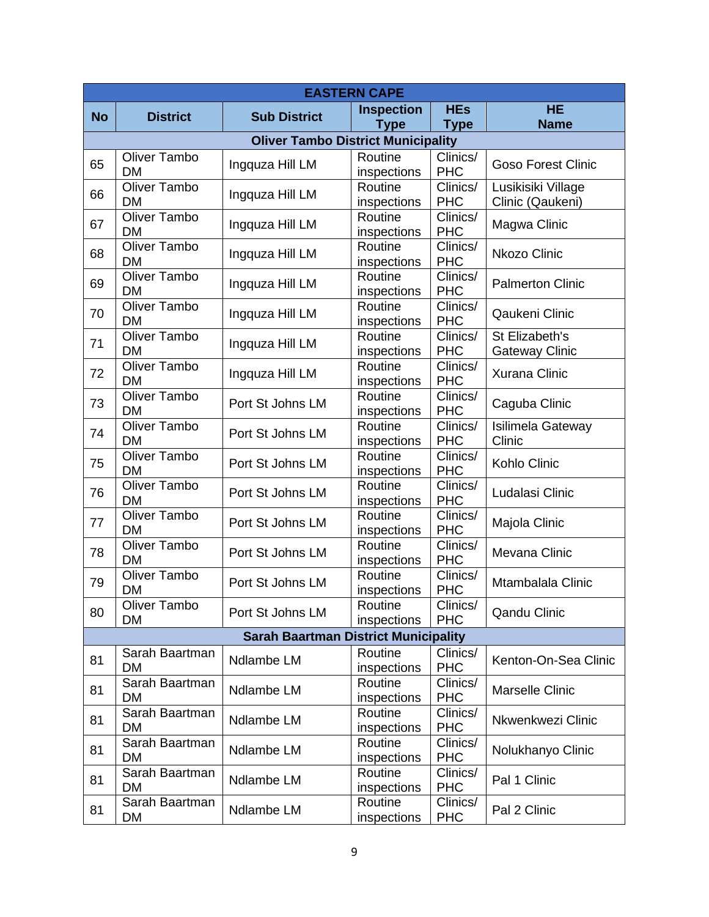| EASTERN CAPE | | | | | |
|---|---|---|---|---|---|
| **No** | **District** | **Sub District** | **Inspection Type** | **HEs Type** | **HE Name** |
| **Oliver Tambo District Municipality** | | | | | |
| 65 | Oliver Tambo DM | Ingquza Hill LM | Routine inspections | Clinics/ PHC | Goso Forest Clinic |
| 66 | Oliver Tambo DM | Ingquza Hill LM | Routine inspections | Clinics/ PHC | Lusikisiki Village Clinic (Qaukeni) |
| 67 | Oliver Tambo DM | Ingquza Hill LM | Routine inspections | Clinics/ PHC | Magwa Clinic |
| 68 | Oliver Tambo DM | Ingquza Hill LM | Routine inspections | Clinics/ PHC | Nkozo Clinic |
| 69 | Oliver Tambo DM | Ingquza Hill LM | Routine inspections | Clinics/ PHC | Palmerton Clinic |
| 70 | Oliver Tambo DM | Ingquza Hill LM | Routine inspections | Clinics/ PHC | Qaukeni Clinic |
| 71 | Oliver Tambo DM | Ingquza Hill LM | Routine inspections | Clinics/ PHC | St Elizabeth's Gateway Clinic |
| 72 | Oliver Tambo DM | Ingquza Hill LM | Routine inspections | Clinics/ PHC | Xurana Clinic |
| 73 | Oliver Tambo DM | Port St Johns LM | Routine inspections | Clinics/ PHC | Caguba Clinic |
| 74 | Oliver Tambo DM | Port St Johns LM | Routine inspections | Clinics/ PHC | Isilimela Gateway Clinic |
| 75 | Oliver Tambo DM | Port St Johns LM | Routine inspections | Clinics/ PHC | Kohlo Clinic |
| 76 | Oliver Tambo DM | Port St Johns LM | Routine inspections | Clinics/ PHC | Ludalasi Clinic |
| 77 | Oliver Tambo DM | Port St Johns LM | Routine inspections | Clinics/ PHC | Majola Clinic |
| 78 | Oliver Tambo DM | Port St Johns LM | Routine inspections | Clinics/ PHC | Mevana Clinic |
| 79 | Oliver Tambo DM | Port St Johns LM | Routine inspections | Clinics/ PHC | Mtambalala Clinic |
| 80 | Oliver Tambo DM | Port St Johns LM | Routine inspections | Clinics/ PHC | Qandu Clinic |
| **Sarah Baartman District Municipality** | | | | | |
| 81 | Sarah Baartman DM | Ndlambe LM | Routine inspections | Clinics/ PHC | Kenton-On-Sea Clinic |
| 81 | Sarah Baartman DM | Ndlambe LM | Routine inspections | Clinics/ PHC | Marselle Clinic |
| 81 | Sarah Baartman DM | Ndlambe LM | Routine inspections | Clinics/ PHC | Nkwenkwezi Clinic |
| 81 | Sarah Baartman DM | Ndlambe LM | Routine inspections | Clinics/ PHC | Nolukhanyo Clinic |
| 81 | Sarah Baartman DM | Ndlambe LM | Routine inspections | Clinics/ PHC | Pal 1 Clinic |
| 81 | Sarah Baartman DM | Ndlambe LM | Routine inspections | Clinics/ PHC | Pal 2 Clinic |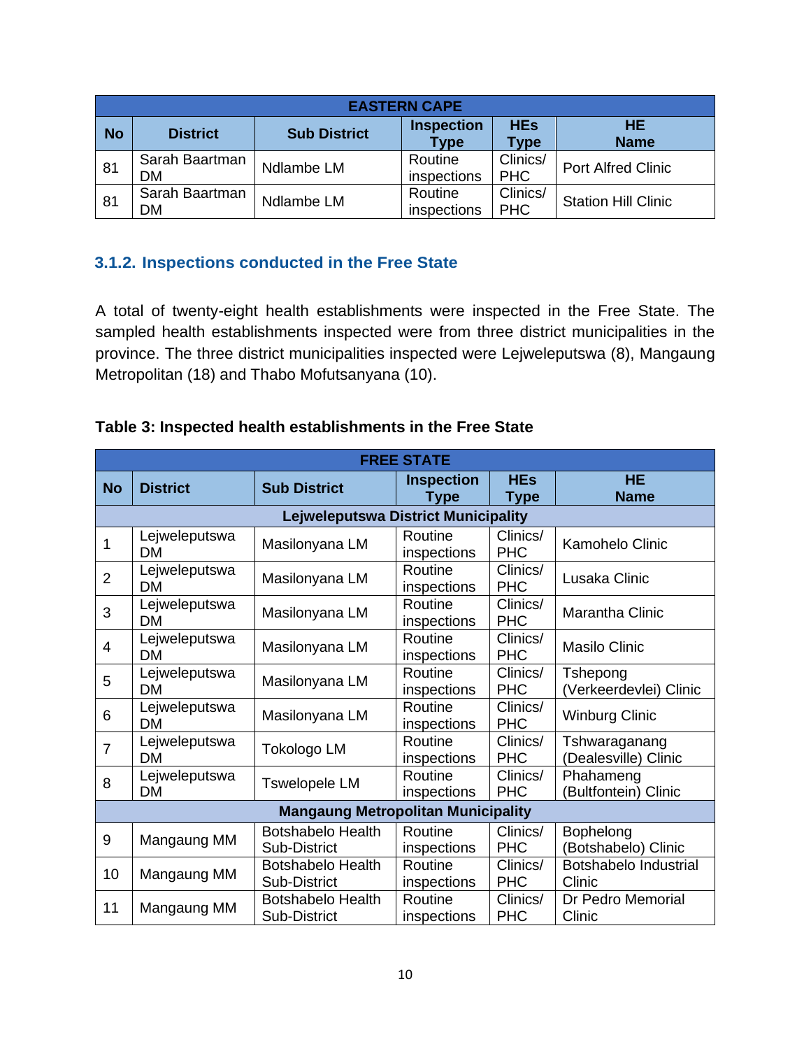| EASTERN CAPE | | | | | |
|---|---|---|---|---|---|
| **No** | **District** | **Sub District** | **Inspection Type** | **HEs Type** | **HE Name** |
| 81 | Sarah Baartman DM | Ndlambe LM | Routine inspections | Clinics/ PHC | Port Alfred Clinic |
| 81 | Sarah Baartman DM | Ndlambe LM | Routine inspections | Clinics/ PHC | Station Hill Clinic |

### 3.1.2. Inspections conducted in the Free State

A total of twenty-eight health establishments were inspected in the Free State. The sampled health establishments inspected were from three district municipalities in the province. The three district municipalities inspected were Lejweleputswa (8), Mangaung Metropolitan (18) and Thabo Mofutsanyana (10).

**Table 3: Inspected health establishments in the Free State**

| FREE STATE | | | | | |
|---|---|---|---|---|---|
| **No** | **District** | **Sub District** | **Inspection Type** | **HEs Type** | **HE Name** |
| **Lejweleputswa District Municipality** | | | | | |
| 1 | Lejweleputswa DM | Masilonyana LM | Routine inspections | Clinics/ PHC | Kamohelo Clinic |
| 2 | Lejweleputswa DM | Masilonyana LM | Routine inspections | Clinics/ PHC | Lusaka Clinic |
| 3 | Lejweleputswa DM | Masilonyana LM | Routine inspections | Clinics/ PHC | Marantha Clinic |
| 4 | Lejweleputswa DM | Masilonyana LM | Routine inspections | Clinics/ PHC | Masilo Clinic |
| 5 | Lejweleputswa DM | Masilonyana LM | Routine inspections | Clinics/ PHC | Tshepong (Verkeerdevlei) Clinic |
| 6 | Lejweleputswa DM | Masilonyana LM | Routine inspections | Clinics/ PHC | Winburg Clinic |
| 7 | Lejweleputswa DM | Tokologo LM | Routine inspections | Clinics/ PHC | Tshwaraganang (Dealesville) Clinic |
| 8 | Lejweleputswa DM | Tswelopele LM | Routine inspections | Clinics/ PHC | Phahameng (Bultfontein) Clinic |
| **Mangaung Metropolitan Municipality** | | | | | |
| 9 | Mangaung MM | Botshabelo Health Sub-District | Routine inspections | Clinics/ PHC | Bophelong (Botshabelo) Clinic |
| 10 | Mangaung MM | Botshabelo Health Sub-District | Routine inspections | Clinics/ PHC | Botshabelo Industrial Clinic |
| 11 | Mangaung MM | Botshabelo Health Sub-District | Routine inspections | Clinics/ PHC | Dr Pedro Memorial Clinic |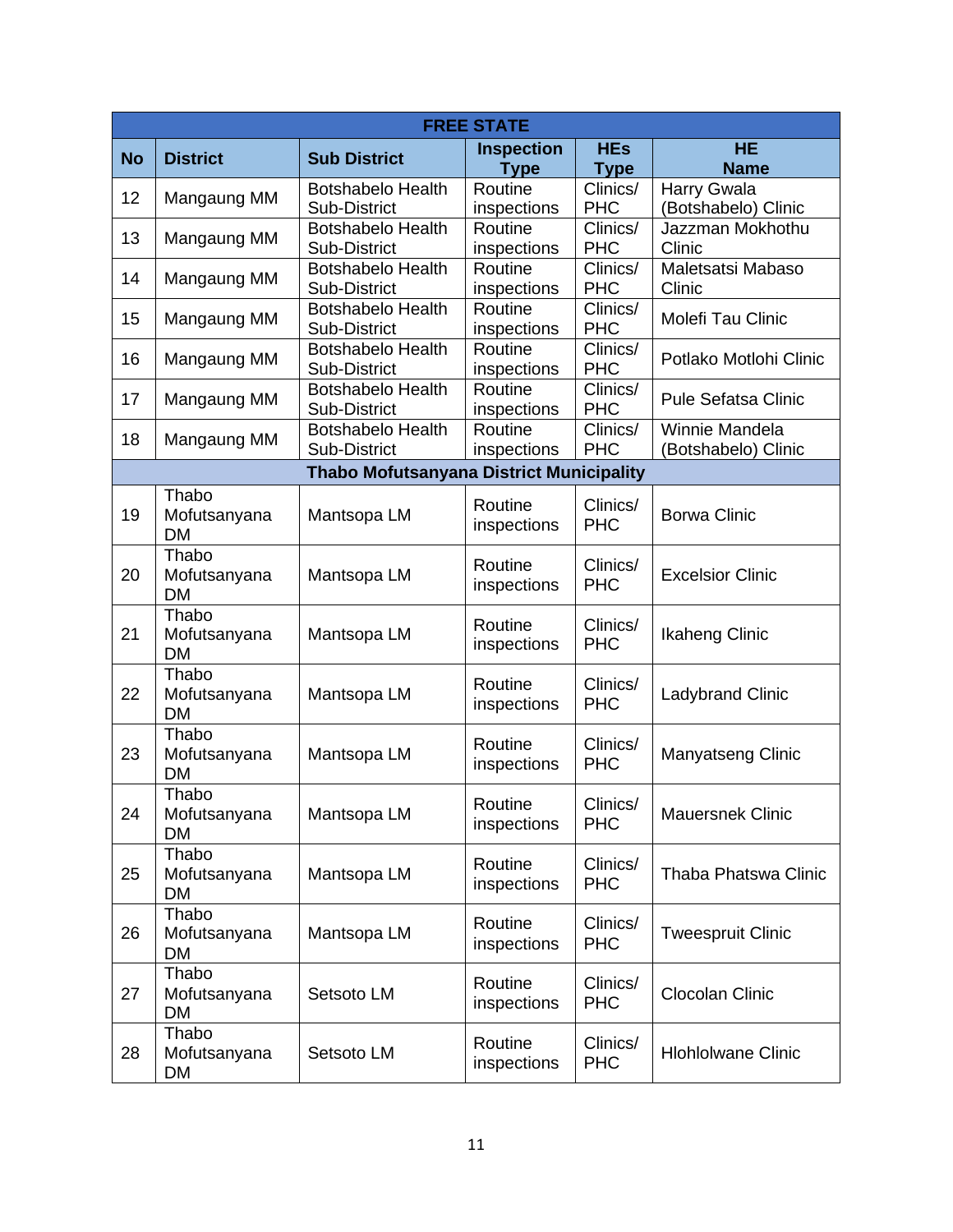| FREE STATE | | | | | |
|---|---|---|---|---|---|
| **No** | **District** | **Sub District** | **Inspection Type** | **HEs Type** | **HE Name** |
| 12 | Mangaung MM | Botshabelo Health Sub-District | Routine inspections | Clinics/ PHC | Harry Gwala (Botshabelo) Clinic |
| 13 | Mangaung MM | Botshabelo Health Sub-District | Routine inspections | Clinics/ PHC | Jazzman Mokhothu Clinic |
| 14 | Mangaung MM | Botshabelo Health Sub-District | Routine inspections | Clinics/ PHC | Maletsatsi Mabaso Clinic |
| 15 | Mangaung MM | Botshabelo Health Sub-District | Routine inspections | Clinics/ PHC | Molefi Tau Clinic |
| 16 | Mangaung MM | Botshabelo Health Sub-District | Routine inspections | Clinics/ PHC | Potlako Motlohi Clinic |
| 17 | Mangaung MM | Botshabelo Health Sub-District | Routine inspections | Clinics/ PHC | Pule Sefatsa Clinic |
| 18 | Mangaung MM | Botshabelo Health Sub-District | Routine inspections | Clinics/ PHC | Winnie Mandela (Botshabelo) Clinic |
| **Thabo Mofutsanyana District Municipality** | | | | | |
| 19 | Thabo Mofutsanyana DM | Mantsopa LM | Routine inspections | Clinics/ PHC | Borwa Clinic |
| 20 | Thabo Mofutsanyana DM | Mantsopa LM | Routine inspections | Clinics/ PHC | Excelsior Clinic |
| 21 | Thabo Mofutsanyana DM | Mantsopa LM | Routine inspections | Clinics/ PHC | Ikaheng Clinic |
| 22 | Thabo Mofutsanyana DM | Mantsopa LM | Routine inspections | Clinics/ PHC | Ladybrand Clinic |
| 23 | Thabo Mofutsanyana DM | Mantsopa LM | Routine inspections | Clinics/ PHC | Manyatseng Clinic |
| 24 | Thabo Mofutsanyana DM | Mantsopa LM | Routine inspections | Clinics/ PHC | Mauersnek Clinic |
| 25 | Thabo Mofutsanyana DM | Mantsopa LM | Routine inspections | Clinics/ PHC | Thaba Phatswa Clinic |
| 26 | Thabo Mofutsanyana DM | Mantsopa LM | Routine inspections | Clinics/ PHC | Tweespruit Clinic |
| 27 | Thabo Mofutsanyana DM | Setsoto LM | Routine inspections | Clinics/ PHC | Clocolan Clinic |
| 28 | Thabo Mofutsanyana DM | Setsoto LM | Routine inspections | Clinics/ PHC | Hlohlolwane Clinic |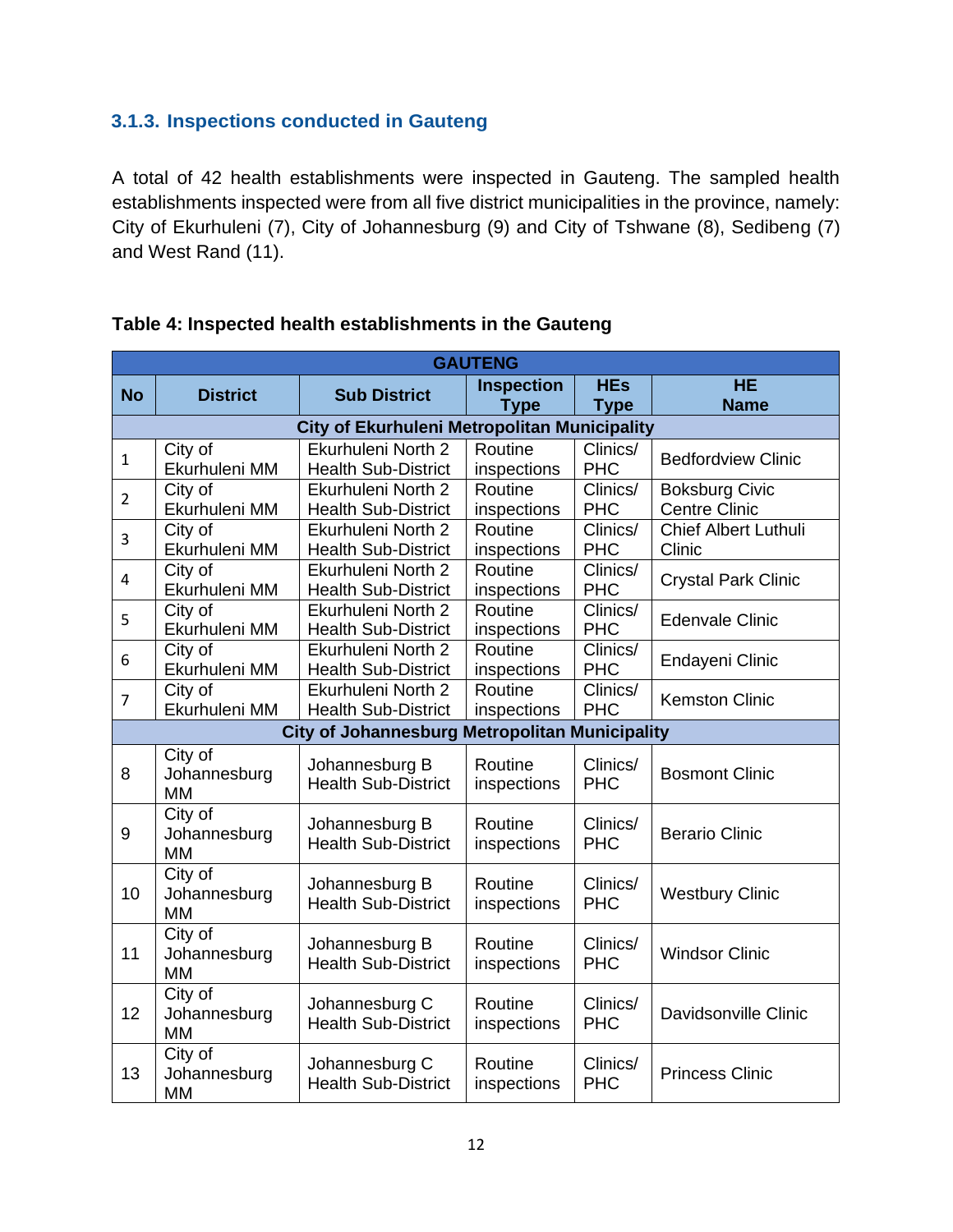### 3.1.3. Inspections conducted in Gauteng

A total of 42 health establishments were inspected in Gauteng. The sampled health establishments inspected were from all five district municipalities in the province, namely: City of Ekurhuleni (7), City of Johannesburg (9) and City of Tshwane (8), Sedibeng (7) and West Rand (11).

**Table 4: Inspected health establishments in the Gauteng**

| GAUTENG | | | | | |
|---|---|---|---|---|---|
| **No** | **District** | **Sub District** | **Inspection Type** | **HEs Type** | **HE Name** |
| **City of Ekurhuleni Metropolitan Municipality** | | | | | |
| 1 | City of Ekurhuleni MM | Ekurhuleni North 2 Health Sub-District | Routine inspections | Clinics/ PHC | Bedfordview Clinic |
| 2 | City of Ekurhuleni MM | Ekurhuleni North 2 Health Sub-District | Routine inspections | Clinics/ PHC | Boksburg Civic Centre Clinic |
| 3 | City of Ekurhuleni MM | Ekurhuleni North 2 Health Sub-District | Routine inspections | Clinics/ PHC | Chief Albert Luthuli Clinic |
| 4 | City of Ekurhuleni MM | Ekurhuleni North 2 Health Sub-District | Routine inspections | Clinics/ PHC | Crystal Park Clinic |
| 5 | City of Ekurhuleni MM | Ekurhuleni North 2 Health Sub-District | Routine inspections | Clinics/ PHC | Edenvale Clinic |
| 6 | City of Ekurhuleni MM | Ekurhuleni North 2 Health Sub-District | Routine inspections | Clinics/ PHC | Endayeni Clinic |
| 7 | City of Ekurhuleni MM | Ekurhuleni North 2 Health Sub-District | Routine inspections | Clinics/ PHC | Kemston Clinic |
| **City of Johannesburg Metropolitan Municipality** | | | | | |
| 8 | City of Johannesburg MM | Johannesburg B Health Sub-District | Routine inspections | Clinics/ PHC | Bosmont Clinic |
| 9 | City of Johannesburg MM | Johannesburg B Health Sub-District | Routine inspections | Clinics/ PHC | Berario Clinic |
| 10 | City of Johannesburg MM | Johannesburg B Health Sub-District | Routine inspections | Clinics/ PHC | Westbury Clinic |
| 11 | City of Johannesburg MM | Johannesburg B Health Sub-District | Routine inspections | Clinics/ PHC | Windsor Clinic |
| 12 | City of Johannesburg MM | Johannesburg C Health Sub-District | Routine inspections | Clinics/ PHC | Davidsonville Clinic |
| 13 | City of Johannesburg MM | Johannesburg C Health Sub-District | Routine inspections | Clinics/ PHC | Princess Clinic |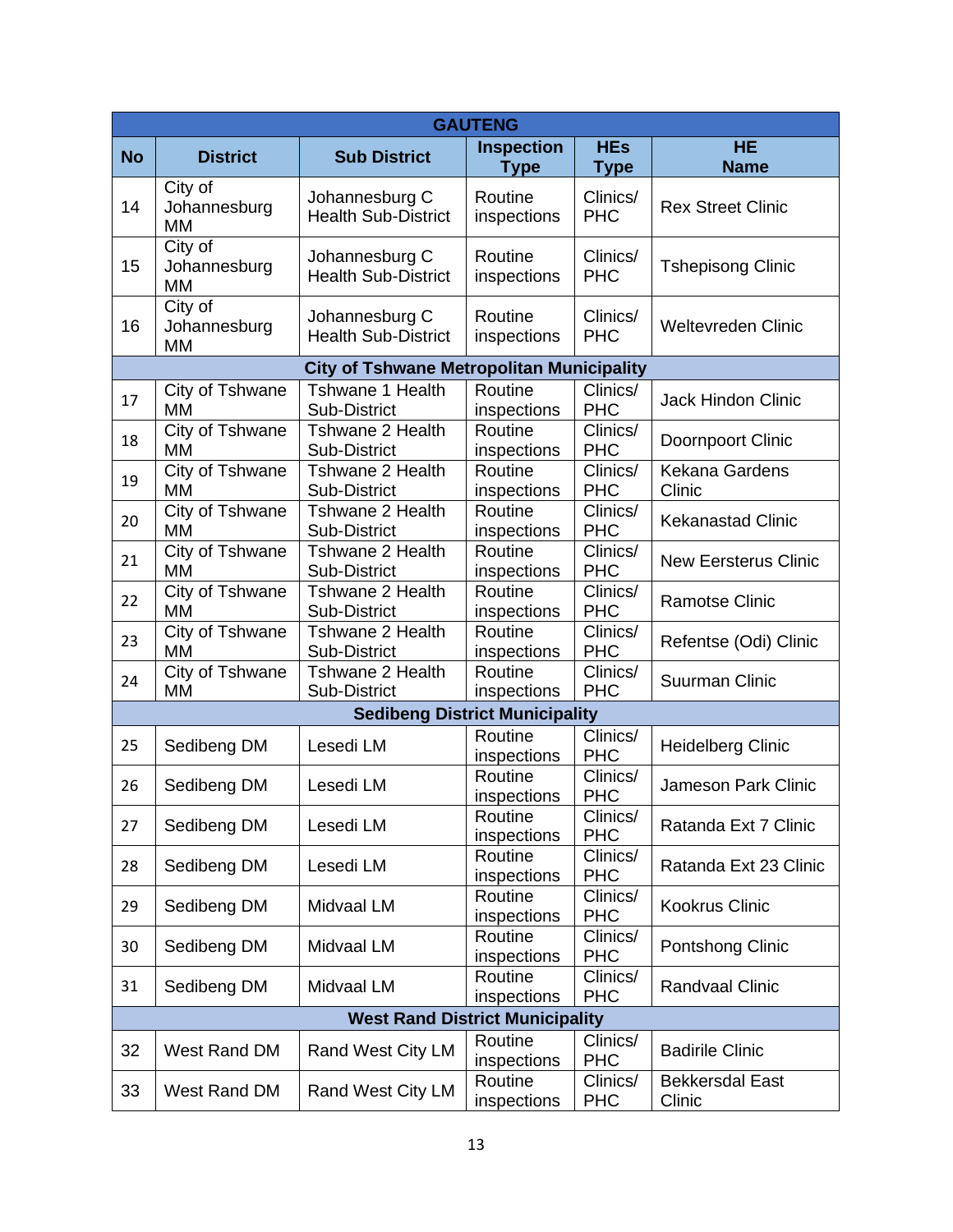| GAUTENG | | | | | |
|---|---|---|---|---|---|
| **No** | **District** | **Sub District** | **Inspection Type** | **HEs Type** | **HE Name** |
| 14 | City of Johannesburg MM | Johannesburg C Health Sub-District | Routine inspections | Clinics/ PHC | Rex Street Clinic |
| 15 | City of Johannesburg MM | Johannesburg C Health Sub-District | Routine inspections | Clinics/ PHC | Tshepisong Clinic |
| 16 | City of Johannesburg MM | Johannesburg C Health Sub-District | Routine inspections | Clinics/ PHC | Weltevreden Clinic |
| **City of Tshwane Metropolitan Municipality** | | | | | |
| 17 | City of Tshwane MM | Tshwane 1 Health Sub-District | Routine inspections | Clinics/ PHC | Jack Hindon Clinic |
| 18 | City of Tshwane MM | Tshwane 2 Health Sub-District | Routine inspections | Clinics/ PHC | Doornpoort Clinic |
| 19 | City of Tshwane MM | Tshwane 2 Health Sub-District | Routine inspections | Clinics/ PHC | Kekana Gardens Clinic |
| 20 | City of Tshwane MM | Tshwane 2 Health Sub-District | Routine inspections | Clinics/ PHC | Kekanastad Clinic |
| 21 | City of Tshwane MM | Tshwane 2 Health Sub-District | Routine inspections | Clinics/ PHC | New Eersterus Clinic |
| 22 | City of Tshwane MM | Tshwane 2 Health Sub-District | Routine inspections | Clinics/ PHC | Ramotse Clinic |
| 23 | City of Tshwane MM | Tshwane 2 Health Sub-District | Routine inspections | Clinics/ PHC | Refentse (Odi) Clinic |
| 24 | City of Tshwane MM | Tshwane 2 Health Sub-District | Routine inspections | Clinics/ PHC | Suurman Clinic |
| **Sedibeng District Municipality** | | | | | |
| 25 | Sedibeng DM | Lesedi LM | Routine inspections | Clinics/ PHC | Heidelberg Clinic |
| 26 | Sedibeng DM | Lesedi LM | Routine inspections | Clinics/ PHC | Jameson Park Clinic |
| 27 | Sedibeng DM | Lesedi LM | Routine inspections | Clinics/ PHC | Ratanda Ext 7 Clinic |
| 28 | Sedibeng DM | Lesedi LM | Routine inspections | Clinics/ PHC | Ratanda Ext 23 Clinic |
| 29 | Sedibeng DM | Midvaal LM | Routine inspections | Clinics/ PHC | Kookrus Clinic |
| 30 | Sedibeng DM | Midvaal LM | Routine inspections | Clinics/ PHC | Pontshong Clinic |
| 31 | Sedibeng DM | Midvaal LM | Routine inspections | Clinics/ PHC | Randvaal Clinic |
| **West Rand District Municipality** | | | | | |
| 32 | West Rand DM | Rand West City LM | Routine inspections | Clinics/ PHC | Badirile Clinic |
| 33 | West Rand DM | Rand West City LM | Routine inspections | Clinics/ PHC | Bekkersdal East Clinic |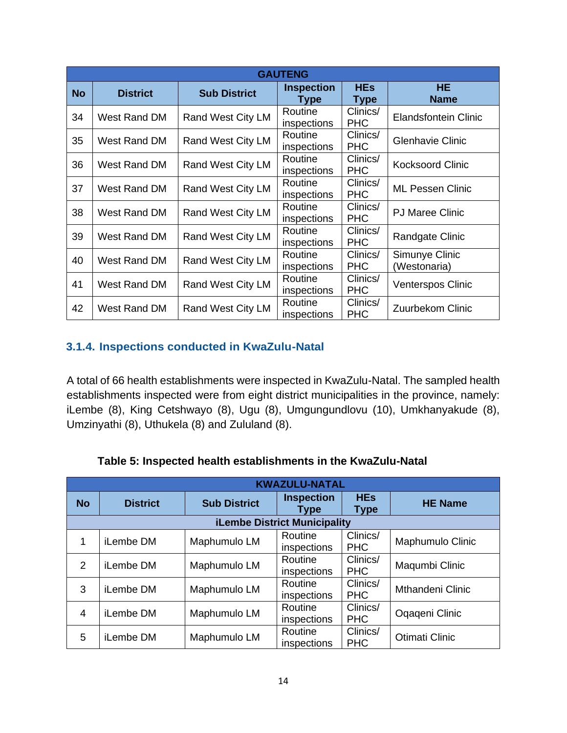| GAUTENG | | | | | |
|---|---|---|---|---|---|
| **No** | **District** | **Sub District** | **Inspection Type** | **HEs Type** | **HE Name** |
| 34 | West Rand DM | Rand West City LM | Routine inspections | Clinics/ PHC | Elandsfontein Clinic |
| 35 | West Rand DM | Rand West City LM | Routine inspections | Clinics/ PHC | Glenhavie Clinic |
| 36 | West Rand DM | Rand West City LM | Routine inspections | Clinics/ PHC | Kocksoord Clinic |
| 37 | West Rand DM | Rand West City LM | Routine inspections | Clinics/ PHC | ML Pessen Clinic |
| 38 | West Rand DM | Rand West City LM | Routine inspections | Clinics/ PHC | PJ Maree Clinic |
| 39 | West Rand DM | Rand West City LM | Routine inspections | Clinics/ PHC | Randgate Clinic |
| 40 | West Rand DM | Rand West City LM | Routine inspections | Clinics/ PHC | Simunye Clinic (Westonaria) |
| 41 | West Rand DM | Rand West City LM | Routine inspections | Clinics/ PHC | Venterspos Clinic |
| 42 | West Rand DM | Rand West City LM | Routine inspections | Clinics/ PHC | Zuurbekom Clinic |

### 3.1.4. Inspections conducted in KwaZulu-Natal

A total of 66 health establishments were inspected in KwaZulu-Natal. The sampled health establishments inspected were from eight district municipalities in the province, namely: iLembe (8), King Cetshwayo (8), Ugu (8), Umgungundlovu (10), Umkhanyakude (8), Umzinyathi (8), Uthukela (8) and Zululand (8).

**Table 5: Inspected health establishments in the KwaZulu-Natal**

| KWAZULU-NATAL | | | | | |
|---|---|---|---|---|---|
| **No** | **District** | **Sub District** | **Inspection Type** | **HEs Type** | **HE Name** |
| **iLembe District Municipality** | | | | | |
| 1 | iLembe DM | Maphumulo LM | Routine inspections | Clinics/ PHC | Maphumulo Clinic |
| 2 | iLembe DM | Maphumulo LM | Routine inspections | Clinics/ PHC | Maqumbi Clinic |
| 3 | iLembe DM | Maphumulo LM | Routine inspections | Clinics/ PHC | Mthandeni Clinic |
| 4 | iLembe DM | Maphumulo LM | Routine inspections | Clinics/ PHC | Oqaqeni Clinic |
| 5 | iLembe DM | Maphumulo LM | Routine inspections | Clinics/ PHC | Otimati Clinic |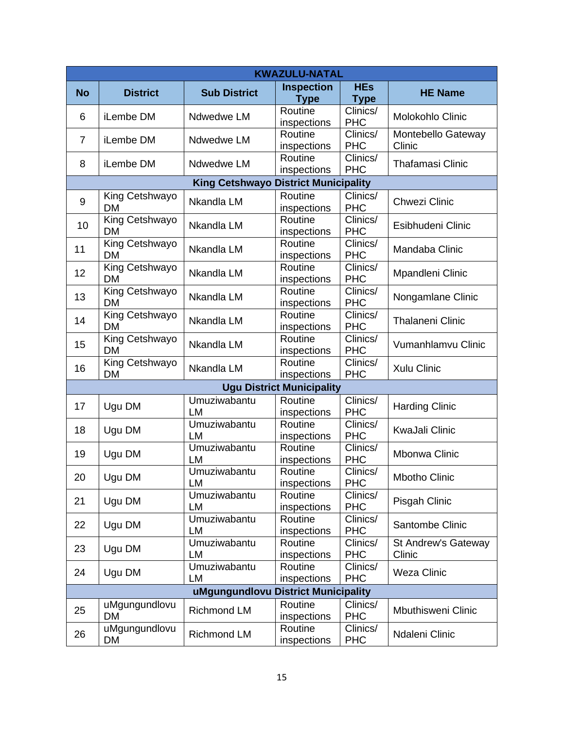| KWAZULU-NATAL | | | | | |
|---|---|---|---|---|---|
| **No** | **District** | **Sub District** | **Inspection Type** | **HEs Type** | **HE Name** |
| 6 | iLembe DM | Ndwedwe LM | Routine inspections | Clinics/ PHC | Molokohlo Clinic |
| 7 | iLembe DM | Ndwedwe LM | Routine inspections | Clinics/ PHC | Montebello Gateway Clinic |
| 8 | iLembe DM | Ndwedwe LM | Routine inspections | Clinics/ PHC | Thafamasi Clinic |
| **King Cetshwayo District Municipality** | | | | | |
| 9 | King Cetshwayo DM | Nkandla LM | Routine inspections | Clinics/ PHC | Chwezi Clinic |
| 10 | King Cetshwayo DM | Nkandla LM | Routine inspections | Clinics/ PHC | Esibhudeni Clinic |
| 11 | King Cetshwayo DM | Nkandla LM | Routine inspections | Clinics/ PHC | Mandaba Clinic |
| 12 | King Cetshwayo DM | Nkandla LM | Routine inspections | Clinics/ PHC | Mpandleni Clinic |
| 13 | King Cetshwayo DM | Nkandla LM | Routine inspections | Clinics/ PHC | Nongamlane Clinic |
| 14 | King Cetshwayo DM | Nkandla LM | Routine inspections | Clinics/ PHC | Thalaneni Clinic |
| 15 | King Cetshwayo DM | Nkandla LM | Routine inspections | Clinics/ PHC | Vumanhlamvu Clinic |
| 16 | King Cetshwayo DM | Nkandla LM | Routine inspections | Clinics/ PHC | Xulu Clinic |
| **Ugu District Municipality** | | | | | |
| 17 | Ugu DM | Umuziwabantu LM | Routine inspections | Clinics/ PHC | Harding Clinic |
| 18 | Ugu DM | Umuziwabantu LM | Routine inspections | Clinics/ PHC | KwaJali Clinic |
| 19 | Ugu DM | Umuziwabantu LM | Routine inspections | Clinics/ PHC | Mbonwa Clinic |
| 20 | Ugu DM | Umuziwabantu LM | Routine inspections | Clinics/ PHC | Mbotho Clinic |
| 21 | Ugu DM | Umuziwabantu LM | Routine inspections | Clinics/ PHC | Pisgah Clinic |
| 22 | Ugu DM | Umuziwabantu LM | Routine inspections | Clinics/ PHC | Santombe Clinic |
| 23 | Ugu DM | Umuziwabantu LM | Routine inspections | Clinics/ PHC | St Andrew's Gateway Clinic |
| 24 | Ugu DM | Umuziwabantu LM | Routine inspections | Clinics/ PHC | Weza Clinic |
| **uMgungundlovu District Municipality** | | | | | |
| 25 | uMgungundlovu DM | Richmond LM | Routine inspections | Clinics/ PHC | Mbuthisweni Clinic |
| 26 | uMgungundlovu DM | Richmond LM | Routine inspections | Clinics/ PHC | Ndaleni Clinic |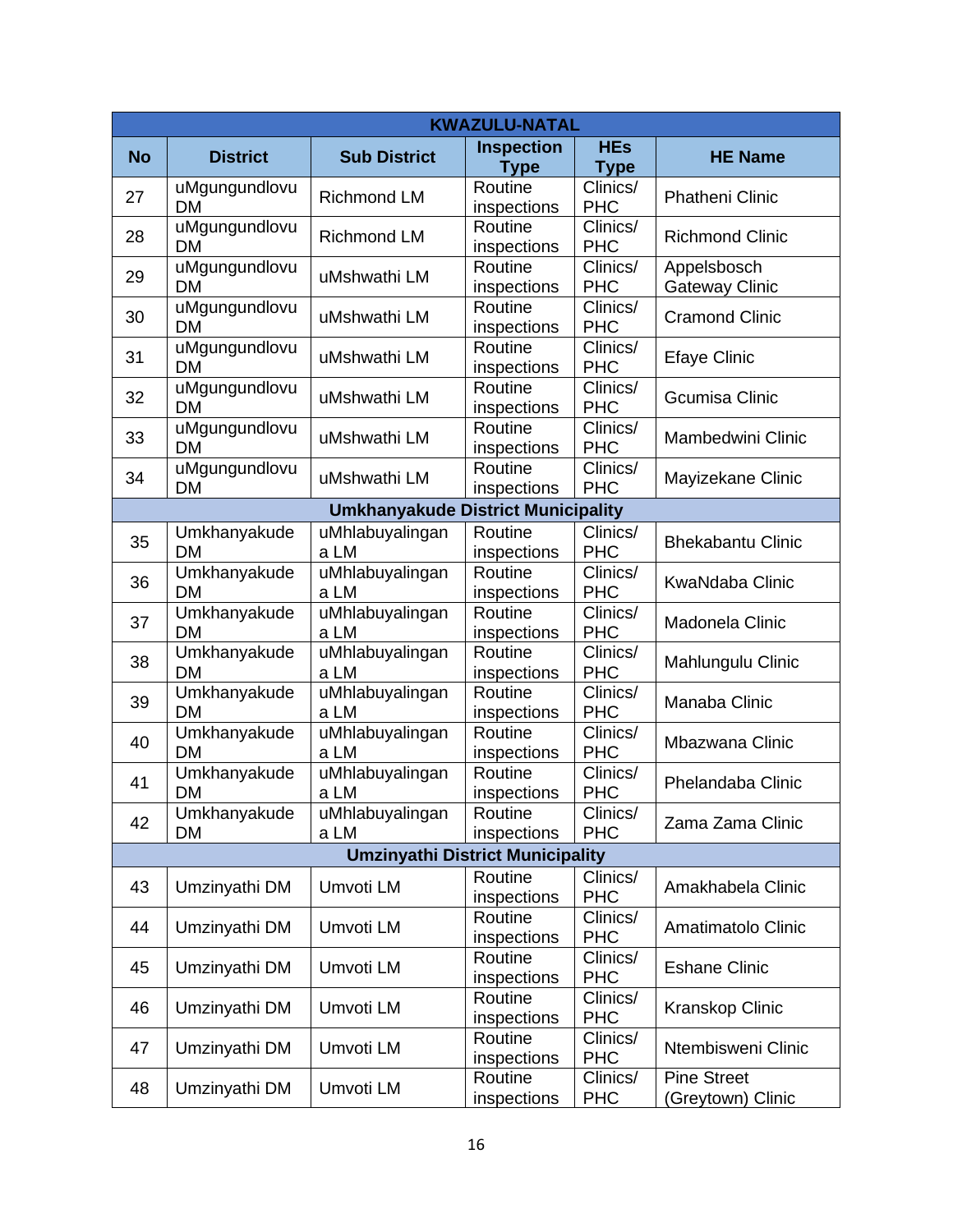| KWAZULU-NATAL | | | | | |
|---|---|---|---|---|---|
| **No** | **District** | **Sub District** | **Inspection Type** | **HEs Type** | **HE Name** |
| 27 | uMgungundlovu DM | Richmond LM | Routine inspections | Clinics/ PHC | Phatheni Clinic |
| 28 | uMgungundlovu DM | Richmond LM | Routine inspections | Clinics/ PHC | Richmond Clinic |
| 29 | uMgungundlovu DM | uMshwathi LM | Routine inspections | Clinics/ PHC | Appelsbosch Gateway Clinic |
| 30 | uMgungundlovu DM | uMshwathi LM | Routine inspections | Clinics/ PHC | Cramond Clinic |
| 31 | uMgungundlovu DM | uMshwathi LM | Routine inspections | Clinics/ PHC | Efaye Clinic |
| 32 | uMgungundlovu DM | uMshwathi LM | Routine inspections | Clinics/ PHC | Gcumisa Clinic |
| 33 | uMgungundlovu DM | uMshwathi LM | Routine inspections | Clinics/ PHC | Mambedwini Clinic |
| 34 | uMgungundlovu DM | uMshwathi LM | Routine inspections | Clinics/ PHC | Mayizekane Clinic |
| **Umkhanyakude District Municipality** | | | | | |
| 35 | Umkhanyakude DM | uMhlabuyalingana LM | Routine inspections | Clinics/ PHC | Bhekabantu Clinic |
| 36 | Umkhanyakude DM | uMhlabuyalingana LM | Routine inspections | Clinics/ PHC | KwaNdaba Clinic |
| 37 | Umkhanyakude DM | uMhlabuyalingana LM | Routine inspections | Clinics/ PHC | Madonela Clinic |
| 38 | Umkhanyakude DM | uMhlabuyalingana LM | Routine inspections | Clinics/ PHC | Mahlungulu Clinic |
| 39 | Umkhanyakude DM | uMhlabuyalingana LM | Routine inspections | Clinics/ PHC | Manaba Clinic |
| 40 | Umkhanyakude DM | uMhlabuyalingana LM | Routine inspections | Clinics/ PHC | Mbazwana Clinic |
| 41 | Umkhanyakude DM | uMhlabuyalingana LM | Routine inspections | Clinics/ PHC | Phelandaba Clinic |
| 42 | Umkhanyakude DM | uMhlabuyalingana LM | Routine inspections | Clinics/ PHC | Zama Zama Clinic |
| **Umzinyathi District Municipality** | | | | | |
| 43 | Umzinyathi DM | Umvoti LM | Routine inspections | Clinics/ PHC | Amakhabela Clinic |
| 44 | Umzinyathi DM | Umvoti LM | Routine inspections | Clinics/ PHC | Amatimatolo Clinic |
| 45 | Umzinyathi DM | Umvoti LM | Routine inspections | Clinics/ PHC | Eshane Clinic |
| 46 | Umzinyathi DM | Umvoti LM | Routine inspections | Clinics/ PHC | Kranskop Clinic |
| 47 | Umzinyathi DM | Umvoti LM | Routine inspections | Clinics/ PHC | Ntembisweni Clinic |
| 48 | Umzinyathi DM | Umvoti LM | Routine inspections | Clinics/ PHC | Pine Street (Greytown) Clinic |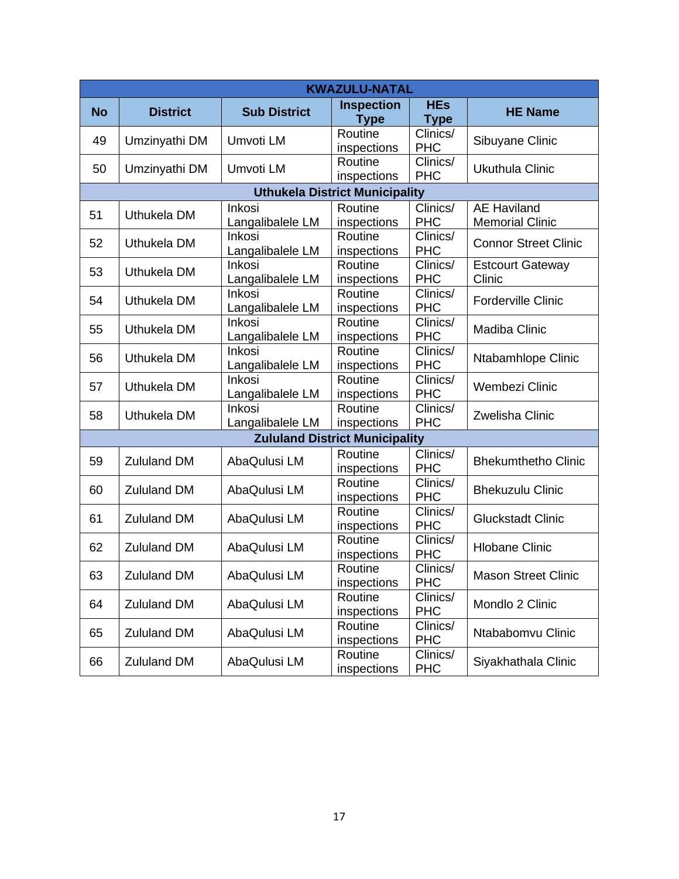| KWAZULU-NATAL | | | | | |
|---|---|---|---|---|---|
| **No** | **District** | **Sub District** | **Inspection Type** | **HEs Type** | **HE Name** |
| 49 | Umzinyathi DM | Umvoti LM | Routine inspections | Clinics/ PHC | Sibuyane Clinic |
| 50 | Umzinyathi DM | Umvoti LM | Routine inspections | Clinics/ PHC | Ukuthula Clinic |
| **Uthukela District Municipality** | | | | | |
| 51 | Uthukela DM | Inkosi Langalibalele LM | Routine inspections | Clinics/ PHC | AE Haviland Memorial Clinic |
| 52 | Uthukela DM | Inkosi Langalibalele LM | Routine inspections | Clinics/ PHC | Connor Street Clinic |
| 53 | Uthukela DM | Inkosi Langalibalele LM | Routine inspections | Clinics/ PHC | Estcourt Gateway Clinic |
| 54 | Uthukela DM | Inkosi Langalibalele LM | Routine inspections | Clinics/ PHC | Forderville Clinic |
| 55 | Uthukela DM | Inkosi Langalibalele LM | Routine inspections | Clinics/ PHC | Madiba Clinic |
| 56 | Uthukela DM | Inkosi Langalibalele LM | Routine inspections | Clinics/ PHC | Ntabamhlope Clinic |
| 57 | Uthukela DM | Inkosi Langalibalele LM | Routine inspections | Clinics/ PHC | Wembezi Clinic |
| 58 | Uthukela DM | Inkosi Langalibalele LM | Routine inspections | Clinics/ PHC | Zwelisha Clinic |
| **Zululand District Municipality** | | | | | |
| 59 | Zululand DM | AbaQulusi LM | Routine inspections | Clinics/ PHC | Bhekumthetho Clinic |
| 60 | Zululand DM | AbaQulusi LM | Routine inspections | Clinics/ PHC | Bhekuzulu Clinic |
| 61 | Zululand DM | AbaQulusi LM | Routine inspections | Clinics/ PHC | Gluckstadt Clinic |
| 62 | Zululand DM | AbaQulusi LM | Routine inspections | Clinics/ PHC | Hlobane Clinic |
| 63 | Zululand DM | AbaQulusi LM | Routine inspections | Clinics/ PHC | Mason Street Clinic |
| 64 | Zululand DM | AbaQulusi LM | Routine inspections | Clinics/ PHC | Mondlo 2 Clinic |
| 65 | Zululand DM | AbaQulusi LM | Routine inspections | Clinics/ PHC | Ntababomvu Clinic |
| 66 | Zululand DM | AbaQulusi LM | Routine inspections | Clinics/ PHC | Siyakhathala Clinic |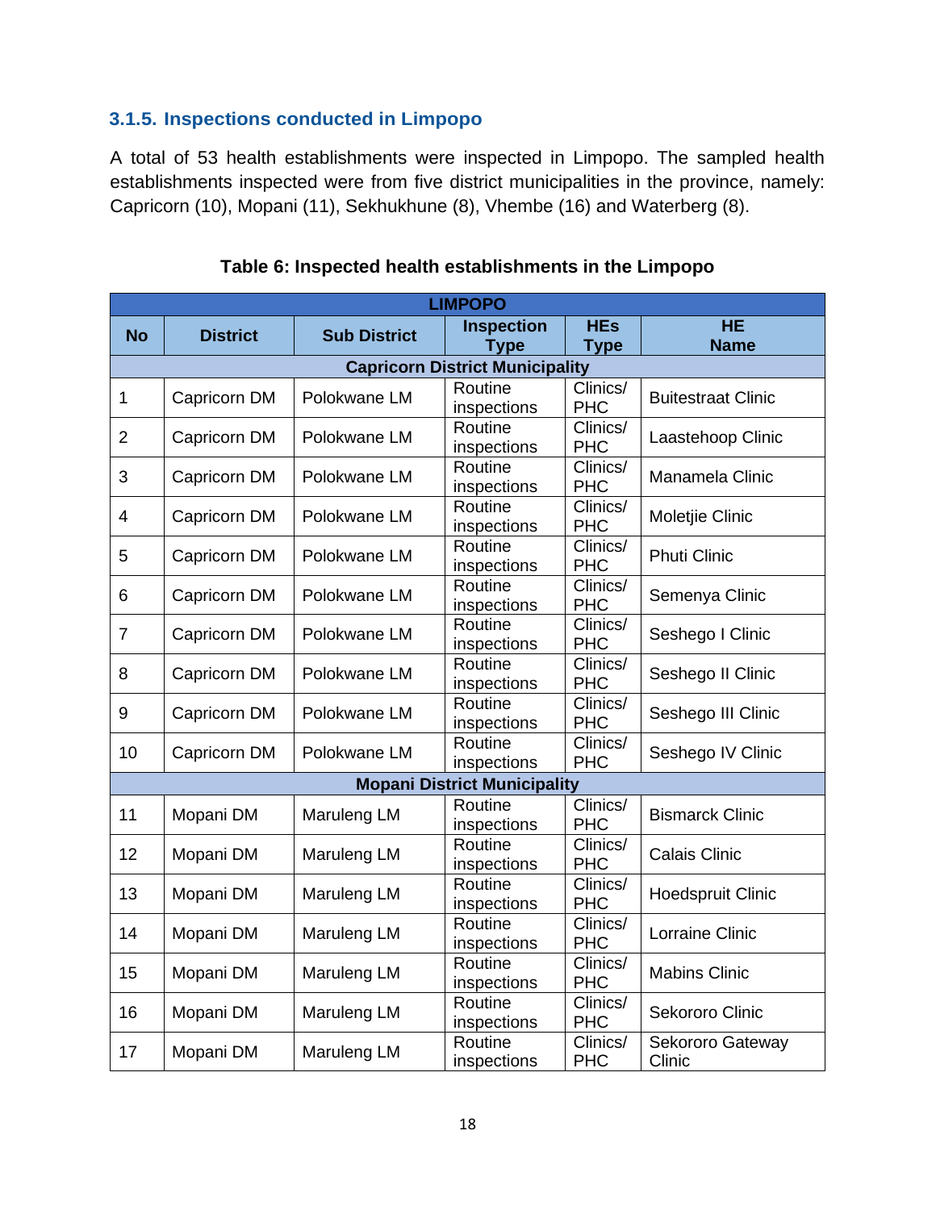### 3.1.5. Inspections conducted in Limpopo

A total of 53 health establishments were inspected in Limpopo. The sampled health establishments inspected were from five district municipalities in the province, namely: Capricorn (10), Mopani (11), Sekhukhune (8), Vhembe (16) and Waterberg (8).

**Table 6: Inspected health establishments in the Limpopo**

| LIMPOPO | | | | | |
|---|---|---|---|---|---|
| **No** | **District** | **Sub District** | **Inspection Type** | **HEs Type** | **HE Name** |
| **Capricorn District Municipality** | | | | | |
| 1 | Capricorn DM | Polokwane LM | Routine inspections | Clinics/ PHC | Buitestraat Clinic |
| 2 | Capricorn DM | Polokwane LM | Routine inspections | Clinics/ PHC | Laastehoop Clinic |
| 3 | Capricorn DM | Polokwane LM | Routine inspections | Clinics/ PHC | Manamela Clinic |
| 4 | Capricorn DM | Polokwane LM | Routine inspections | Clinics/ PHC | Moletjie Clinic |
| 5 | Capricorn DM | Polokwane LM | Routine inspections | Clinics/ PHC | Phuti Clinic |
| 6 | Capricorn DM | Polokwane LM | Routine inspections | Clinics/ PHC | Semenya Clinic |
| 7 | Capricorn DM | Polokwane LM | Routine inspections | Clinics/ PHC | Seshego I Clinic |
| 8 | Capricorn DM | Polokwane LM | Routine inspections | Clinics/ PHC | Seshego II Clinic |
| 9 | Capricorn DM | Polokwane LM | Routine inspections | Clinics/ PHC | Seshego III Clinic |
| 10 | Capricorn DM | Polokwane LM | Routine inspections | Clinics/ PHC | Seshego IV Clinic |
| **Mopani District Municipality** | | | | | |
| 11 | Mopani DM | Maruleng LM | Routine inspections | Clinics/ PHC | Bismarck Clinic |
| 12 | Mopani DM | Maruleng LM | Routine inspections | Clinics/ PHC | Calais Clinic |
| 13 | Mopani DM | Maruleng LM | Routine inspections | Clinics/ PHC | Hoedspruit Clinic |
| 14 | Mopani DM | Maruleng LM | Routine inspections | Clinics/ PHC | Lorraine Clinic |
| 15 | Mopani DM | Maruleng LM | Routine inspections | Clinics/ PHC | Mabins Clinic |
| 16 | Mopani DM | Maruleng LM | Routine inspections | Clinics/ PHC | Sekororo Clinic |
| 17 | Mopani DM | Maruleng LM | Routine inspections | Clinics/ PHC | Sekororo Gateway Clinic |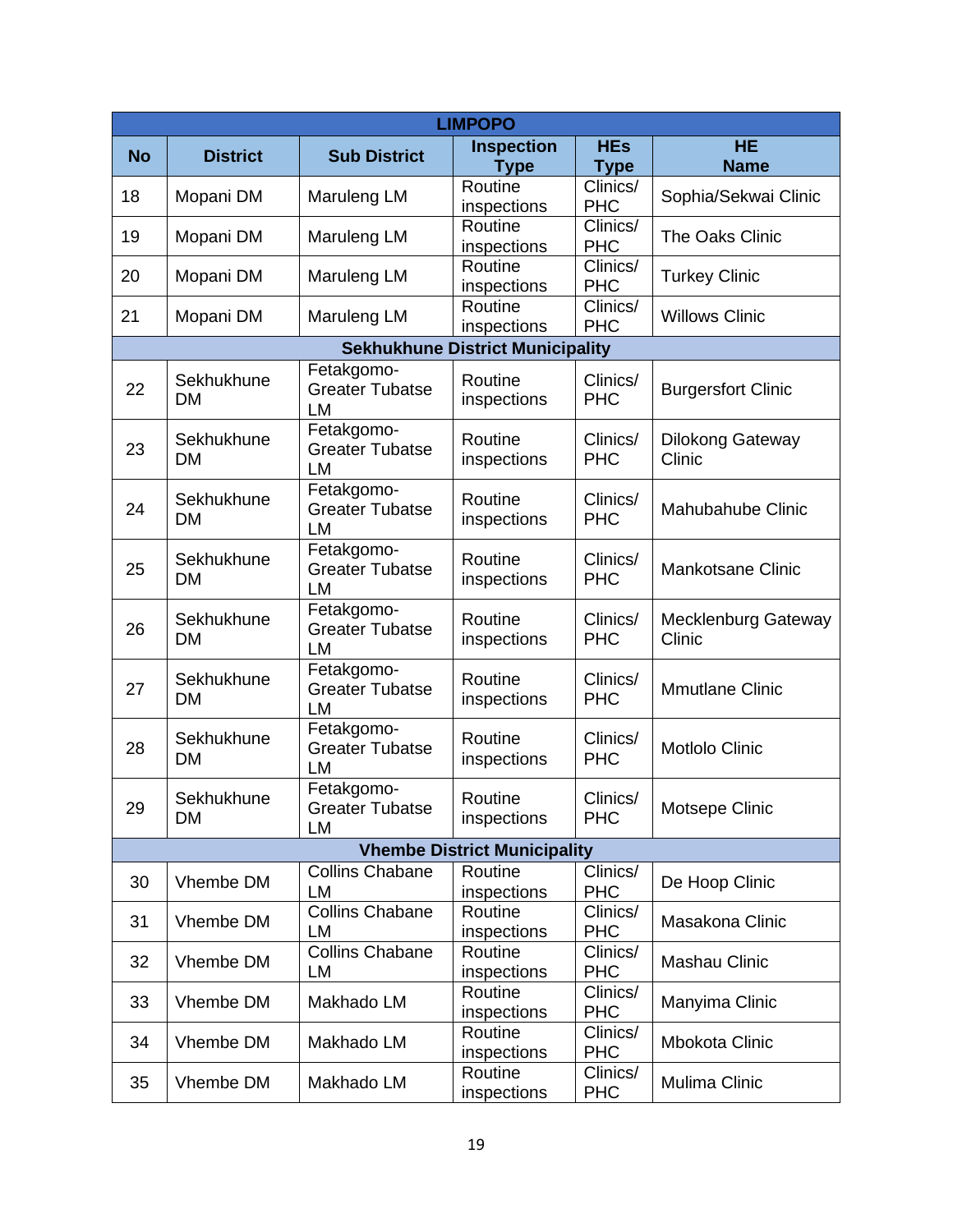| LIMPOPO | | | | | |
|---|---|---|---|---|---|
| **No** | **District** | **Sub District** | **Inspection Type** | **HEs Type** | **HE Name** |
| 18 | Mopani DM | Maruleng LM | Routine inspections | Clinics/ PHC | Sophia/Sekwai Clinic |
| 19 | Mopani DM | Maruleng LM | Routine inspections | Clinics/ PHC | The Oaks Clinic |
| 20 | Mopani DM | Maruleng LM | Routine inspections | Clinics/ PHC | Turkey Clinic |
| 21 | Mopani DM | Maruleng LM | Routine inspections | Clinics/ PHC | Willows Clinic |
| **Sekhukhune District Municipality** | | | | | |
| 22 | Sekhukhune DM | Fetakgomo-Greater Tubatse LM | Routine inspections | Clinics/ PHC | Burgersfort Clinic |
| 23 | Sekhukhune DM | Fetakgomo-Greater Tubatse LM | Routine inspections | Clinics/ PHC | Dilokong Gateway Clinic |
| 24 | Sekhukhune DM | Fetakgomo-Greater Tubatse LM | Routine inspections | Clinics/ PHC | Mahubahube Clinic |
| 25 | Sekhukhune DM | Fetakgomo-Greater Tubatse LM | Routine inspections | Clinics/ PHC | Mankotsane Clinic |
| 26 | Sekhukhune DM | Fetakgomo-Greater Tubatse LM | Routine inspections | Clinics/ PHC | Mecklenburg Gateway Clinic |
| 27 | Sekhukhune DM | Fetakgomo-Greater Tubatse LM | Routine inspections | Clinics/ PHC | Mmutlane Clinic |
| 28 | Sekhukhune DM | Fetakgomo-Greater Tubatse LM | Routine inspections | Clinics/ PHC | Motlolo Clinic |
| 29 | Sekhukhune DM | Fetakgomo-Greater Tubatse LM | Routine inspections | Clinics/ PHC | Motsepe Clinic |
| **Vhembe District Municipality** | | | | | |
| 30 | Vhembe DM | Collins Chabane LM | Routine inspections | Clinics/ PHC | De Hoop Clinic |
| 31 | Vhembe DM | Collins Chabane LM | Routine inspections | Clinics/ PHC | Masakona Clinic |
| 32 | Vhembe DM | Collins Chabane LM | Routine inspections | Clinics/ PHC | Mashau Clinic |
| 33 | Vhembe DM | Makhado LM | Routine inspections | Clinics/ PHC | Manyima Clinic |
| 34 | Vhembe DM | Makhado LM | Routine inspections | Clinics/ PHC | Mbokota Clinic |
| 35 | Vhembe DM | Makhado LM | Routine inspections | Clinics/ PHC | Mulima Clinic |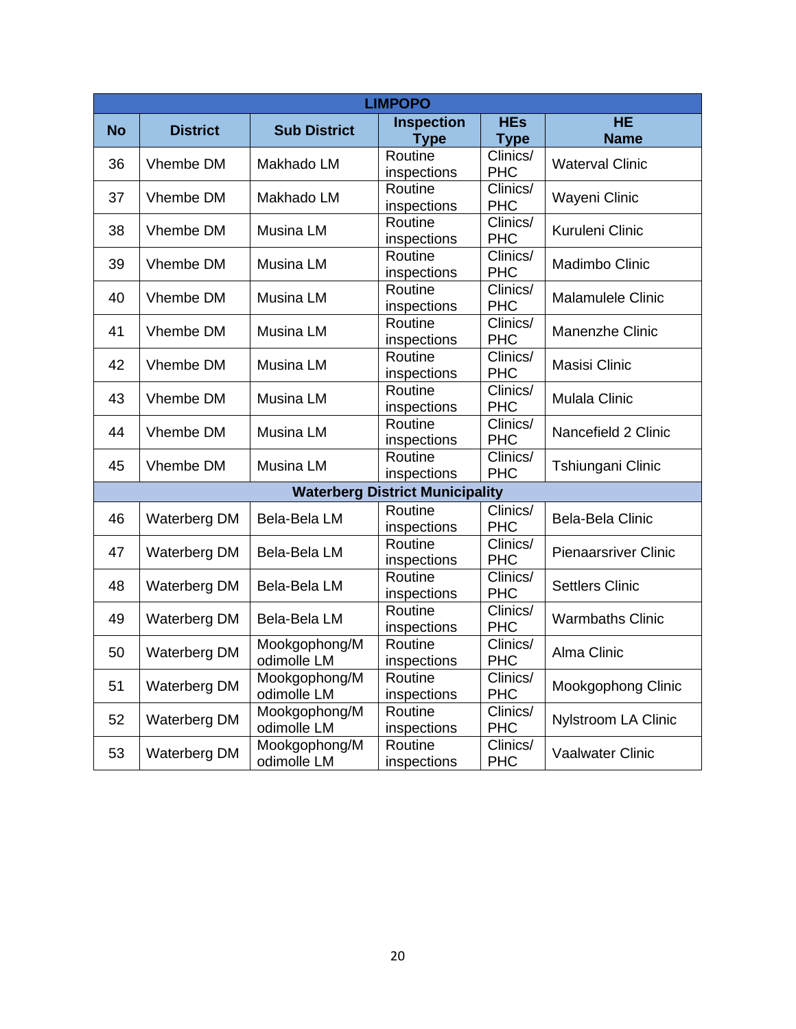| LIMPOPO | | | | | |
|---|---|---|---|---|---|
| **No** | **District** | **Sub District** | **Inspection Type** | **HEs Type** | **HE Name** |
| 36 | Vhembe DM | Makhado LM | Routine inspections | Clinics/ PHC | Waterval Clinic |
| 37 | Vhembe DM | Makhado LM | Routine inspections | Clinics/ PHC | Wayeni Clinic |
| 38 | Vhembe DM | Musina LM | Routine inspections | Clinics/ PHC | Kuruleni Clinic |
| 39 | Vhembe DM | Musina LM | Routine inspections | Clinics/ PHC | Madimbo Clinic |
| 40 | Vhembe DM | Musina LM | Routine inspections | Clinics/ PHC | Malamulele Clinic |
| 41 | Vhembe DM | Musina LM | Routine inspections | Clinics/ PHC | Manenzhe Clinic |
| 42 | Vhembe DM | Musina LM | Routine inspections | Clinics/ PHC | Masisi Clinic |
| 43 | Vhembe DM | Musina LM | Routine inspections | Clinics/ PHC | Mulala Clinic |
| 44 | Vhembe DM | Musina LM | Routine inspections | Clinics/ PHC | Nancefield 2 Clinic |
| 45 | Vhembe DM | Musina LM | Routine inspections | Clinics/ PHC | Tshiungani Clinic |
| **Waterberg District Municipality** | | | | | |
| 46 | Waterberg DM | Bela-Bela LM | Routine inspections | Clinics/ PHC | Bela-Bela Clinic |
| 47 | Waterberg DM | Bela-Bela LM | Routine inspections | Clinics/ PHC | Pienaarsriver Clinic |
| 48 | Waterberg DM | Bela-Bela LM | Routine inspections | Clinics/ PHC | Settlers Clinic |
| 49 | Waterberg DM | Bela-Bela LM | Routine inspections | Clinics/ PHC | Warmbaths Clinic |
| 50 | Waterberg DM | Mookgophong/Modimolle LM | Routine inspections | Clinics/ PHC | Alma Clinic |
| 51 | Waterberg DM | Mookgophong/Modimolle LM | Routine inspections | Clinics/ PHC | Mookgophong Clinic |
| 52 | Waterberg DM | Mookgophong/Modimolle LM | Routine inspections | Clinics/ PHC | Nylstroom LA Clinic |
| 53 | Waterberg DM | Mookgophong/Modimolle LM | Routine inspections | Clinics/ PHC | Vaalwater Clinic |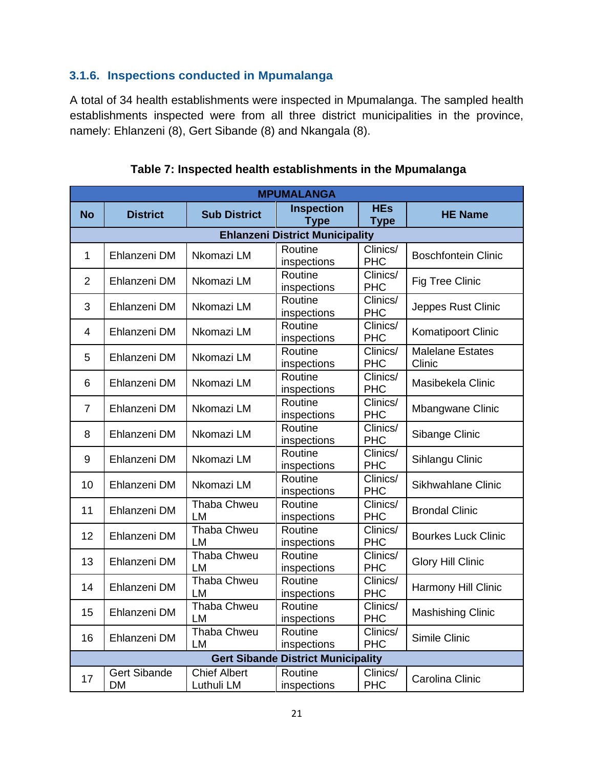### 3.1.6. Inspections conducted in Mpumalanga

A total of 34 health establishments were inspected in Mpumalanga. The sampled health establishments inspected were from all three district municipalities in the province, namely: Ehlanzeni (8), Gert Sibande (8) and Nkangala (8).

**Table 7: Inspected health establishments in the Mpumalanga**

| MPUMALANGA | | | | | |
|---|---|---|---|---|---|
| **No** | **District** | **Sub District** | **Inspection Type** | **HEs Type** | **HE Name** |
| **Ehlanzeni District Municipality** | | | | | |
| 1 | Ehlanzeni DM | Nkomazi LM | Routine inspections | Clinics/ PHC | Boschfontein Clinic |
| 2 | Ehlanzeni DM | Nkomazi LM | Routine inspections | Clinics/ PHC | Fig Tree Clinic |
| 3 | Ehlanzeni DM | Nkomazi LM | Routine inspections | Clinics/ PHC | Jeppes Rust Clinic |
| 4 | Ehlanzeni DM | Nkomazi LM | Routine inspections | Clinics/ PHC | Komatipoort Clinic |
| 5 | Ehlanzeni DM | Nkomazi LM | Routine inspections | Clinics/ PHC | Malelane Estates Clinic |
| 6 | Ehlanzeni DM | Nkomazi LM | Routine inspections | Clinics/ PHC | Masibekela Clinic |
| 7 | Ehlanzeni DM | Nkomazi LM | Routine inspections | Clinics/ PHC | Mbangwane Clinic |
| 8 | Ehlanzeni DM | Nkomazi LM | Routine inspections | Clinics/ PHC | Sibange Clinic |
| 9 | Ehlanzeni DM | Nkomazi LM | Routine inspections | Clinics/ PHC | Sihlangu Clinic |
| 10 | Ehlanzeni DM | Nkomazi LM | Routine inspections | Clinics/ PHC | Sikhwahlane Clinic |
| 11 | Ehlanzeni DM | Thaba Chweu LM | Routine inspections | Clinics/ PHC | Brondal Clinic |
| 12 | Ehlanzeni DM | Thaba Chweu LM | Routine inspections | Clinics/ PHC | Bourkes Luck Clinic |
| 13 | Ehlanzeni DM | Thaba Chweu LM | Routine inspections | Clinics/ PHC | Glory Hill Clinic |
| 14 | Ehlanzeni DM | Thaba Chweu LM | Routine inspections | Clinics/ PHC | Harmony Hill Clinic |
| 15 | Ehlanzeni DM | Thaba Chweu LM | Routine inspections | Clinics/ PHC | Mashishing Clinic |
| 16 | Ehlanzeni DM | Thaba Chweu LM | Routine inspections | Clinics/ PHC | Simile Clinic |
| **Gert Sibande District Municipality** | | | | | |
| 17 | Gert Sibande DM | Chief Albert Luthuli LM | Routine inspections | Clinics/ PHC | Carolina Clinic |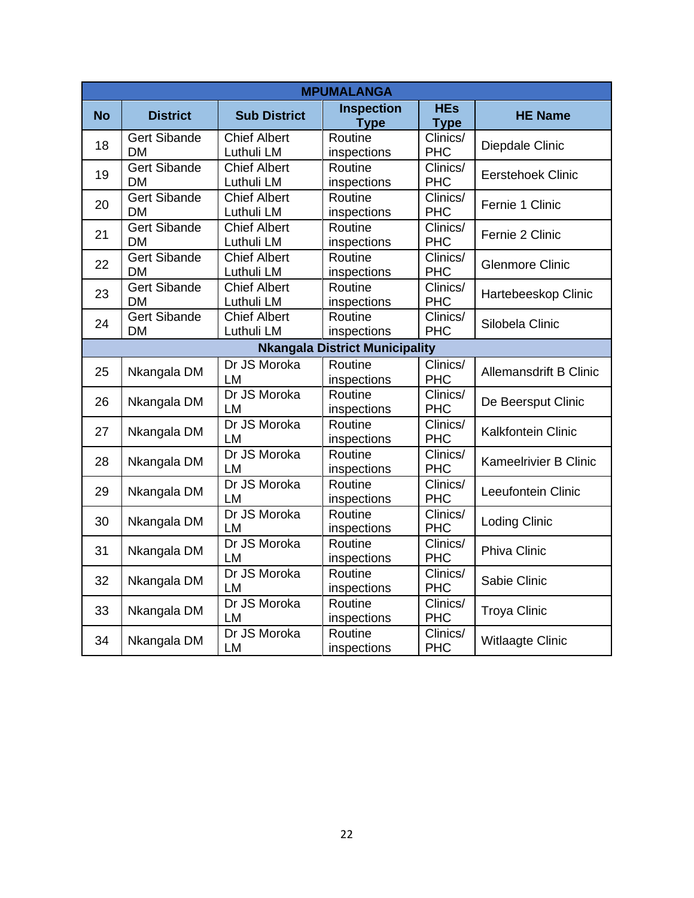| MPUMALANGA | | | | | |
|---|---|---|---|---|---|
| **No** | **District** | **Sub District** | **Inspection Type** | **HEs Type** | **HE Name** |
| 18 | Gert Sibande DM | Chief Albert Luthuli LM | Routine inspections | Clinics/ PHC | Diepdale Clinic |
| 19 | Gert Sibande DM | Chief Albert Luthuli LM | Routine inspections | Clinics/ PHC | Eerstehoek Clinic |
| 20 | Gert Sibande DM | Chief Albert Luthuli LM | Routine inspections | Clinics/ PHC | Fernie 1 Clinic |
| 21 | Gert Sibande DM | Chief Albert Luthuli LM | Routine inspections | Clinics/ PHC | Fernie 2 Clinic |
| 22 | Gert Sibande DM | Chief Albert Luthuli LM | Routine inspections | Clinics/ PHC | Glenmore Clinic |
| 23 | Gert Sibande DM | Chief Albert Luthuli LM | Routine inspections | Clinics/ PHC | Hartebeeskop Clinic |
| 24 | Gert Sibande DM | Chief Albert Luthuli LM | Routine inspections | Clinics/ PHC | Silobela Clinic |
| **Nkangala District Municipality** | | | | | |
| 25 | Nkangala DM | Dr JS Moroka LM | Routine inspections | Clinics/ PHC | Allemansdrift B Clinic |
| 26 | Nkangala DM | Dr JS Moroka LM | Routine inspections | Clinics/ PHC | De Beersput Clinic |
| 27 | Nkangala DM | Dr JS Moroka LM | Routine inspections | Clinics/ PHC | Kalkfontein Clinic |
| 28 | Nkangala DM | Dr JS Moroka LM | Routine inspections | Clinics/ PHC | Kameelrivier B Clinic |
| 29 | Nkangala DM | Dr JS Moroka LM | Routine inspections | Clinics/ PHC | Leeufontein Clinic |
| 30 | Nkangala DM | Dr JS Moroka LM | Routine inspections | Clinics/ PHC | Loding Clinic |
| 31 | Nkangala DM | Dr JS Moroka LM | Routine inspections | Clinics/ PHC | Phiva Clinic |
| 32 | Nkangala DM | Dr JS Moroka LM | Routine inspections | Clinics/ PHC | Sabie Clinic |
| 33 | Nkangala DM | Dr JS Moroka LM | Routine inspections | Clinics/ PHC | Troya Clinic |
| 34 | Nkangala DM | Dr JS Moroka LM | Routine inspections | Clinics/ PHC | Witlaagte Clinic |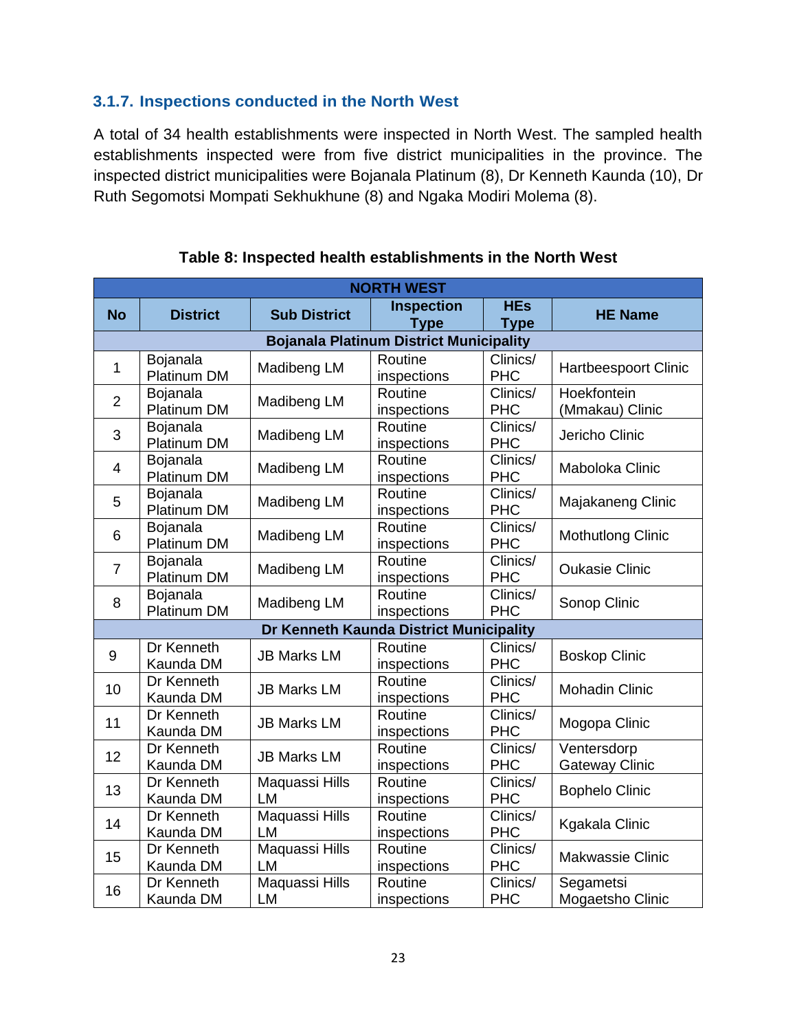### 3.1.7. Inspections conducted in the North West

A total of 34 health establishments were inspected in North West. The sampled health establishments inspected were from five district municipalities in the province. The inspected district municipalities were Bojanala Platinum (8), Dr Kenneth Kaunda (10), Dr Ruth Segomotsi Mompati Sekhukhune (8) and Ngaka Modiri Molema (8).

**Table 8: Inspected health establishments in the North West**

| NORTH WEST | | | | | |
|---|---|---|---|---|---|
| **No** | **District** | **Sub District** | **Inspection Type** | **HEs Type** | **HE Name** |
| **Bojanala Platinum District Municipality** | | | | | |
| 1 | Bojanala Platinum DM | Madibeng LM | Routine inspections | Clinics/ PHC | Hartbeespoort Clinic |
| 2 | Bojanala Platinum DM | Madibeng LM | Routine inspections | Clinics/ PHC | Hoekfontein (Mmakau) Clinic |
| 3 | Bojanala Platinum DM | Madibeng LM | Routine inspections | Clinics/ PHC | Jericho Clinic |
| 4 | Bojanala Platinum DM | Madibeng LM | Routine inspections | Clinics/ PHC | Maboloka Clinic |
| 5 | Bojanala Platinum DM | Madibeng LM | Routine inspections | Clinics/ PHC | Majakaneng Clinic |
| 6 | Bojanala Platinum DM | Madibeng LM | Routine inspections | Clinics/ PHC | Mothutlong Clinic |
| 7 | Bojanala Platinum DM | Madibeng LM | Routine inspections | Clinics/ PHC | Oukasie Clinic |
| 8 | Bojanala Platinum DM | Madibeng LM | Routine inspections | Clinics/ PHC | Sonop Clinic |
| **Dr Kenneth Kaunda District Municipality** | | | | | |
| 9 | Dr Kenneth Kaunda DM | JB Marks LM | Routine inspections | Clinics/ PHC | Boskop Clinic |
| 10 | Dr Kenneth Kaunda DM | JB Marks LM | Routine inspections | Clinics/ PHC | Mohadin Clinic |
| 11 | Dr Kenneth Kaunda DM | JB Marks LM | Routine inspections | Clinics/ PHC | Mogopa Clinic |
| 12 | Dr Kenneth Kaunda DM | JB Marks LM | Routine inspections | Clinics/ PHC | Ventersdorp Gateway Clinic |
| 13 | Dr Kenneth Kaunda DM | Maquassi Hills LM | Routine inspections | Clinics/ PHC | Bophelo Clinic |
| 14 | Dr Kenneth Kaunda DM | Maquassi Hills LM | Routine inspections | Clinics/ PHC | Kgakala Clinic |
| 15 | Dr Kenneth Kaunda DM | Maquassi Hills LM | Routine inspections | Clinics/ PHC | Makwassie Clinic |
| 16 | Dr Kenneth Kaunda DM | Maquassi Hills LM | Routine inspections | Clinics/ PHC | Segametsi Mogaetsho Clinic |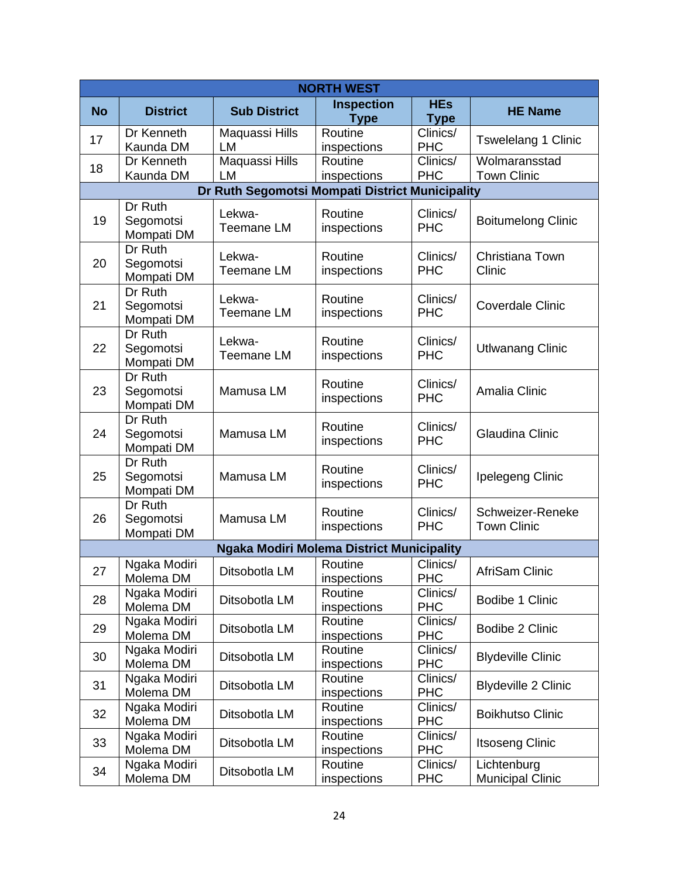| NORTH WEST | | | | | |
|---|---|---|---|---|---|
| **No** | **District** | **Sub District** | **Inspection Type** | **HEs Type** | **HE Name** |
| 17 | Dr Kenneth Kaunda DM | Maquassi Hills LM | Routine inspections | Clinics/ PHC | Tswelelang 1 Clinic |
| 18 | Dr Kenneth Kaunda DM | Maquassi Hills LM | Routine inspections | Clinics/ PHC | Wolmaransstad Town Clinic |
| **Dr Ruth Segomotsi Mompati District Municipality** | | | | | |
| 19 | Dr Ruth Segomotsi Mompati DM | Lekwa-Teemane LM | Routine inspections | Clinics/ PHC | Boitumelong Clinic |
| 20 | Dr Ruth Segomotsi Mompati DM | Lekwa-Teemane LM | Routine inspections | Clinics/ PHC | Christiana Town Clinic |
| 21 | Dr Ruth Segomotsi Mompati DM | Lekwa-Teemane LM | Routine inspections | Clinics/ PHC | Coverdale Clinic |
| 22 | Dr Ruth Segomotsi Mompati DM | Lekwa-Teemane LM | Routine inspections | Clinics/ PHC | Utlwanang Clinic |
| 23 | Dr Ruth Segomotsi Mompati DM | Mamusa LM | Routine inspections | Clinics/ PHC | Amalia Clinic |
| 24 | Dr Ruth Segomotsi Mompati DM | Mamusa LM | Routine inspections | Clinics/ PHC | Glaudina Clinic |
| 25 | Dr Ruth Segomotsi Mompati DM | Mamusa LM | Routine inspections | Clinics/ PHC | Ipelegeng Clinic |
| 26 | Dr Ruth Segomotsi Mompati DM | Mamusa LM | Routine inspections | Clinics/ PHC | Schweizer-Reneke Town Clinic |
| **Ngaka Modiri Molema District Municipality** | | | | | |
| 27 | Ngaka Modiri Molema DM | Ditsobotla LM | Routine inspections | Clinics/ PHC | AfriSam Clinic |
| 28 | Ngaka Modiri Molema DM | Ditsobotla LM | Routine inspections | Clinics/ PHC | Bodibe 1 Clinic |
| 29 | Ngaka Modiri Molema DM | Ditsobotla LM | Routine inspections | Clinics/ PHC | Bodibe 2 Clinic |
| 30 | Ngaka Modiri Molema DM | Ditsobotla LM | Routine inspections | Clinics/ PHC | Blydeville Clinic |
| 31 | Ngaka Modiri Molema DM | Ditsobotla LM | Routine inspections | Clinics/ PHC | Blydeville 2 Clinic |
| 32 | Ngaka Modiri Molema DM | Ditsobotla LM | Routine inspections | Clinics/ PHC | Boikhutso Clinic |
| 33 | Ngaka Modiri Molema DM | Ditsobotla LM | Routine inspections | Clinics/ PHC | Itsoseng Clinic |
| 34 | Ngaka Modiri Molema DM | Ditsobotla LM | Routine inspections | Clinics/ PHC | Lichtenburg Municipal Clinic |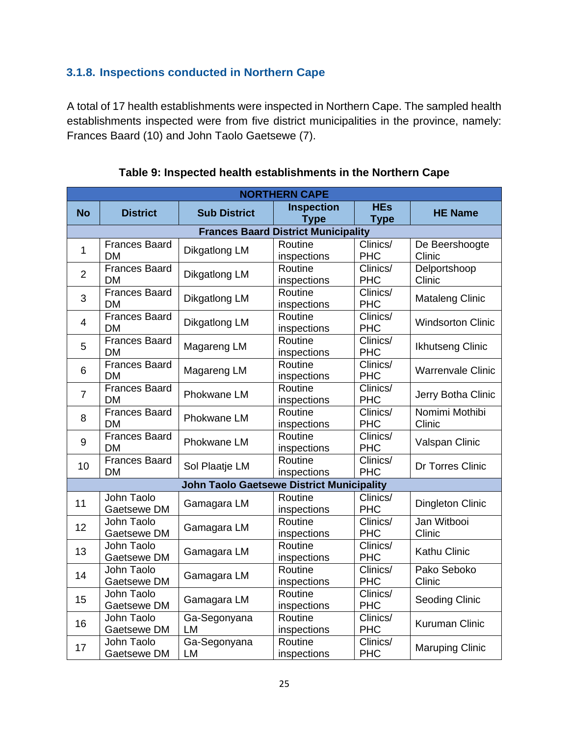### 3.1.8. Inspections conducted in Northern Cape

A total of 17 health establishments were inspected in Northern Cape. The sampled health establishments inspected were from five district municipalities in the province, namely: Frances Baard (10) and John Taolo Gaetsewe (7).

**Table 9: Inspected health establishments in the Northern Cape**

| NORTHERN CAPE | | | | | |
|---|---|---|---|---|---|
| **No** | **District** | **Sub District** | **Inspection Type** | **HEs Type** | **HE Name** |
| **Frances Baard District Municipality** | | | | | |
| 1 | Frances Baard DM | Dikgatlong LM | Routine inspections | Clinics/ PHC | De Beershoogte Clinic |
| 2 | Frances Baard DM | Dikgatlong LM | Routine inspections | Clinics/ PHC | Delportshoop Clinic |
| 3 | Frances Baard DM | Dikgatlong LM | Routine inspections | Clinics/ PHC | Mataleng Clinic |
| 4 | Frances Baard DM | Dikgatlong LM | Routine inspections | Clinics/ PHC | Windsorton Clinic |
| 5 | Frances Baard DM | Magareng LM | Routine inspections | Clinics/ PHC | Ikhutseng Clinic |
| 6 | Frances Baard DM | Magareng LM | Routine inspections | Clinics/ PHC | Warrenvale Clinic |
| 7 | Frances Baard DM | Phokwane LM | Routine inspections | Clinics/ PHC | Jerry Botha Clinic |
| 8 | Frances Baard DM | Phokwane LM | Routine inspections | Clinics/ PHC | Nomimi Mothibi Clinic |
| 9 | Frances Baard DM | Phokwane LM | Routine inspections | Clinics/ PHC | Valspan Clinic |
| 10 | Frances Baard DM | Sol Plaatje LM | Routine inspections | Clinics/ PHC | Dr Torres Clinic |
| **John Taolo Gaetsewe District Municipality** | | | | | |
| 11 | John Taolo Gaetsewe DM | Gamagara LM | Routine inspections | Clinics/ PHC | Dingleton Clinic |
| 12 | John Taolo Gaetsewe DM | Gamagara LM | Routine inspections | Clinics/ PHC | Jan Witbooi Clinic |
| 13 | John Taolo Gaetsewe DM | Gamagara LM | Routine inspections | Clinics/ PHC | Kathu Clinic |
| 14 | John Taolo Gaetsewe DM | Gamagara LM | Routine inspections | Clinics/ PHC | Pako Seboko Clinic |
| 15 | John Taolo Gaetsewe DM | Gamagara LM | Routine inspections | Clinics/ PHC | Seoding Clinic |
| 16 | John Taolo Gaetsewe DM | Ga-Segonyana LM | Routine inspections | Clinics/ PHC | Kuruman Clinic |
| 17 | John Taolo Gaetsewe DM | Ga-Segonyana LM | Routine inspections | Clinics/ PHC | Maruping Clinic |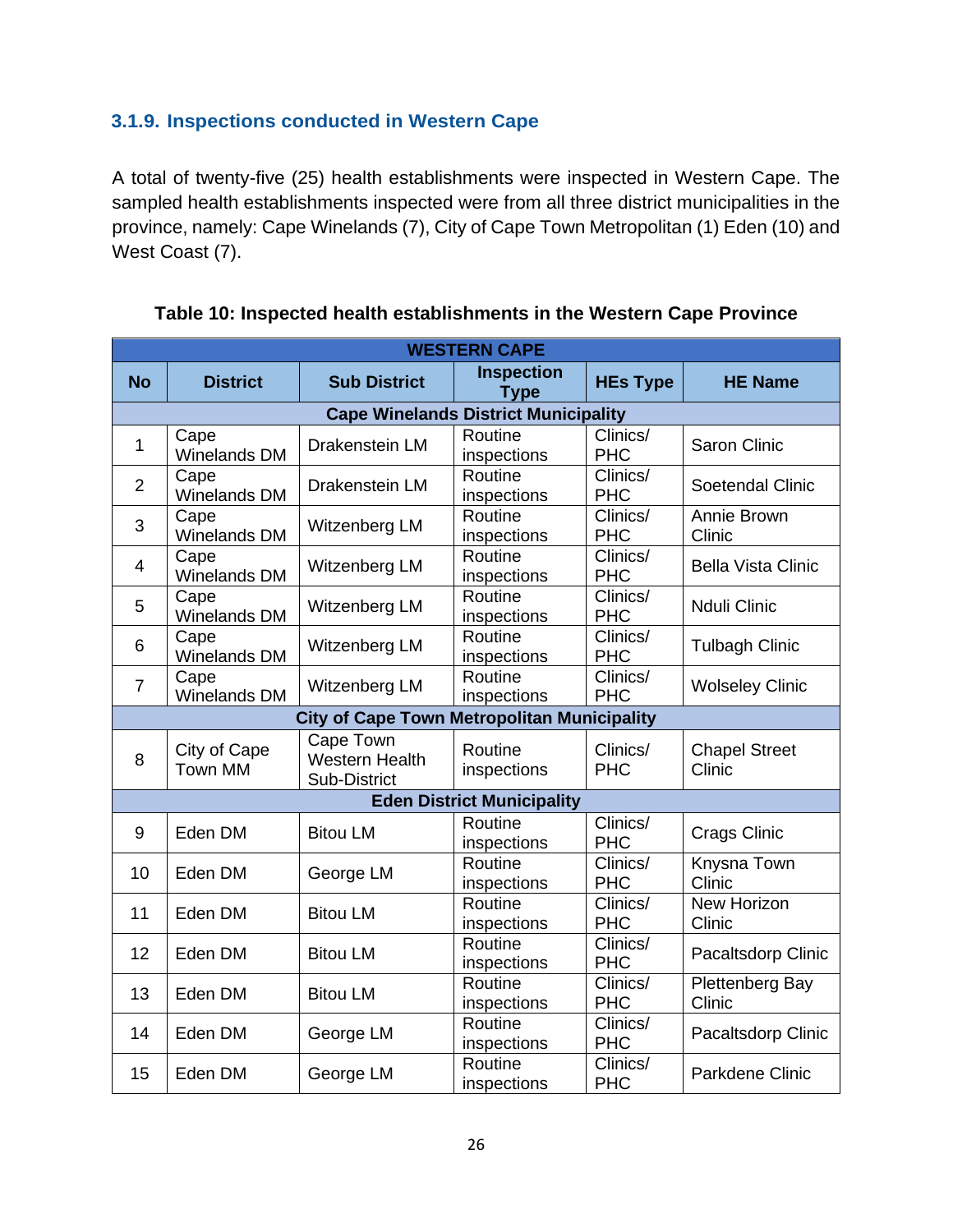### 3.1.9. Inspections conducted in Western Cape

A total of twenty-five (25) health establishments were inspected in Western Cape. The sampled health establishments inspected were from all three district municipalities in the province, namely: Cape Winelands (7), City of Cape Town Metropolitan (1) Eden (10) and West Coast (7).

**Table 10: Inspected health establishments in the Western Cape Province**

| WESTERN CAPE | | | | | |
|---|---|---|---|---|---|
| **No** | **District** | **Sub District** | **Inspection Type** | **HEs Type** | **HE Name** |
| **Cape Winelands District Municipality** | | | | | |
| 1 | Cape Winelands DM | Drakenstein LM | Routine inspections | Clinics/ PHC | Saron Clinic |
| 2 | Cape Winelands DM | Drakenstein LM | Routine inspections | Clinics/ PHC | Soetendal Clinic |
| 3 | Cape Winelands DM | Witzenberg LM | Routine inspections | Clinics/ PHC | Annie Brown Clinic |
| 4 | Cape Winelands DM | Witzenberg LM | Routine inspections | Clinics/ PHC | Bella Vista Clinic |
| 5 | Cape Winelands DM | Witzenberg LM | Routine inspections | Clinics/ PHC | Nduli Clinic |
| 6 | Cape Winelands DM | Witzenberg LM | Routine inspections | Clinics/ PHC | Tulbagh Clinic |
| 7 | Cape Winelands DM | Witzenberg LM | Routine inspections | Clinics/ PHC | Wolseley Clinic |
| **City of Cape Town Metropolitan Municipality** | | | | | |
| 8 | City of Cape Town MM | Cape Town Western Health Sub-District | Routine inspections | Clinics/ PHC | Chapel Street Clinic |
| **Eden District Municipality** | | | | | |
| 9 | Eden DM | Bitou LM | Routine inspections | Clinics/ PHC | Crags Clinic |
| 10 | Eden DM | George LM | Routine inspections | Clinics/ PHC | Knysna Town Clinic |
| 11 | Eden DM | Bitou LM | Routine inspections | Clinics/ PHC | New Horizon Clinic |
| 12 | Eden DM | Bitou LM | Routine inspections | Clinics/ PHC | Pacaltsdorp Clinic |
| 13 | Eden DM | Bitou LM | Routine inspections | Clinics/ PHC | Plettenberg Bay Clinic |
| 14 | Eden DM | George LM | Routine inspections | Clinics/ PHC | Pacaltsdorp Clinic |
| 15 | Eden DM | George LM | Routine inspections | Clinics/ PHC | Parkdene Clinic |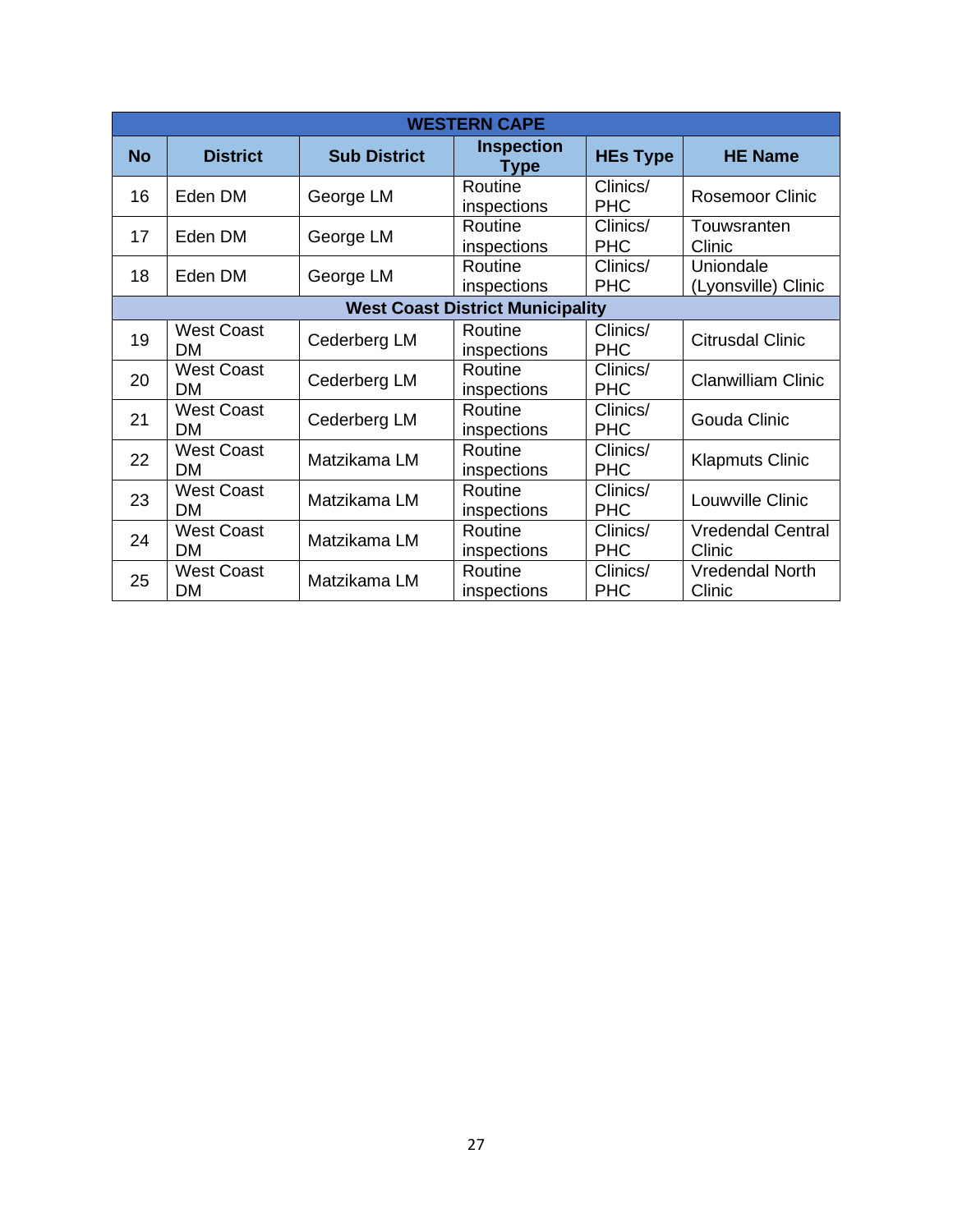| WESTERN CAPE | | | | | |
|---|---|---|---|---|---|
| **No** | **District** | **Sub District** | **Inspection Type** | **HEs Type** | **HE Name** |
| 16 | Eden DM | George LM | Routine inspections | Clinics/ PHC | Rosemoor Clinic |
| 17 | Eden DM | George LM | Routine inspections | Clinics/ PHC | Touwsranten Clinic |
| 18 | Eden DM | George LM | Routine inspections | Clinics/ PHC | Uniondale (Lyonsville) Clinic |
| **West Coast District Municipality** | | | | | |
| 19 | West Coast DM | Cederberg LM | Routine inspections | Clinics/ PHC | Citrusdal Clinic |
| 20 | West Coast DM | Cederberg LM | Routine inspections | Clinics/ PHC | Clanwilliam Clinic |
| 21 | West Coast DM | Cederberg LM | Routine inspections | Clinics/ PHC | Gouda Clinic |
| 22 | West Coast DM | Matzikama LM | Routine inspections | Clinics/ PHC | Klapmuts Clinic |
| 23 | West Coast DM | Matzikama LM | Routine inspections | Clinics/ PHC | Louwville Clinic |
| 24 | West Coast DM | Matzikama LM | Routine inspections | Clinics/ PHC | Vredendal Central Clinic |
| 25 | West Coast DM | Matzikama LM | Routine inspections | Clinics/ PHC | Vredendal North Clinic |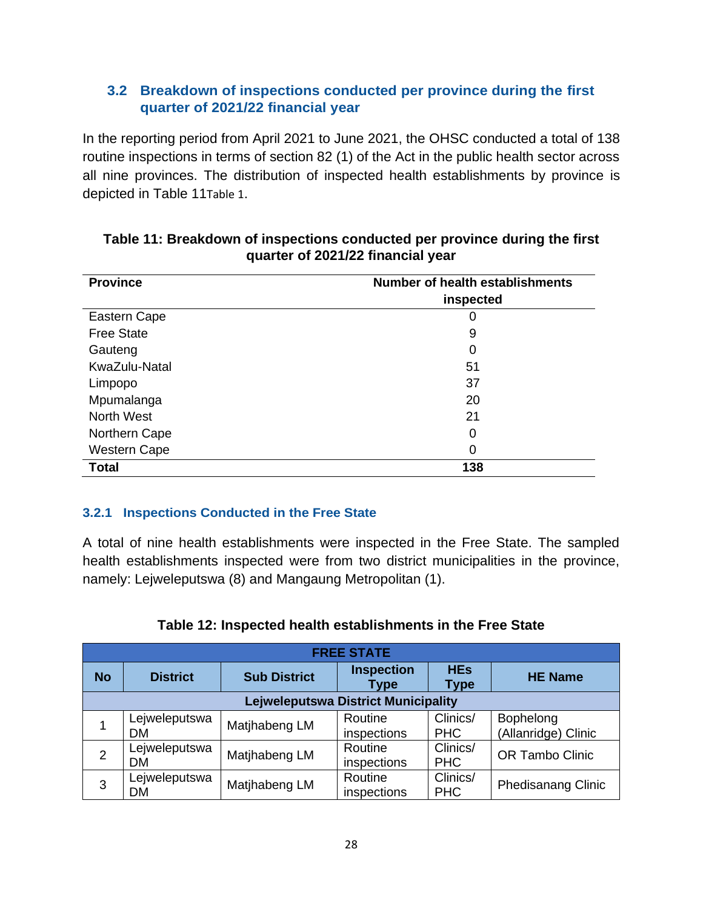## 3.2 Breakdown of inspections conducted per province during the first quarter of 2021/22 financial year

In the reporting period from April 2021 to June 2021, the OHSC conducted a total of 138 routine inspections in terms of section 82 (1) of the Act in the public health sector across all nine provinces. The distribution of inspected health establishments by province is depicted in Table 11Table 1.

**Table 11: Breakdown of inspections conducted per province during the first quarter of 2021/22 financial year**

| Province | Number of health establishments inspected |
|---|---|
| Eastern Cape | 0 |
| Free State | 9 |
| Gauteng | 0 |
| KwaZulu-Natal | 51 |
| Limpopo | 37 |
| Mpumalanga | 20 |
| North West | 21 |
| Northern Cape | 0 |
| Western Cape | 0 |
| **Total** | **138** |

### 3.2.1 Inspections Conducted in the Free State

A total of nine health establishments were inspected in the Free State. The sampled health establishments inspected were from two district municipalities in the province, namely: Lejweleputswa (8) and Mangaung Metropolitan (1).

**Table 12: Inspected health establishments in the Free State**

| FREE STATE | | | | | |
|---|---|---|---|---|---|
| **No** | **District** | **Sub District** | **Inspection Type** | **HEs Type** | **HE Name** |
| **Lejweleputswa District Municipality** | | | | | |
| 1 | Lejweleputswa DM | Matjhabeng LM | Routine inspections | Clinics/ PHC | Bophelong (Allanridge) Clinic |
| 2 | Lejweleputswa DM | Matjhabeng LM | Routine inspections | Clinics/ PHC | OR Tambo Clinic |
| 3 | Lejweleputswa DM | Matjhabeng LM | Routine inspections | Clinics/ PHC | Phedisanang Clinic |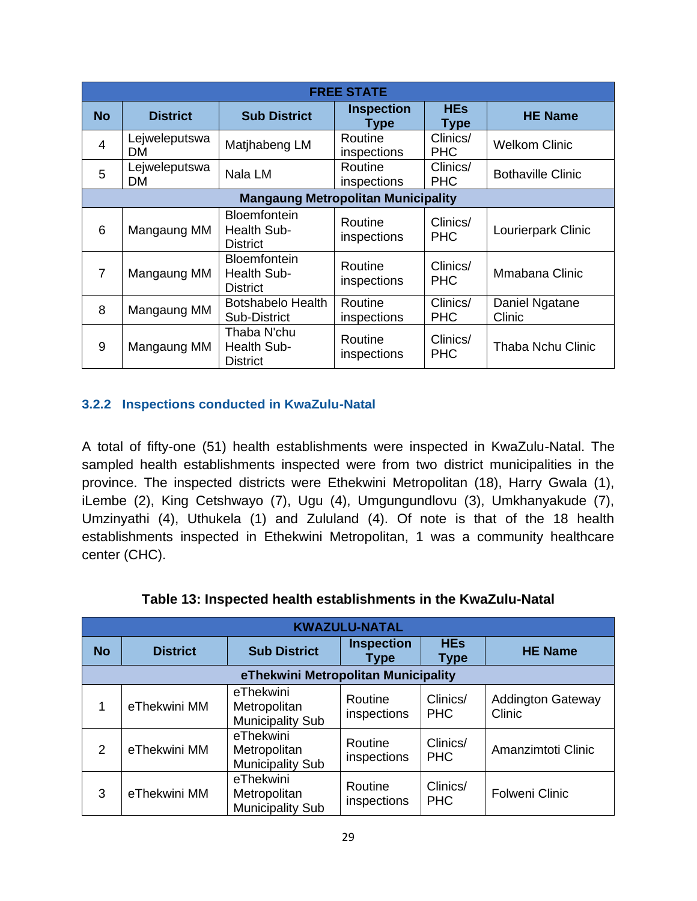| FREE STATE | | | | | |
|---|---|---|---|---|---|
| **No** | **District** | **Sub District** | **Inspection Type** | **HEs Type** | **HE Name** |
| 4 | Lejweleputswa DM | Matjhabeng LM | Routine inspections | Clinics/ PHC | Welkom Clinic |
| 5 | Lejweleputswa DM | Nala LM | Routine inspections | Clinics/ PHC | Bothaville Clinic |
| **Mangaung Metropolitan Municipality** | | | | | |
| 6 | Mangaung MM | Bloemfontein Health Sub-District | Routine inspections | Clinics/ PHC | Lourierpark Clinic |
| 7 | Mangaung MM | Bloemfontein Health Sub-District | Routine inspections | Clinics/ PHC | Mmabana Clinic |
| 8 | Mangaung MM | Botshabelo Health Sub-District | Routine inspections | Clinics/ PHC | Daniel Ngatane Clinic |
| 9 | Mangaung MM | Thaba N'chu Health Sub-District | Routine inspections | Clinics/ PHC | Thaba Nchu Clinic |

### 3.2.2 Inspections conducted in KwaZulu-Natal

A total of fifty-one (51) health establishments were inspected in KwaZulu-Natal. The sampled health establishments inspected were from two district municipalities in the province. The inspected districts were Ethekwini Metropolitan (18), Harry Gwala (1), iLembe (2), King Cetshwayo (7), Ugu (4), Umgungundlovu (3), Umkhanyakude (7), Umzinyathi (4), Uthukela (1) and Zululand (4). Of note is that of the 18 health establishments inspected in Ethekwini Metropolitan, 1 was a community healthcare center (CHC).

**Table 13: Inspected health establishments in the KwaZulu-Natal**

| KWAZULU-NATAL | | | | | |
|---|---|---|---|---|---|
| **No** | **District** | **Sub District** | **Inspection Type** | **HEs Type** | **HE Name** |
| **eThekwini Metropolitan Municipality** | | | | | |
| 1 | eThekwini MM | eThekwini Metropolitan Municipality Sub | Routine inspections | Clinics/ PHC | Addington Gateway Clinic |
| 2 | eThekwini MM | eThekwini Metropolitan Municipality Sub | Routine inspections | Clinics/ PHC | Amanzimtoti Clinic |
| 3 | eThekwini MM | eThekwini Metropolitan Municipality Sub | Routine inspections | Clinics/ PHC | Folweni Clinic |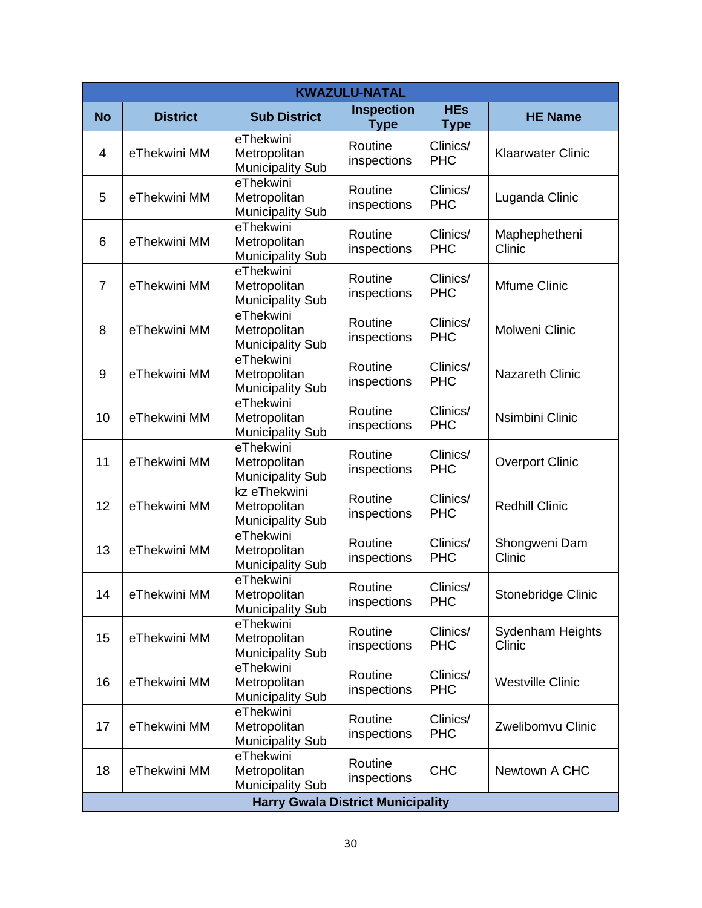| KWAZULU-NATAL | | | | | |
|---|---|---|---|---|---|
| **No** | **District** | **Sub District** | **Inspection Type** | **HEs Type** | **HE Name** |
| 4 | eThekwini MM | eThekwini Metropolitan Municipality Sub | Routine inspections | Clinics/ PHC | Klaarwater Clinic |
| 5 | eThekwini MM | eThekwini Metropolitan Municipality Sub | Routine inspections | Clinics/ PHC | Luganda Clinic |
| 6 | eThekwini MM | eThekwini Metropolitan Municipality Sub | Routine inspections | Clinics/ PHC | Maphephetheni Clinic |
| 7 | eThekwini MM | eThekwini Metropolitan Municipality Sub | Routine inspections | Clinics/ PHC | Mfume Clinic |
| 8 | eThekwini MM | eThekwini Metropolitan Municipality Sub | Routine inspections | Clinics/ PHC | Molweni Clinic |
| 9 | eThekwini MM | eThekwini Metropolitan Municipality Sub | Routine inspections | Clinics/ PHC | Nazareth Clinic |
| 10 | eThekwini MM | eThekwini Metropolitan Municipality Sub | Routine inspections | Clinics/ PHC | Nsimbini Clinic |
| 11 | eThekwini MM | eThekwini Metropolitan Municipality Sub | Routine inspections | Clinics/ PHC | Overport Clinic |
| 12 | eThekwini MM | kz eThekwini Metropolitan Municipality Sub | Routine inspections | Clinics/ PHC | Redhill Clinic |
| 13 | eThekwini MM | eThekwini Metropolitan Municipality Sub | Routine inspections | Clinics/ PHC | Shongweni Dam Clinic |
| 14 | eThekwini MM | eThekwini Metropolitan Municipality Sub | Routine inspections | Clinics/ PHC | Stonebridge Clinic |
| 15 | eThekwini MM | eThekwini Metropolitan Municipality Sub | Routine inspections | Clinics/ PHC | Sydenham Heights Clinic |
| 16 | eThekwini MM | eThekwini Metropolitan Municipality Sub | Routine inspections | Clinics/ PHC | Westville Clinic |
| 17 | eThekwini MM | eThekwini Metropolitan Municipality Sub | Routine inspections | Clinics/ PHC | Zwelibomvu Clinic |
| 18 | eThekwini MM | eThekwini Metropolitan Municipality Sub | Routine inspections | CHC | Newtown A CHC |
| **Harry Gwala District Municipality** | | | | | |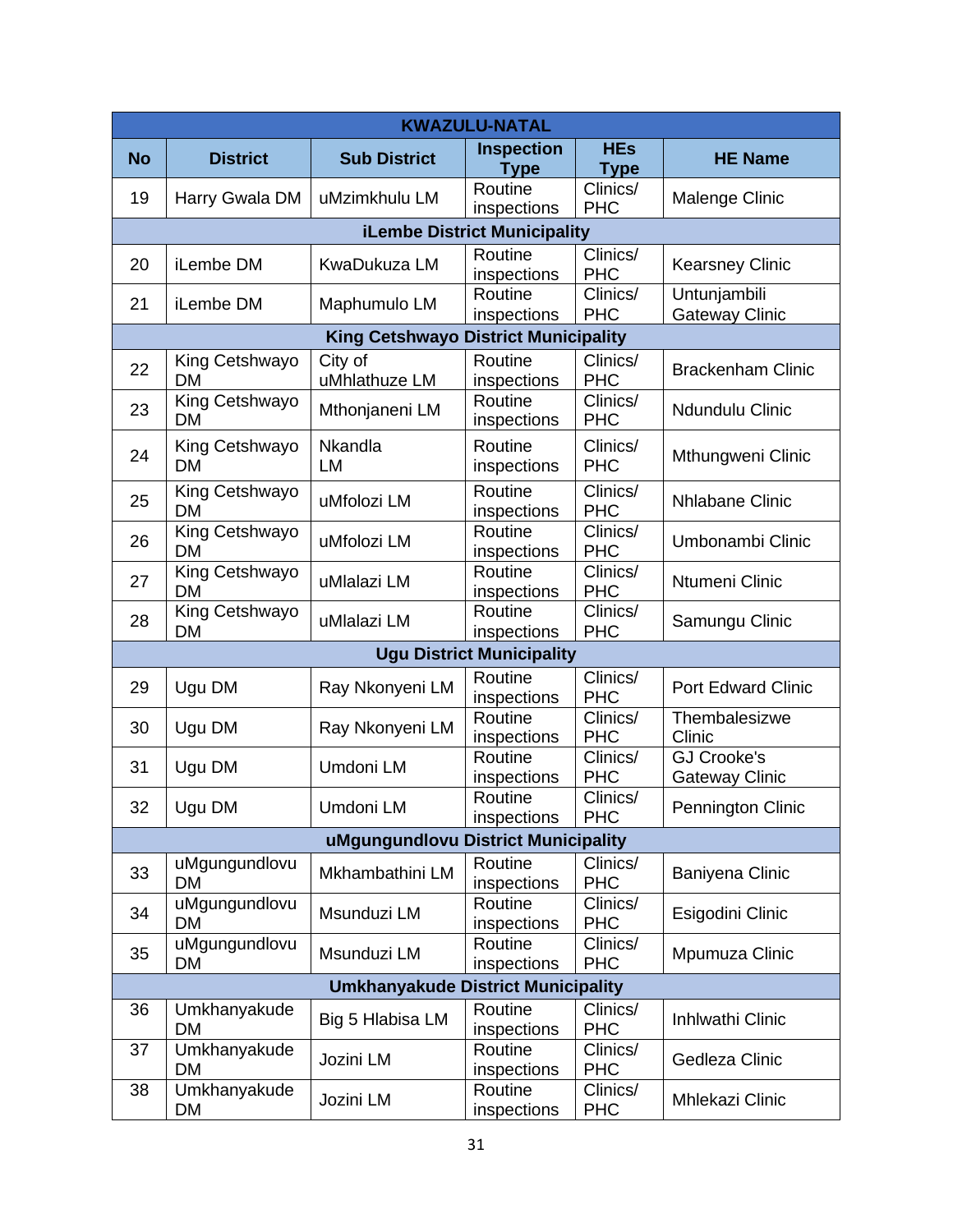| KWAZULU-NATAL | | | | | |
|---|---|---|---|---|---|
| **No** | **District** | **Sub District** | **Inspection Type** | **HEs Type** | **HE Name** |
| 19 | Harry Gwala DM | uMzimkhulu LM | Routine inspections | Clinics/ PHC | Malenge Clinic |
| **iLembe District Municipality** | | | | | |
| 20 | iLembe DM | KwaDukuza LM | Routine inspections | Clinics/ PHC | Kearsney Clinic |
| 21 | iLembe DM | Maphumulo LM | Routine inspections | Clinics/ PHC | Untunjambili Gateway Clinic |
| **King Cetshwayo District Municipality** | | | | | |
| 22 | King Cetshwayo DM | City of uMhlathuze LM | Routine inspections | Clinics/ PHC | Brackenham Clinic |
| 23 | King Cetshwayo DM | Mthonjaneni LM | Routine inspections | Clinics/ PHC | Ndundulu Clinic |
| 24 | King Cetshwayo DM | Nkandla LM | Routine inspections | Clinics/ PHC | Mthungweni Clinic |
| 25 | King Cetshwayo DM | uMfolozi LM | Routine inspections | Clinics/ PHC | Nhlabane Clinic |
| 26 | King Cetshwayo DM | uMfolozi LM | Routine inspections | Clinics/ PHC | Umbonambi Clinic |
| 27 | King Cetshwayo DM | uMlalazi LM | Routine inspections | Clinics/ PHC | Ntumeni Clinic |
| 28 | King Cetshwayo DM | uMlalazi LM | Routine inspections | Clinics/ PHC | Samungu Clinic |
| **Ugu District Municipality** | | | | | |
| 29 | Ugu DM | Ray Nkonyeni LM | Routine inspections | Clinics/ PHC | Port Edward Clinic |
| 30 | Ugu DM | Ray Nkonyeni LM | Routine inspections | Clinics/ PHC | Thembalesizwe Clinic |
| 31 | Ugu DM | Umdoni LM | Routine inspections | Clinics/ PHC | GJ Crooke's Gateway Clinic |
| 32 | Ugu DM | Umdoni LM | Routine inspections | Clinics/ PHC | Pennington Clinic |
| **uMgungundlovu District Municipality** | | | | | |
| 33 | uMgungundlovu DM | Mkhambathini LM | Routine inspections | Clinics/ PHC | Baniyena Clinic |
| 34 | uMgungundlovu DM | Msunduzi LM | Routine inspections | Clinics/ PHC | Esigodini Clinic |
| 35 | uMgungundlovu DM | Msunduzi LM | Routine inspections | Clinics/ PHC | Mpumuza Clinic |
| **Umkhanyakude District Municipality** | | | | | |
| 36 | Umkhanyakude DM | Big 5 Hlabisa LM | Routine inspections | Clinics/ PHC | Inhlwathi Clinic |
| 37 | Umkhanyakude DM | Jozini LM | Routine inspections | Clinics/ PHC | Gedleza Clinic |
| 38 | Umkhanyakude DM | Jozini LM | Routine inspections | Clinics/ PHC | Mhlekazi Clinic |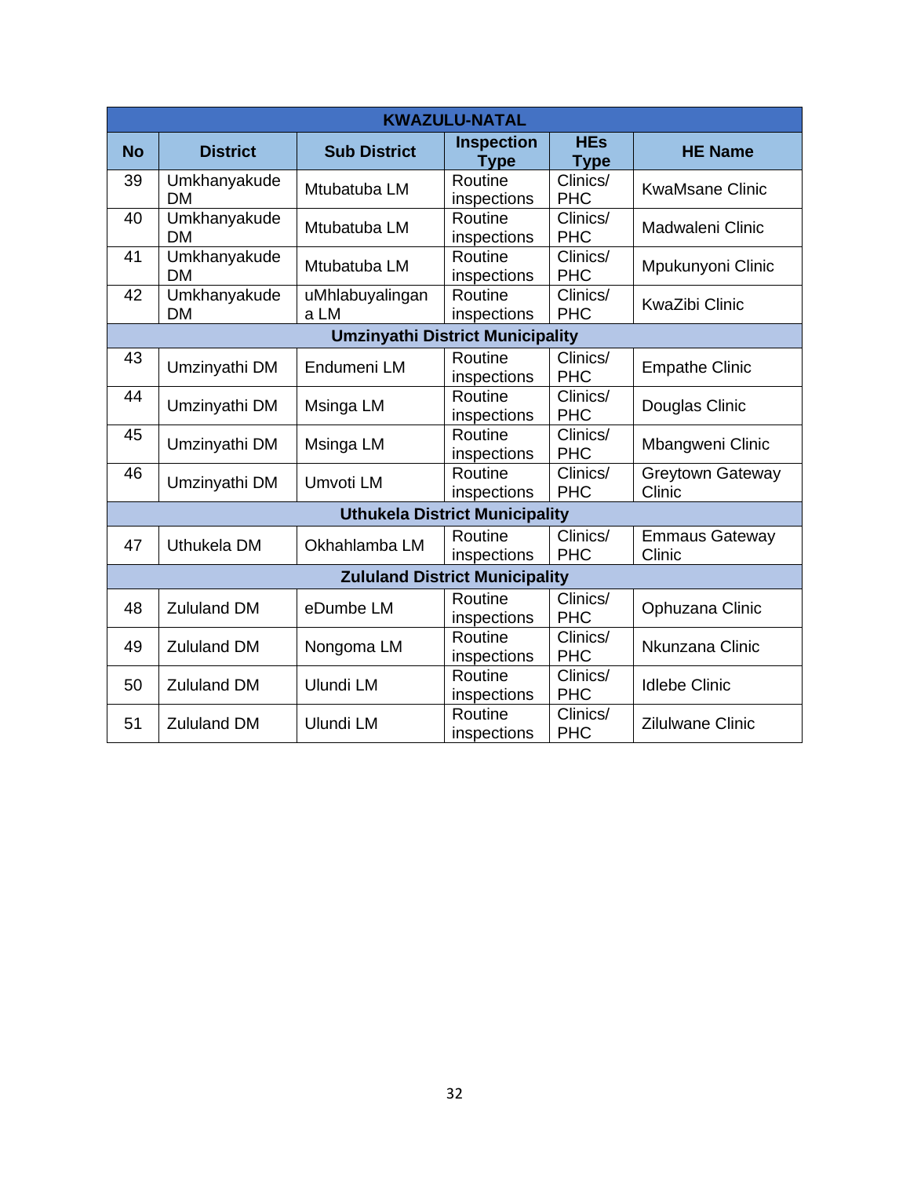| KWAZULU-NATAL | | | | | |
|---|---|---|---|---|---|
| **No** | **District** | **Sub District** | **Inspection Type** | **HEs Type** | **HE Name** |
| 39 | Umkhanyakude DM | Mtubatuba LM | Routine inspections | Clinics/ PHC | KwaMsane Clinic |
| 40 | Umkhanyakude DM | Mtubatuba LM | Routine inspections | Clinics/ PHC | Madwaleni Clinic |
| 41 | Umkhanyakude DM | Mtubatuba LM | Routine inspections | Clinics/ PHC | Mpukunyoni Clinic |
| 42 | Umkhanyakude DM | uMhlabuyalingana LM | Routine inspections | Clinics/ PHC | KwaZibi Clinic |
| **Umzinyathi District Municipality** | | | | | |
| 43 | Umzinyathi DM | Endumeni LM | Routine inspections | Clinics/ PHC | Empathe Clinic |
| 44 | Umzinyathi DM | Msinga LM | Routine inspections | Clinics/ PHC | Douglas Clinic |
| 45 | Umzinyathi DM | Msinga LM | Routine inspections | Clinics/ PHC | Mbangweni Clinic |
| 46 | Umzinyathi DM | Umvoti LM | Routine inspections | Clinics/ PHC | Greytown Gateway Clinic |
| **Uthukela District Municipality** | | | | | |
| 47 | Uthukela DM | Okhahlamba LM | Routine inspections | Clinics/ PHC | Emmaus Gateway Clinic |
| **Zululand District Municipality** | | | | | |
| 48 | Zululand DM | eDumbe LM | Routine inspections | Clinics/ PHC | Ophuzana Clinic |
| 49 | Zululand DM | Nongoma LM | Routine inspections | Clinics/ PHC | Nkunzana Clinic |
| 50 | Zululand DM | Ulundi LM | Routine inspections | Clinics/ PHC | Idlebe Clinic |
| 51 | Zululand DM | Ulundi LM | Routine inspections | Clinics/ PHC | Zilulwane Clinic |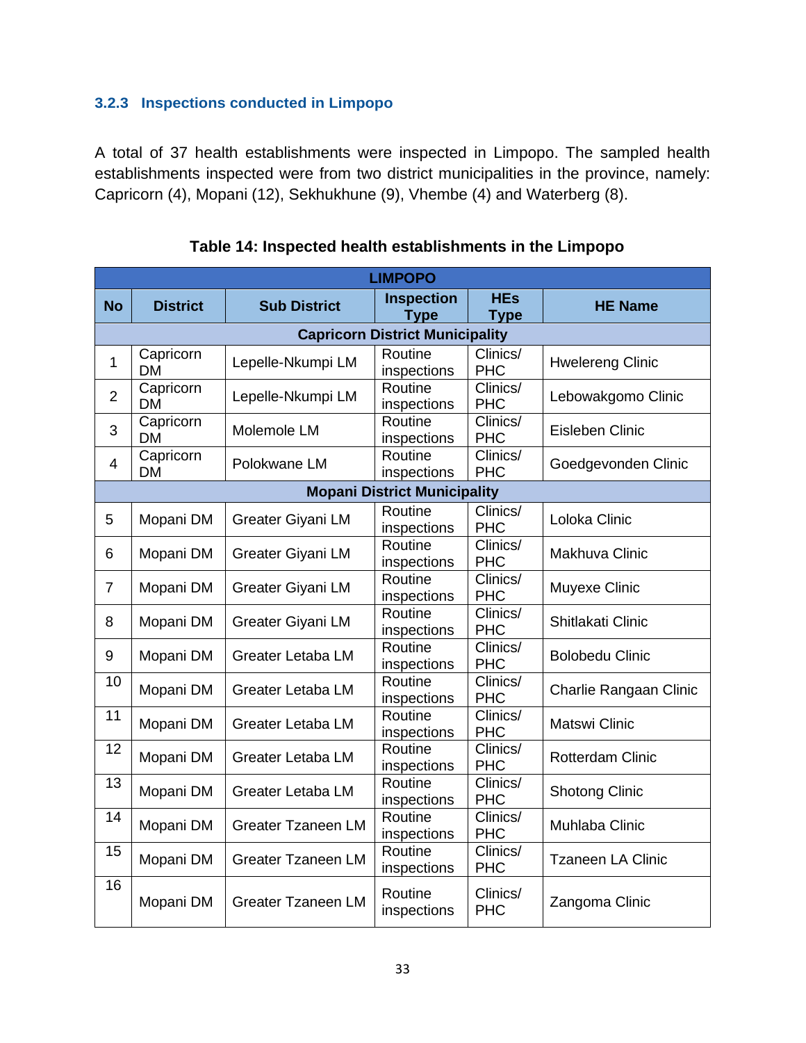### 3.2.3 Inspections conducted in Limpopo

A total of 37 health establishments were inspected in Limpopo. The sampled health establishments inspected were from two district municipalities in the province, namely: Capricorn (4), Mopani (12), Sekhukhune (9), Vhembe (4) and Waterberg (8).

**Table 14: Inspected health establishments in the Limpopo**

| LIMPOPO | | | | | |
|---|---|---|---|---|---|
| **No** | **District** | **Sub District** | **Inspection Type** | **HEs Type** | **HE Name** |
| **Capricorn District Municipality** | | | | | |
| 1 | Capricorn DM | Lepelle-Nkumpi LM | Routine inspections | Clinics/ PHC | Hwelereng Clinic |
| 2 | Capricorn DM | Lepelle-Nkumpi LM | Routine inspections | Clinics/ PHC | Lebowakgomo Clinic |
| 3 | Capricorn DM | Molemole LM | Routine inspections | Clinics/ PHC | Eisleben Clinic |
| 4 | Capricorn DM | Polokwane LM | Routine inspections | Clinics/ PHC | Goedgevonden Clinic |
| **Mopani District Municipality** | | | | | |
| 5 | Mopani DM | Greater Giyani LM | Routine inspections | Clinics/ PHC | Loloka Clinic |
| 6 | Mopani DM | Greater Giyani LM | Routine inspections | Clinics/ PHC | Makhuva Clinic |
| 7 | Mopani DM | Greater Giyani LM | Routine inspections | Clinics/ PHC | Muyexe Clinic |
| 8 | Mopani DM | Greater Giyani LM | Routine inspections | Clinics/ PHC | Shitlakati Clinic |
| 9 | Mopani DM | Greater Letaba LM | Routine inspections | Clinics/ PHC | Bolobedu Clinic |
| 10 | Mopani DM | Greater Letaba LM | Routine inspections | Clinics/ PHC | Charlie Rangaan Clinic |
| 11 | Mopani DM | Greater Letaba LM | Routine inspections | Clinics/ PHC | Matswi Clinic |
| 12 | Mopani DM | Greater Letaba LM | Routine inspections | Clinics/ PHC | Rotterdam Clinic |
| 13 | Mopani DM | Greater Letaba LM | Routine inspections | Clinics/ PHC | Shotong Clinic |
| 14 | Mopani DM | Greater Tzaneen LM | Routine inspections | Clinics/ PHC | Muhlaba Clinic |
| 15 | Mopani DM | Greater Tzaneen LM | Routine inspections | Clinics/ PHC | Tzaneen LA Clinic |
| 16 | Mopani DM | Greater Tzaneen LM | Routine inspections | Clinics/ PHC | Zangoma Clinic |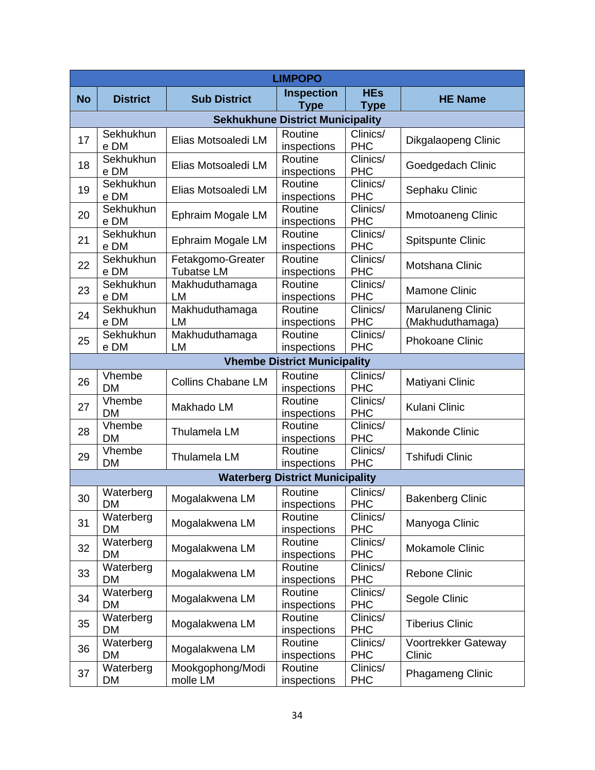| LIMPOPO | | | | | |
|---|---|---|---|---|---|
| **No** | **District** | **Sub District** | **Inspection Type** | **HEs Type** | **HE Name** |
| **Sekhukhune District Municipality** | | | | | |
| 17 | Sekhukhune DM | Elias Motsoaledi LM | Routine inspections | Clinics/ PHC | Dikgalaopeng Clinic |
| 18 | Sekhukhune DM | Elias Motsoaledi LM | Routine inspections | Clinics/ PHC | Goedgedach Clinic |
| 19 | Sekhukhune DM | Elias Motsoaledi LM | Routine inspections | Clinics/ PHC | Sephaku Clinic |
| 20 | Sekhukhune DM | Ephraim Mogale LM | Routine inspections | Clinics/ PHC | Mmotoaneng Clinic |
| 21 | Sekhukhune DM | Ephraim Mogale LM | Routine inspections | Clinics/ PHC | Spitspunte Clinic |
| 22 | Sekhukhune DM | Fetakgomo-Greater Tubatse LM | Routine inspections | Clinics/ PHC | Motshana Clinic |
| 23 | Sekhukhune DM | Makhuduthamaga LM | Routine inspections | Clinics/ PHC | Mamone Clinic |
| 24 | Sekhukhune DM | Makhuduthamaga LM | Routine inspections | Clinics/ PHC | Marulaneng Clinic (Makhuduthamaga) |
| 25 | Sekhukhune DM | Makhuduthamaga LM | Routine inspections | Clinics/ PHC | Phokoane Clinic |
| **Vhembe District Municipality** | | | | | |
| 26 | Vhembe DM | Collins Chabane LM | Routine inspections | Clinics/ PHC | Matiyani Clinic |
| 27 | Vhembe DM | Makhado LM | Routine inspections | Clinics/ PHC | Kulani Clinic |
| 28 | Vhembe DM | Thulamela LM | Routine inspections | Clinics/ PHC | Makonde Clinic |
| 29 | Vhembe DM | Thulamela LM | Routine inspections | Clinics/ PHC | Tshifudi Clinic |
| **Waterberg District Municipality** | | | | | |
| 30 | Waterberg DM | Mogalakwena LM | Routine inspections | Clinics/ PHC | Bakenberg Clinic |
| 31 | Waterberg DM | Mogalakwena LM | Routine inspections | Clinics/ PHC | Manyoga Clinic |
| 32 | Waterberg DM | Mogalakwena LM | Routine inspections | Clinics/ PHC | Mokamole Clinic |
| 33 | Waterberg DM | Mogalakwena LM | Routine inspections | Clinics/ PHC | Rebone Clinic |
| 34 | Waterberg DM | Mogalakwena LM | Routine inspections | Clinics/ PHC | Segole Clinic |
| 35 | Waterberg DM | Mogalakwena LM | Routine inspections | Clinics/ PHC | Tiberius Clinic |
| 36 | Waterberg DM | Mogalakwena LM | Routine inspections | Clinics/ PHC | Voortrekker Gateway Clinic |
| 37 | Waterberg DM | Mookgophong/Modimolle LM | Routine inspections | Clinics/ PHC | Phagameng Clinic |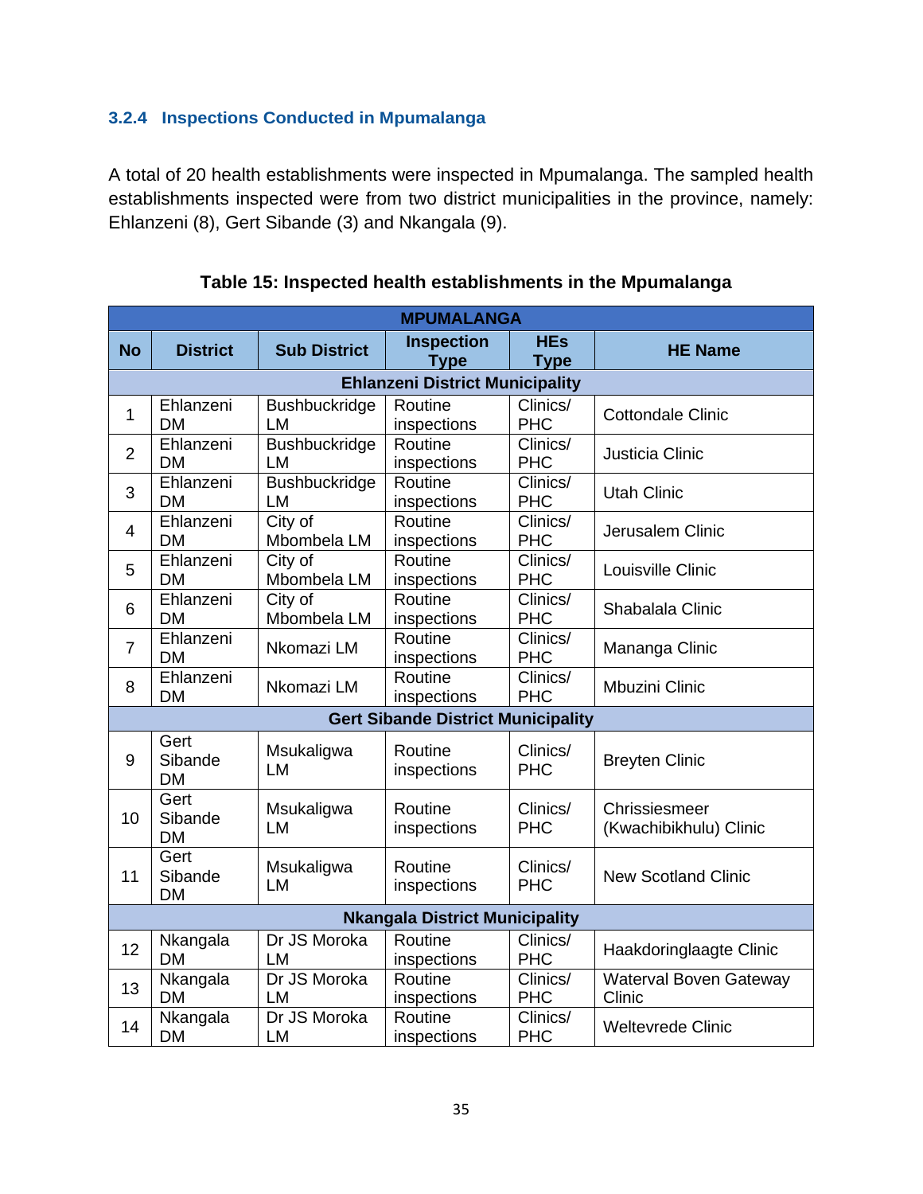### 3.2.4 Inspections Conducted in Mpumalanga

A total of 20 health establishments were inspected in Mpumalanga. The sampled health establishments inspected were from two district municipalities in the province, namely: Ehlanzeni (8), Gert Sibande (3) and Nkangala (9).

**Table 15: Inspected health establishments in the Mpumalanga**

| MPUMALANGA | | | | | |
|---|---|---|---|---|---|
| **No** | **District** | **Sub District** | **Inspection Type** | **HEs Type** | **HE Name** |
| **Ehlanzeni District Municipality** | | | | | |
| 1 | Ehlanzeni DM | Bushbuckridge LM | Routine inspections | Clinics/ PHC | Cottondale Clinic |
| 2 | Ehlanzeni DM | Bushbuckridge LM | Routine inspections | Clinics/ PHC | Justicia Clinic |
| 3 | Ehlanzeni DM | Bushbuckridge LM | Routine inspections | Clinics/ PHC | Utah Clinic |
| 4 | Ehlanzeni DM | City of Mbombela LM | Routine inspections | Clinics/ PHC | Jerusalem Clinic |
| 5 | Ehlanzeni DM | City of Mbombela LM | Routine inspections | Clinics/ PHC | Louisville Clinic |
| 6 | Ehlanzeni DM | City of Mbombela LM | Routine inspections | Clinics/ PHC | Shabalala Clinic |
| 7 | Ehlanzeni DM | Nkomazi LM | Routine inspections | Clinics/ PHC | Mananga Clinic |
| 8 | Ehlanzeni DM | Nkomazi LM | Routine inspections | Clinics/ PHC | Mbuzini Clinic |
| **Gert Sibande District Municipality** | | | | | |
| 9 | Gert Sibande DM | Msukaligwa LM | Routine inspections | Clinics/ PHC | Breyten Clinic |
| 10 | Gert Sibande DM | Msukaligwa LM | Routine inspections | Clinics/ PHC | Chrissiesmeer (Kwachibikhulu) Clinic |
| 11 | Gert Sibande DM | Msukaligwa LM | Routine inspections | Clinics/ PHC | New Scotland Clinic |
| **Nkangala District Municipality** | | | | | |
| 12 | Nkangala DM | Dr JS Moroka LM | Routine inspections | Clinics/ PHC | Haakdoringlaagte Clinic |
| 13 | Nkangala DM | Dr JS Moroka LM | Routine inspections | Clinics/ PHC | Waterval Boven Gateway Clinic |
| 14 | Nkangala DM | Dr JS Moroka LM | Routine inspections | Clinics/ PHC | Weltevrede Clinic |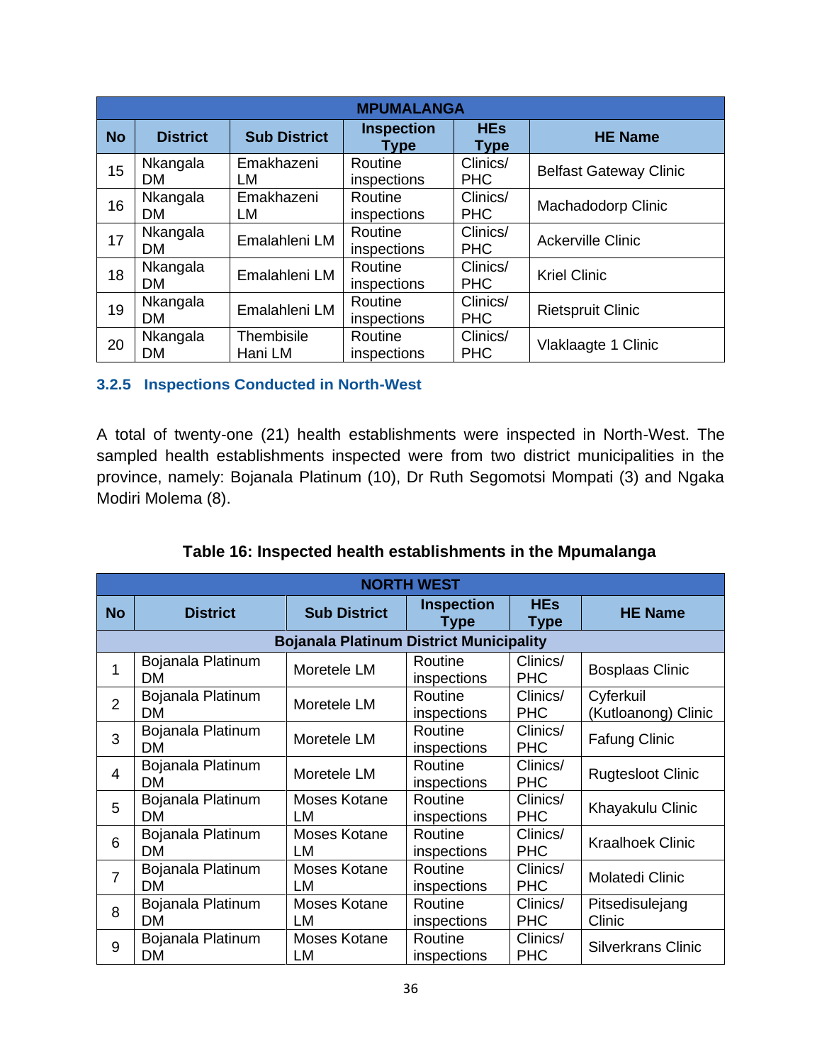| MPUMALANGA | | | | | |
|---|---|---|---|---|---|
| **No** | **District** | **Sub District** | **Inspection Type** | **HEs Type** | **HE Name** |
| 15 | Nkangala DM | Emakhazeni LM | Routine inspections | Clinics/ PHC | Belfast Gateway Clinic |
| 16 | Nkangala DM | Emakhazeni LM | Routine inspections | Clinics/ PHC | Machadodorp Clinic |
| 17 | Nkangala DM | Emalahleni LM | Routine inspections | Clinics/ PHC | Ackerville Clinic |
| 18 | Nkangala DM | Emalahleni LM | Routine inspections | Clinics/ PHC | Kriel Clinic |
| 19 | Nkangala DM | Emalahleni LM | Routine inspections | Clinics/ PHC | Rietspruit Clinic |
| 20 | Nkangala DM | Thembisile Hani LM | Routine inspections | Clinics/ PHC | Vlaklaagte 1 Clinic |

### 3.2.5 Inspections Conducted in North-West

A total of twenty-one (21) health establishments were inspected in North-West. The sampled health establishments inspected were from two district municipalities in the province, namely: Bojanala Platinum (10), Dr Ruth Segomotsi Mompati (3) and Ngaka Modiri Molema (8).

**Table 16: Inspected health establishments in the Mpumalanga**

| NORTH WEST | | | | | |
|---|---|---|---|---|---|
| **No** | **District** | **Sub District** | **Inspection Type** | **HEs Type** | **HE Name** |
| **Bojanala Platinum District Municipality** | | | | | |
| 1 | Bojanala Platinum DM | Moretele LM | Routine inspections | Clinics/ PHC | Bosplaas Clinic |
| 2 | Bojanala Platinum DM | Moretele LM | Routine inspections | Clinics/ PHC | Cyferkuil (Kutloanong) Clinic |
| 3 | Bojanala Platinum DM | Moretele LM | Routine inspections | Clinics/ PHC | Fafung Clinic |
| 4 | Bojanala Platinum DM | Moretele LM | Routine inspections | Clinics/ PHC | Rugtesloot Clinic |
| 5 | Bojanala Platinum DM | Moses Kotane LM | Routine inspections | Clinics/ PHC | Khayakulu Clinic |
| 6 | Bojanala Platinum DM | Moses Kotane LM | Routine inspections | Clinics/ PHC | Kraalhoek Clinic |
| 7 | Bojanala Platinum DM | Moses Kotane LM | Routine inspections | Clinics/ PHC | Molatedi Clinic |
| 8 | Bojanala Platinum DM | Moses Kotane LM | Routine inspections | Clinics/ PHC | Pitsedisulejang Clinic |
| 9 | Bojanala Platinum DM | Moses Kotane LM | Routine inspections | Clinics/ PHC | Silverkrans Clinic |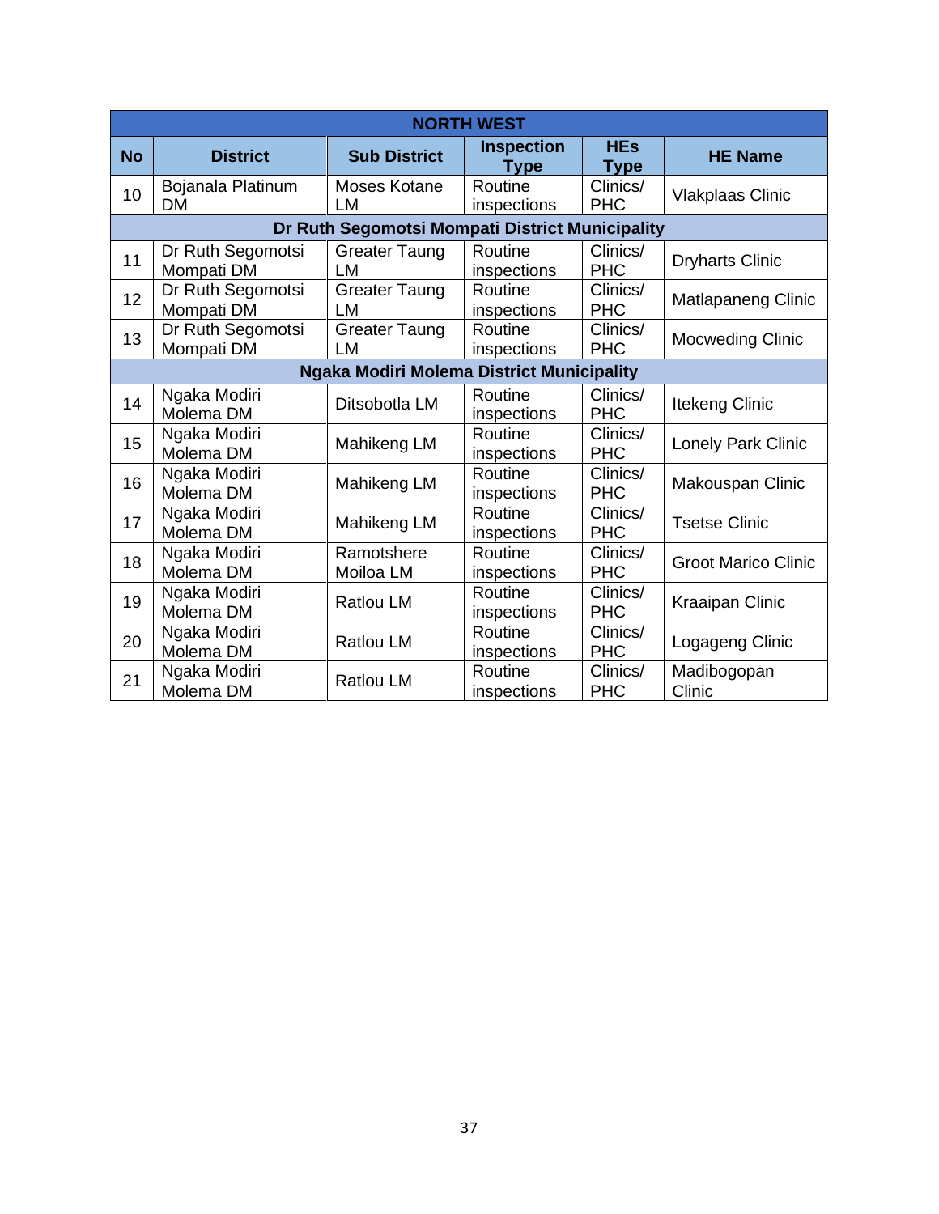| NORTH WEST | | | | | |
|---|---|---|---|---|---|
| **No** | **District** | **Sub District** | **Inspection Type** | **HEs Type** | **HE Name** |
| 10 | Bojanala Platinum DM | Moses Kotane LM | Routine inspections | Clinics/ PHC | Vlakplaas Clinic |
| **Dr Ruth Segomotsi Mompati District Municipality** | | | | | |
| 11 | Dr Ruth Segomotsi Mompati DM | Greater Taung LM | Routine inspections | Clinics/ PHC | Dryharts Clinic |
| 12 | Dr Ruth Segomotsi Mompati DM | Greater Taung LM | Routine inspections | Clinics/ PHC | Matlapaneng Clinic |
| 13 | Dr Ruth Segomotsi Mompati DM | Greater Taung LM | Routine inspections | Clinics/ PHC | Mocweding Clinic |
| **Ngaka Modiri Molema District Municipality** | | | | | |
| 14 | Ngaka Modiri Molema DM | Ditsobotla LM | Routine inspections | Clinics/ PHC | Itekeng Clinic |
| 15 | Ngaka Modiri Molema DM | Mahikeng LM | Routine inspections | Clinics/ PHC | Lonely Park Clinic |
| 16 | Ngaka Modiri Molema DM | Mahikeng LM | Routine inspections | Clinics/ PHC | Makouspan Clinic |
| 17 | Ngaka Modiri Molema DM | Mahikeng LM | Routine inspections | Clinics/ PHC | Tsetse Clinic |
| 18 | Ngaka Modiri Molema DM | Ramotshere Moiloa LM | Routine inspections | Clinics/ PHC | Groot Marico Clinic |
| 19 | Ngaka Modiri Molema DM | Ratlou LM | Routine inspections | Clinics/ PHC | Kraaipan Clinic |
| 20 | Ngaka Modiri Molema DM | Ratlou LM | Routine inspections | Clinics/ PHC | Logageng Clinic |
| 21 | Ngaka Modiri Molema DM | Ratlou LM | Routine inspections | Clinics/ PHC | Madibogopan Clinic |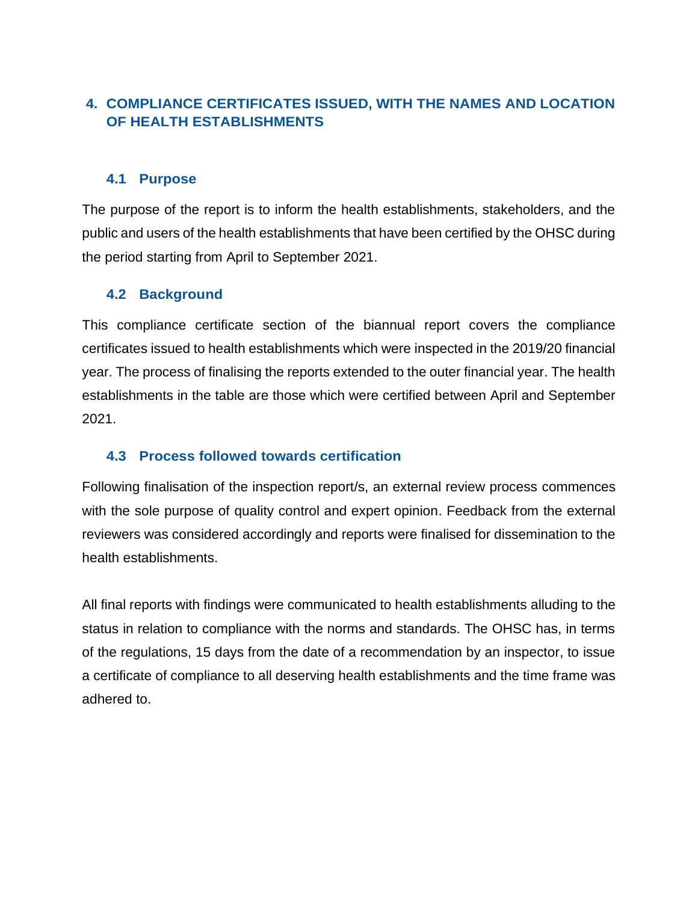## 4. COMPLIANCE CERTIFICATES ISSUED, WITH THE NAMES AND LOCATION OF HEALTH ESTABLISHMENTS

### 4.1 Purpose

The purpose of the report is to inform the health establishments, stakeholders, and the public and users of the health establishments that have been certified by the OHSC during the period starting from April to September 2021.

### 4.2 Background

This compliance certificate section of the biannual report covers the compliance certificates issued to health establishments which were inspected in the 2019/20 financial year. The process of finalising the reports extended to the outer financial year. The health establishments in the table are those which were certified between April and September 2021.

### 4.3 Process followed towards certification

Following finalisation of the inspection report/s, an external review process commences with the sole purpose of quality control and expert opinion. Feedback from the external reviewers was considered accordingly and reports were finalised for dissemination to the health establishments.

All final reports with findings were communicated to health establishments alluding to the status in relation to compliance with the norms and standards. The OHSC has, in terms of the regulations, 15 days from the date of a recommendation by an inspector, to issue a certificate of compliance to all deserving health establishments and the time frame was adhered to.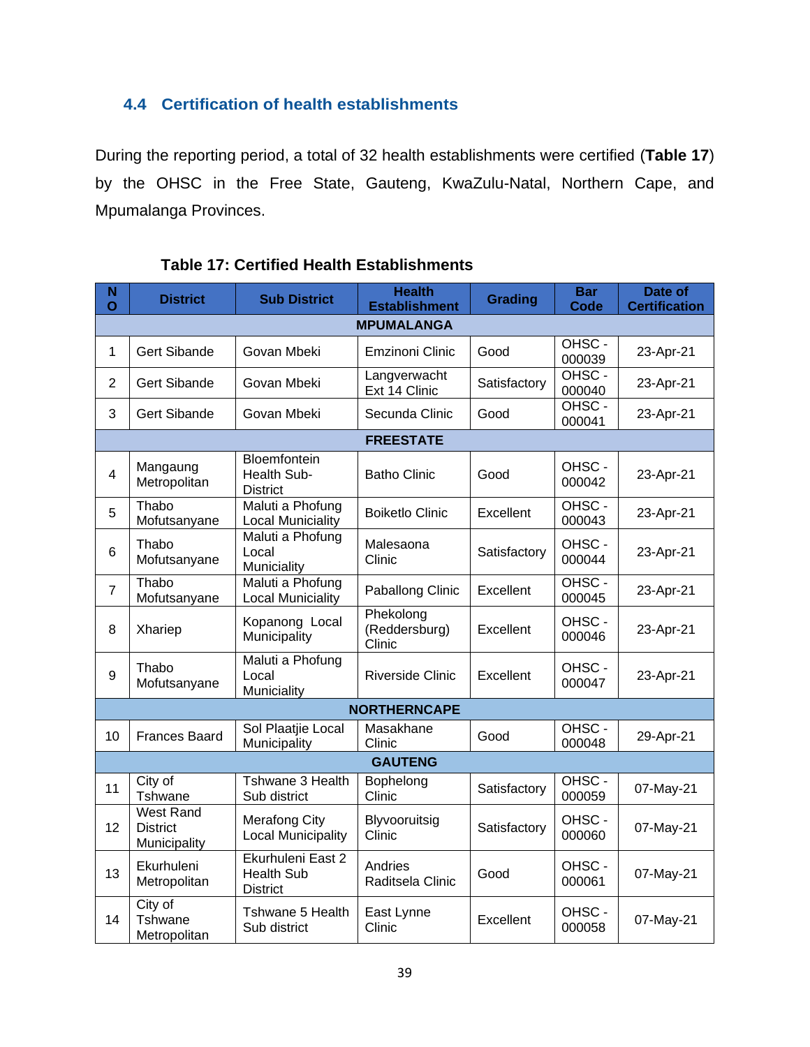### 4.4 Certification of health establishments

During the reporting period, a total of 32 health establishments were certified (**Table 17**) by the OHSC in the Free State, Gauteng, KwaZulu-Natal, Northern Cape, and Mpumalanga Provinces.

**Table 17: Certified Health Establishments**

| NO | District | Sub District | Health Establishment | Grading | Bar Code | Date of Certification |
|---|---|---|---|---|---|---|
| **MPUMALANGA** | | | | | | |
| 1 | Gert Sibande | Govan Mbeki | Emzinoni Clinic | Good | OHSC - 000039 | 23-Apr-21 |
| 2 | Gert Sibande | Govan Mbeki | Langverwacht Ext 14 Clinic | Satisfactory | OHSC - 000040 | 23-Apr-21 |
| 3 | Gert Sibande | Govan Mbeki | Secunda Clinic | Good | OHSC - 000041 | 23-Apr-21 |
| **FREESTATE** | | | | | | |
| 4 | Mangaung Metropolitan | Bloemfontein Health Sub-District | Batho Clinic | Good | OHSC - 000042 | 23-Apr-21 |
| 5 | Thabo Mofutsanyane | Maluti a Phofung Local Municiality | Boiketlo Clinic | Excellent | OHSC - 000043 | 23-Apr-21 |
| 6 | Thabo Mofutsanyane | Maluti a Phofung Local Municiality | Malesaona Clinic | Satisfactory | OHSC - 000044 | 23-Apr-21 |
| 7 | Thabo Mofutsanyane | Maluti a Phofung Local Municiality | Paballong Clinic | Excellent | OHSC - 000045 | 23-Apr-21 |
| 8 | Xhariep | Kopanong Local Municipality | Phekolong (Reddersburg) Clinic | Excellent | OHSC - 000046 | 23-Apr-21 |
| 9 | Thabo Mofutsanyane | Maluti a Phofung Local Municiality | Riverside Clinic | Excellent | OHSC - 000047 | 23-Apr-21 |
| **NORTHERNCAPE** | | | | | | |
| 10 | Frances Baard | Sol Plaatjie Local Municipality | Masakhane Clinic | Good | OHSC - 000048 | 29-Apr-21 |
| **GAUTENG** | | | | | | |
| 11 | City of Tshwane | Tshwane 3 Health Sub district | Bophelong Clinic | Satisfactory | OHSC - 000059 | 07-May-21 |
| 12 | West Rand District Municipality | Merafong City Local Municipality | Blyvooruitsig Clinic | Satisfactory | OHSC - 000060 | 07-May-21 |
| 13 | Ekurhuleni Metropolitan | Ekurhuleni East 2 Health Sub District | Andries Raditsela Clinic | Good | OHSC - 000061 | 07-May-21 |
| 14 | City of Tshwane Metropolitan | Tshwane 5 Health Sub district | East Lynne Clinic | Excellent | OHSC - 000058 | 07-May-21 |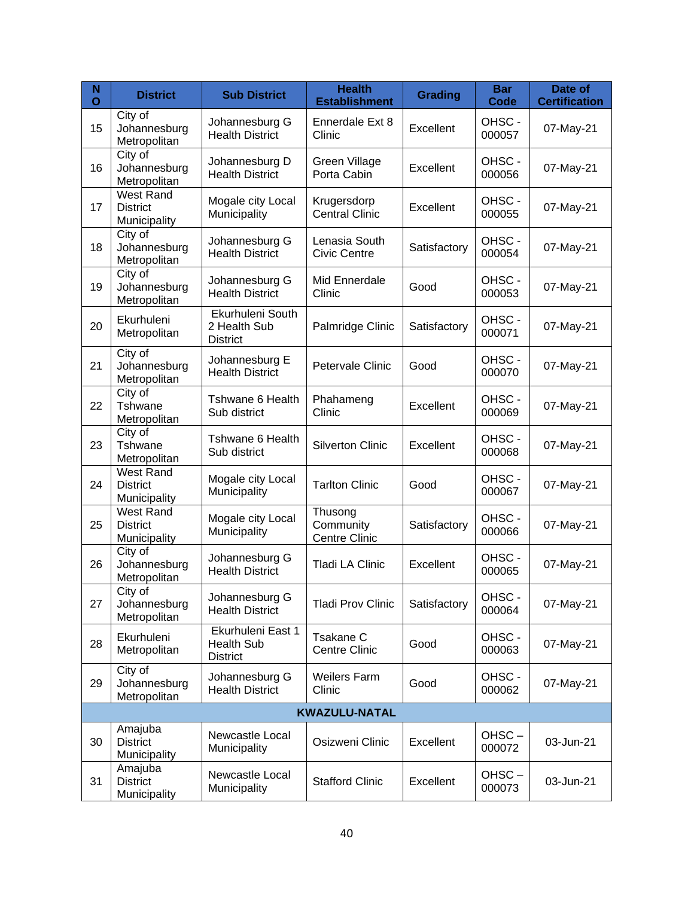| NO | District | Sub District | Health Establishment | Grading | Bar Code | Date of Certification |
|---|---|---|---|---|---|---|
| 15 | City of Johannesburg Metropolitan | Johannesburg G Health District | Ennerdale Ext 8 Clinic | Excellent | OHSC - 000057 | 07-May-21 |
| 16 | City of Johannesburg Metropolitan | Johannesburg D Health District | Green Village Porta Cabin | Excellent | OHSC - 000056 | 07-May-21 |
| 17 | West Rand District Municipality | Mogale city Local Municipality | Krugersdorp Central Clinic | Excellent | OHSC - 000055 | 07-May-21 |
| 18 | City of Johannesburg Metropolitan | Johannesburg G Health District | Lenasia South Civic Centre | Satisfactory | OHSC - 000054 | 07-May-21 |
| 19 | City of Johannesburg Metropolitan | Johannesburg G Health District | Mid Ennerdale Clinic | Good | OHSC - 000053 | 07-May-21 |
| 20 | Ekurhuleni Metropolitan | Ekurhuleni South 2 Health Sub District | Palmridge Clinic | Satisfactory | OHSC - 000071 | 07-May-21 |
| 21 | City of Johannesburg Metropolitan | Johannesburg E Health District | Petervale Clinic | Good | OHSC - 000070 | 07-May-21 |
| 22 | City of Tshwane Metropolitan | Tshwane 6 Health Sub district | Phahameng Clinic | Excellent | OHSC - 000069 | 07-May-21 |
| 23 | City of Tshwane Metropolitan | Tshwane 6 Health Sub district | Silverton Clinic | Excellent | OHSC - 000068 | 07-May-21 |
| 24 | West Rand District Municipality | Mogale city Local Municipality | Tarlton Clinic | Good | OHSC - 000067 | 07-May-21 |
| 25 | West Rand District Municipality | Mogale city Local Municipality | Thusong Community Centre Clinic | Satisfactory | OHSC - 000066 | 07-May-21 |
| 26 | City of Johannesburg Metropolitan | Johannesburg G Health District | Tladi LA Clinic | Excellent | OHSC - 000065 | 07-May-21 |
| 27 | City of Johannesburg Metropolitan | Johannesburg G Health District | Tladi Prov Clinic | Satisfactory | OHSC - 000064 | 07-May-21 |
| 28 | Ekurhuleni Metropolitan | Ekurhuleni East 1 Health Sub District | Tsakane C Centre Clinic | Good | OHSC - 000063 | 07-May-21 |
| 29 | City of Johannesburg Metropolitan | Johannesburg G Health District | Weilers Farm Clinic | Good | OHSC - 000062 | 07-May-21 |
| **KWAZULU-NATAL** | | | | | | |
| 30 | Amajuba District Municipality | Newcastle Local Municipality | Osizweni Clinic | Excellent | OHSC – 000072 | 03-Jun-21 |
| 31 | Amajuba District Municipality | Newcastle Local Municipality | Stafford Clinic | Excellent | OHSC – 000073 | 03-Jun-21 |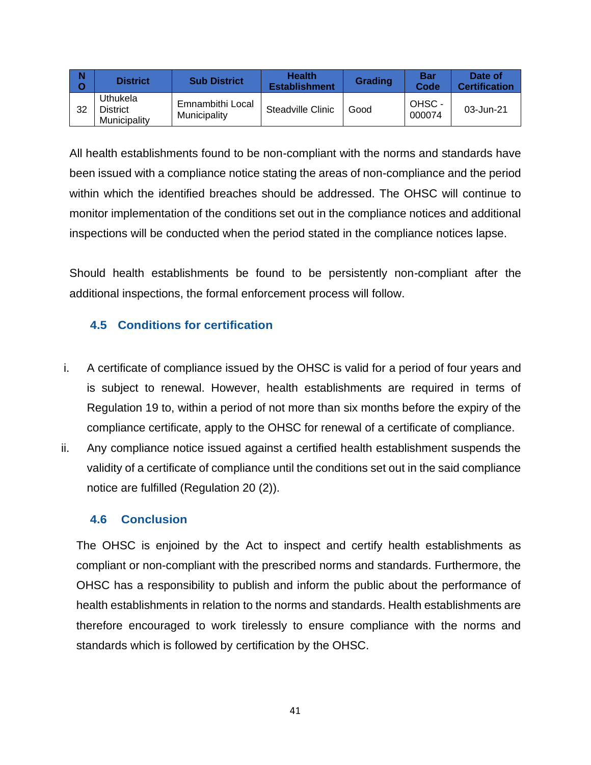| NO | District | Sub District | Health Establishment | Grading | Bar Code | Date of Certification |
|---|---|---|---|---|---|---|
| 32 | Uthukela District Municipality | Emnambithi Local Municipality | Steadville Clinic | Good | OHSC - 000074 | 03-Jun-21 |

All health establishments found to be non-compliant with the norms and standards have been issued with a compliance notice stating the areas of non-compliance and the period within which the identified breaches should be addressed. The OHSC will continue to monitor implementation of the conditions set out in the compliance notices and additional inspections will be conducted when the period stated in the compliance notices lapse.

Should health establishments be found to be persistently non-compliant after the additional inspections, the formal enforcement process will follow.

### 4.5 Conditions for certification

i. A certificate of compliance issued by the OHSC is valid for a period of four years and is subject to renewal. However, health establishments are required in terms of Regulation 19 to, within a period of not more than six months before the expiry of the compliance certificate, apply to the OHSC for renewal of a certificate of compliance.

ii. Any compliance notice issued against a certified health establishment suspends the validity of a certificate of compliance until the conditions set out in the said compliance notice are fulfilled (Regulation 20 (2)).

### 4.6 Conclusion

The OHSC is enjoined by the Act to inspect and certify health establishments as compliant or non-compliant with the prescribed norms and standards. Furthermore, the OHSC has a responsibility to publish and inform the public about the performance of health establishments in relation to the norms and standards. Health establishments are therefore encouraged to work tirelessly to ensure compliance with the norms and standards which is followed by certification by the OHSC.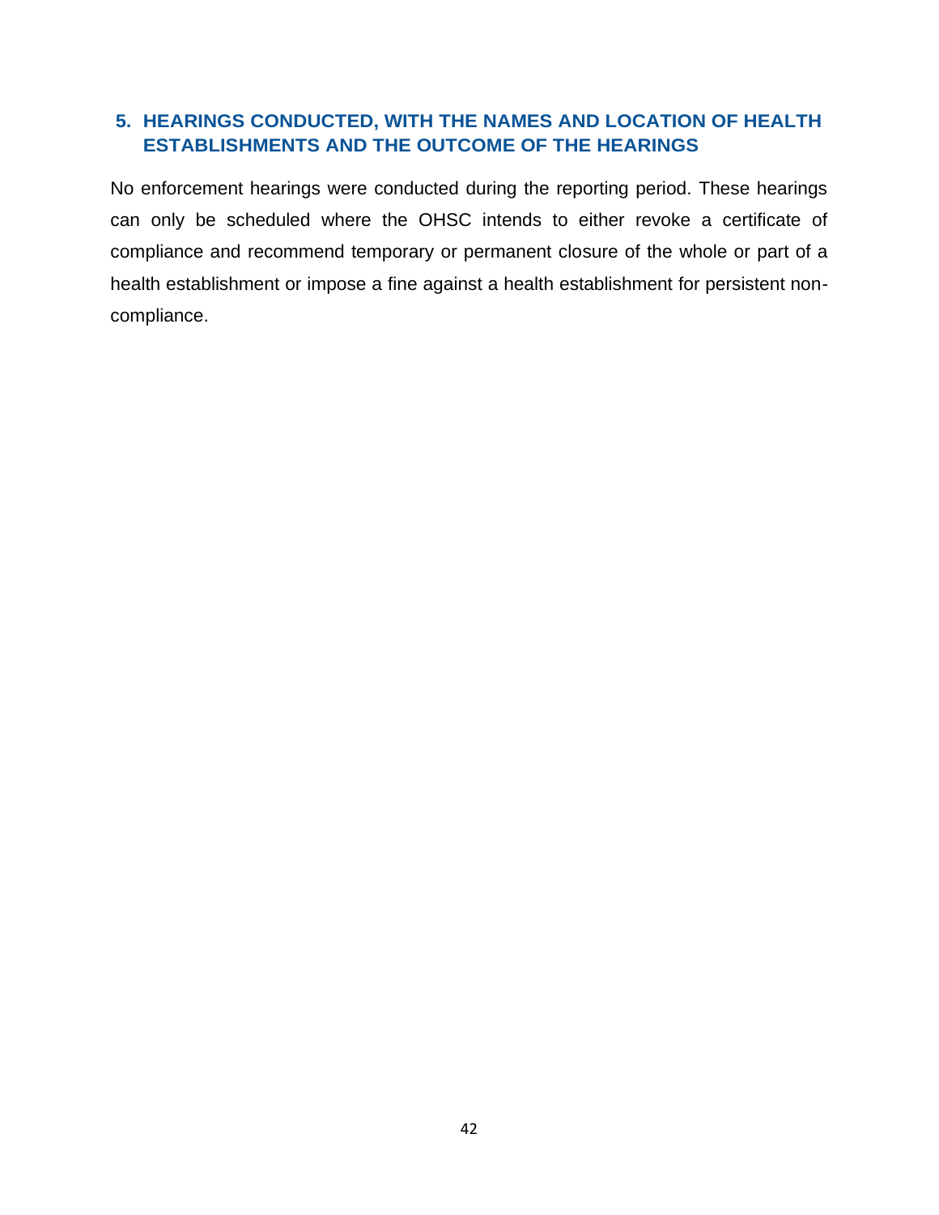## 5. HEARINGS CONDUCTED, WITH THE NAMES AND LOCATION OF HEALTH ESTABLISHMENTS AND THE OUTCOME OF THE HEARINGS

No enforcement hearings were conducted during the reporting period. These hearings can only be scheduled where the OHSC intends to either revoke a certificate of compliance and recommend temporary or permanent closure of the whole or part of a health establishment or impose a fine against a health establishment for persistent non-compliance.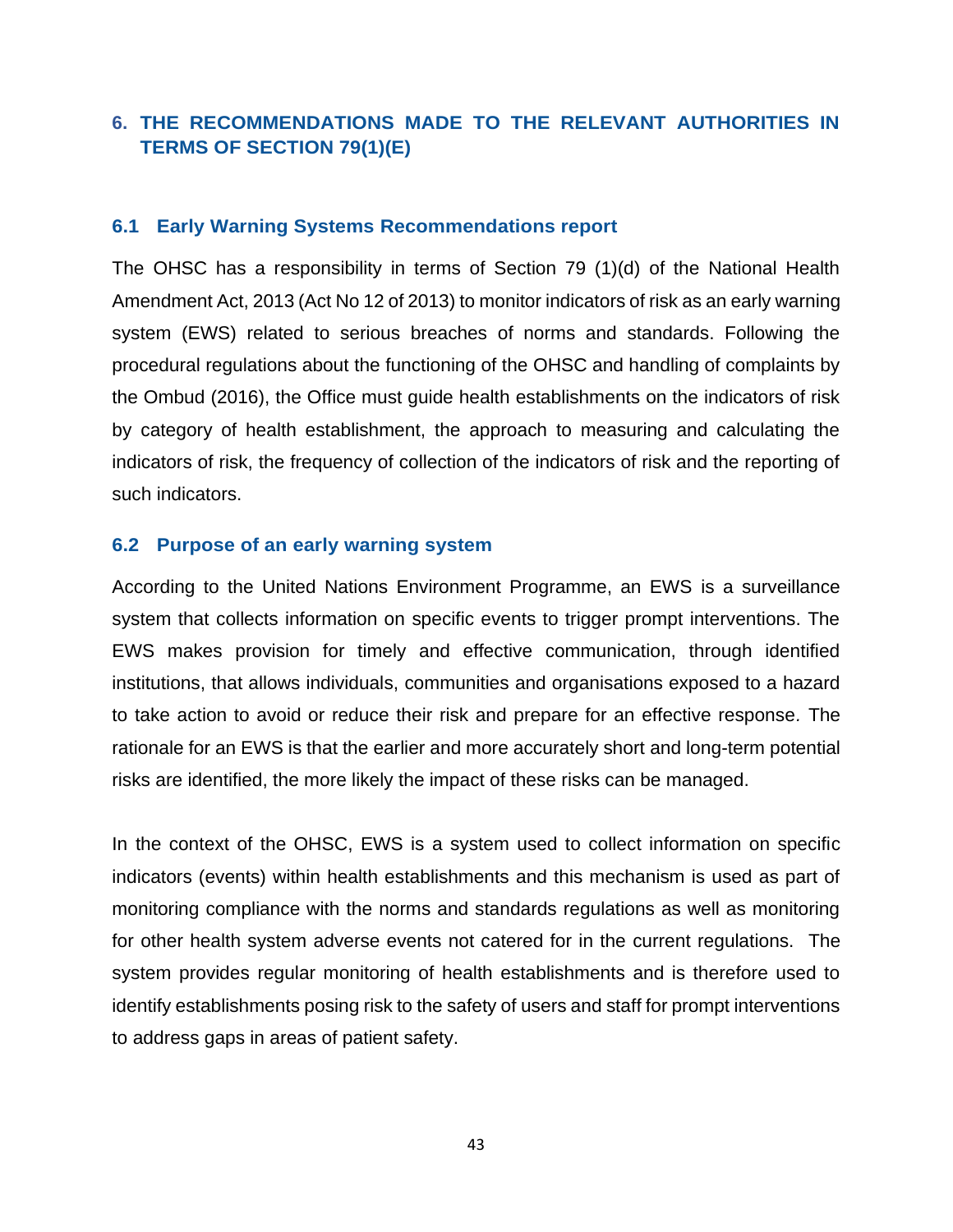## 6. THE RECOMMENDATIONS MADE TO THE RELEVANT AUTHORITIES IN TERMS OF SECTION 79(1)(E)

### 6.1 Early Warning Systems Recommendations report

The OHSC has a responsibility in terms of Section 79 (1)(d) of the National Health Amendment Act, 2013 (Act No 12 of 2013) to monitor indicators of risk as an early warning system (EWS) related to serious breaches of norms and standards. Following the procedural regulations about the functioning of the OHSC and handling of complaints by the Ombud (2016), the Office must guide health establishments on the indicators of risk by category of health establishment, the approach to measuring and calculating the indicators of risk, the frequency of collection of the indicators of risk and the reporting of such indicators.

### 6.2 Purpose of an early warning system

According to the United Nations Environment Programme, an EWS is a surveillance system that collects information on specific events to trigger prompt interventions. The EWS makes provision for timely and effective communication, through identified institutions, that allows individuals, communities and organisations exposed to a hazard to take action to avoid or reduce their risk and prepare for an effective response. The rationale for an EWS is that the earlier and more accurately short and long-term potential risks are identified, the more likely the impact of these risks can be managed.

In the context of the OHSC, EWS is a system used to collect information on specific indicators (events) within health establishments and this mechanism is used as part of monitoring compliance with the norms and standards regulations as well as monitoring for other health system adverse events not catered for in the current regulations. The system provides regular monitoring of health establishments and is therefore used to identify establishments posing risk to the safety of users and staff for prompt interventions to address gaps in areas of patient safety.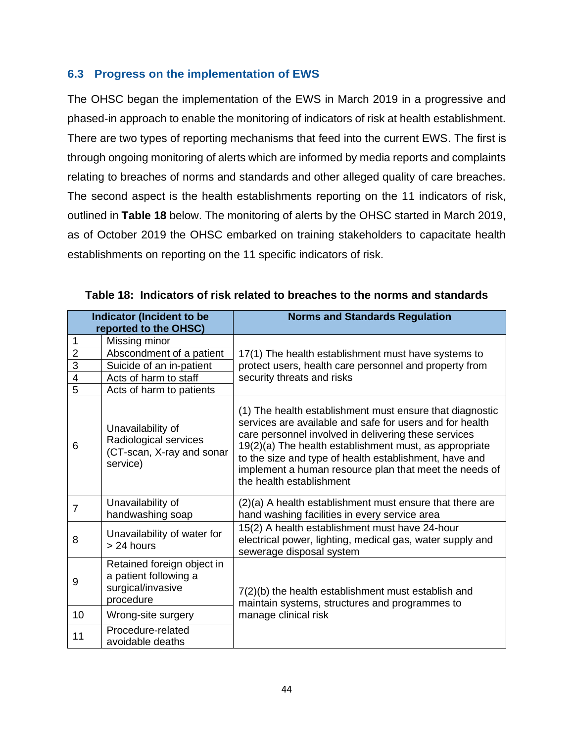### 6.3 Progress on the implementation of EWS

The OHSC began the implementation of the EWS in March 2019 in a progressive and phased-in approach to enable the monitoring of indicators of risk at health establishment. There are two types of reporting mechanisms that feed into the current EWS. The first is through ongoing monitoring of alerts which are informed by media reports and complaints relating to breaches of norms and standards and other alleged quality of care breaches. The second aspect is the health establishments reporting on the 11 indicators of risk, outlined in **Table 18** below. The monitoring of alerts by the OHSC started in March 2019, as of October 2019 the OHSC embarked on training stakeholders to capacitate health establishments on reporting on the 11 specific indicators of risk.

**Table 18: Indicators of risk related to breaches to the norms and standards**

| Indicator (Incident to be reported to the OHSC) | | Norms and Standards Regulation |
|---|---|---|
| 1 | Missing minor | 17(1) The health establishment must have systems to protect users, health care personnel and property from security threats and risks |
| 2 | Abscondment of a patient | |
| 3 | Suicide of an in-patient | |
| 4 | Acts of harm to staff | |
| 5 | Acts of harm to patients | |
| 6 | Unavailability of Radiological services (CT-scan, X-ray and sonar service) | (1) The health establishment must ensure that diagnostic services are available and safe for users and for health care personnel involved in delivering these services 19(2)(a) The health establishment must, as appropriate to the size and type of health establishment, have and implement a human resource plan that meet the needs of the health establishment |
| 7 | Unavailability of handwashing soap | (2)(a) A health establishment must ensure that there are hand washing facilities in every service area |
| 8 | Unavailability of water for > 24 hours | 15(2) A health establishment must have 24-hour electrical power, lighting, medical gas, water supply and sewerage disposal system |
| 9 | Retained foreign object in a patient following a surgical/invasive procedure | 7(2)(b) the health establishment must establish and maintain systems, structures and programmes to manage clinical risk |
| 10 | Wrong-site surgery | |
| 11 | Procedure-related avoidable deaths | |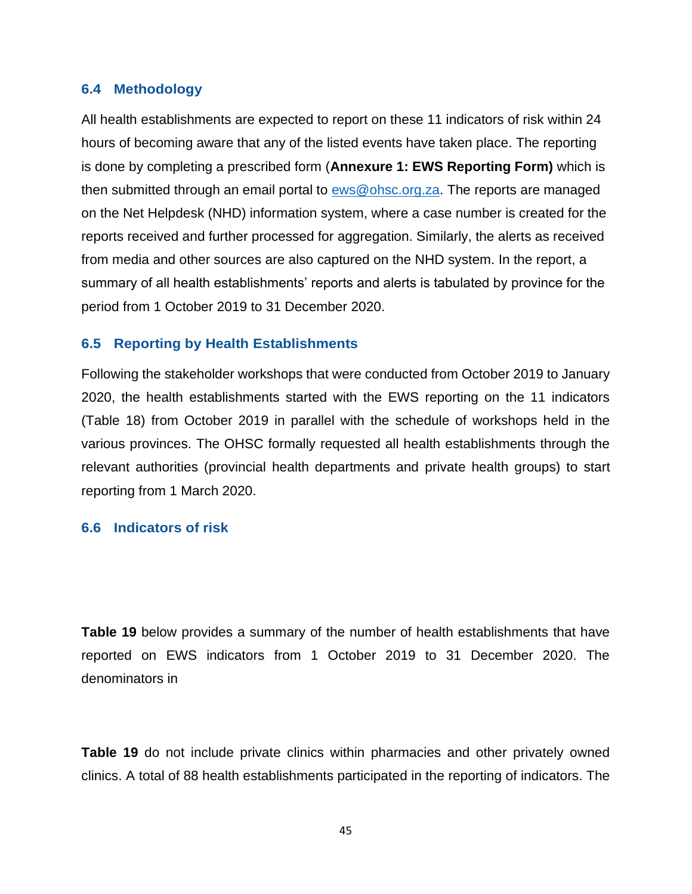### 6.4 Methodology

All health establishments are expected to report on these 11 indicators of risk within 24 hours of becoming aware that any of the listed events have taken place. The reporting is done by completing a prescribed form (**Annexure 1: EWS Reporting Form)** which is then submitted through an email portal to ews@ohsc.org.za. The reports are managed on the Net Helpdesk (NHD) information system, where a case number is created for the reports received and further processed for aggregation. Similarly, the alerts as received from media and other sources are also captured on the NHD system. In the report, a summary of all health establishments' reports and alerts is tabulated by province for the period from 1 October 2019 to 31 December 2020.

### 6.5 Reporting by Health Establishments

Following the stakeholder workshops that were conducted from October 2019 to January 2020, the health establishments started with the EWS reporting on the 11 indicators (Table 18) from October 2019 in parallel with the schedule of workshops held in the various provinces. The OHSC formally requested all health establishments through the relevant authorities (provincial health departments and private health groups) to start reporting from 1 March 2020.

### 6.6 Indicators of risk

**Table 19** below provides a summary of the number of health establishments that have reported on EWS indicators from 1 October 2019 to 31 December 2020. The denominators in

**Table 19** do not include private clinics within pharmacies and other privately owned clinics. A total of 88 health establishments participated in the reporting of indicators. The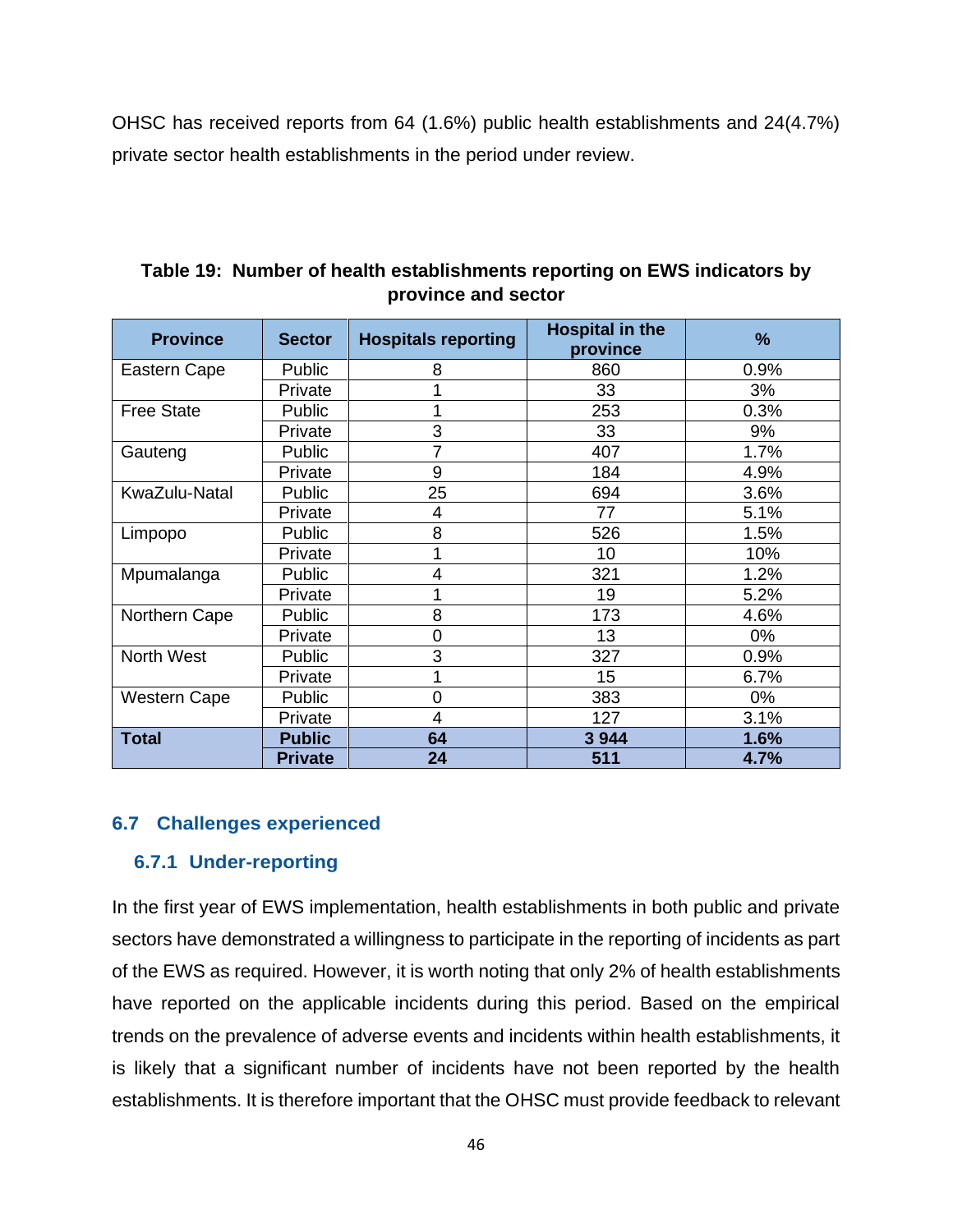OHSC has received reports from 64 (1.6%) public health establishments and 24(4.7%) private sector health establishments in the period under review.

**Table 19: Number of health establishments reporting on EWS indicators by province and sector**

| Province | Sector | Hospitals reporting | Hospital in the province | % |
|---|---|---|---|---|
| Eastern Cape | Public | 8 | 860 | 0.9% |
| | Private | 1 | 33 | 3% |
| Free State | Public | 1 | 253 | 0.3% |
| | Private | 3 | 33 | 9% |
| Gauteng | Public | 7 | 407 | 1.7% |
| | Private | 9 | 184 | 4.9% |
| KwaZulu-Natal | Public | 25 | 694 | 3.6% |
| | Private | 4 | 77 | 5.1% |
| Limpopo | Public | 8 | 526 | 1.5% |
| | Private | 1 | 10 | 10% |
| Mpumalanga | Public | 4 | 321 | 1.2% |
| | Private | 1 | 19 | 5.2% |
| Northern Cape | Public | 8 | 173 | 4.6% |
| | Private | 0 | 13 | 0% |
| North West | Public | 3 | 327 | 0.9% |
| | Private | 1 | 15 | 6.7% |
| Western Cape | Public | 0 | 383 | 0% |
| | Private | 4 | 127 | 3.1% |
| **Total** | **Public** | **64** | **3 944** | **1.6%** |
| | **Private** | **24** | **511** | **4.7%** |

## 6.7 Challenges experienced

### 6.7.1 Under-reporting

In the first year of EWS implementation, health establishments in both public and private sectors have demonstrated a willingness to participate in the reporting of incidents as part of the EWS as required. However, it is worth noting that only 2% of health establishments have reported on the applicable incidents during this period. Based on the empirical trends on the prevalence of adverse events and incidents within health establishments, it is likely that a significant number of incidents have not been reported by the health establishments. It is therefore important that the OHSC must provide feedback to relevant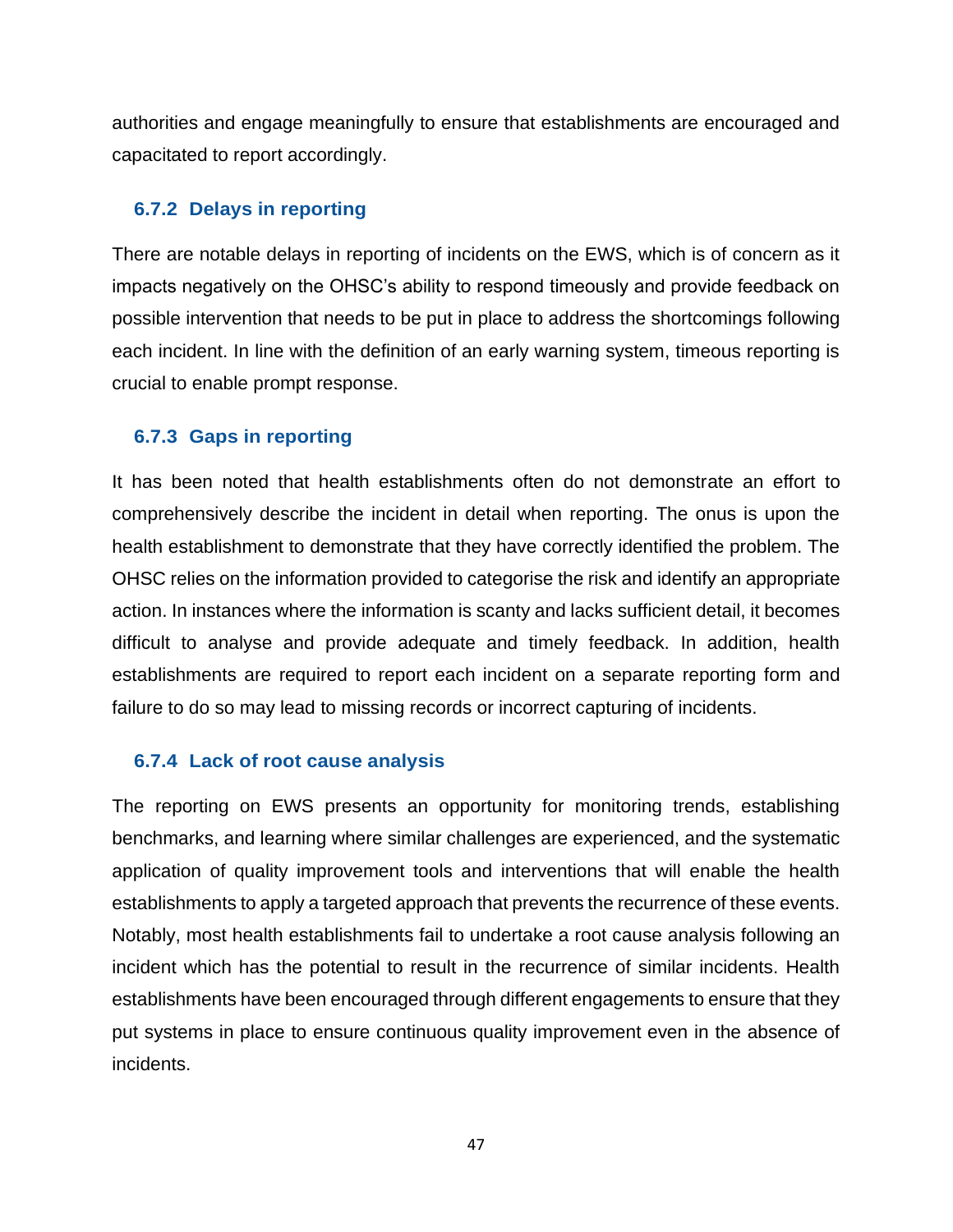authorities and engage meaningfully to ensure that establishments are encouraged and capacitated to report accordingly.

### 6.7.2 Delays in reporting

There are notable delays in reporting of incidents on the EWS, which is of concern as it impacts negatively on the OHSC's ability to respond timeously and provide feedback on possible intervention that needs to be put in place to address the shortcomings following each incident. In line with the definition of an early warning system, timeous reporting is crucial to enable prompt response.

### 6.7.3 Gaps in reporting

It has been noted that health establishments often do not demonstrate an effort to comprehensively describe the incident in detail when reporting. The onus is upon the health establishment to demonstrate that they have correctly identified the problem. The OHSC relies on the information provided to categorise the risk and identify an appropriate action. In instances where the information is scanty and lacks sufficient detail, it becomes difficult to analyse and provide adequate and timely feedback. In addition, health establishments are required to report each incident on a separate reporting form and failure to do so may lead to missing records or incorrect capturing of incidents.

### 6.7.4 Lack of root cause analysis

The reporting on EWS presents an opportunity for monitoring trends, establishing benchmarks, and learning where similar challenges are experienced, and the systematic application of quality improvement tools and interventions that will enable the health establishments to apply a targeted approach that prevents the recurrence of these events. Notably, most health establishments fail to undertake a root cause analysis following an incident which has the potential to result in the recurrence of similar incidents. Health establishments have been encouraged through different engagements to ensure that they put systems in place to ensure continuous quality improvement even in the absence of incidents.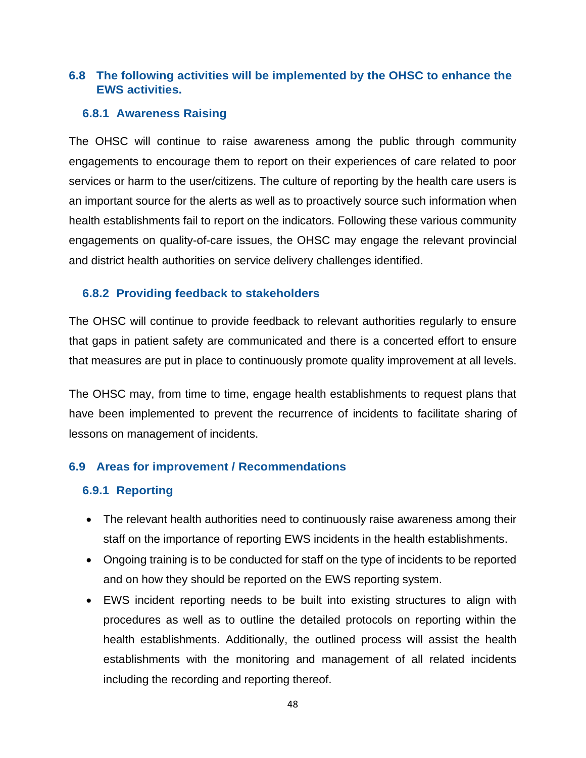## 6.8 The following activities will be implemented by the OHSC to enhance the EWS activities.

### 6.8.1 Awareness Raising

The OHSC will continue to raise awareness among the public through community engagements to encourage them to report on their experiences of care related to poor services or harm to the user/citizens. The culture of reporting by the health care users is an important source for the alerts as well as to proactively source such information when health establishments fail to report on the indicators. Following these various community engagements on quality-of-care issues, the OHSC may engage the relevant provincial and district health authorities on service delivery challenges identified.

### 6.8.2 Providing feedback to stakeholders

The OHSC will continue to provide feedback to relevant authorities regularly to ensure that gaps in patient safety are communicated and there is a concerted effort to ensure that measures are put in place to continuously promote quality improvement at all levels.

The OHSC may, from time to time, engage health establishments to request plans that have been implemented to prevent the recurrence of incidents to facilitate sharing of lessons on management of incidents.

## 6.9 Areas for improvement / Recommendations

### 6.9.1 Reporting

- The relevant health authorities need to continuously raise awareness among their staff on the importance of reporting EWS incidents in the health establishments.
- Ongoing training is to be conducted for staff on the type of incidents to be reported and on how they should be reported on the EWS reporting system.
- EWS incident reporting needs to be built into existing structures to align with procedures as well as to outline the detailed protocols on reporting within the health establishments. Additionally, the outlined process will assist the health establishments with the monitoring and management of all related incidents including the recording and reporting thereof.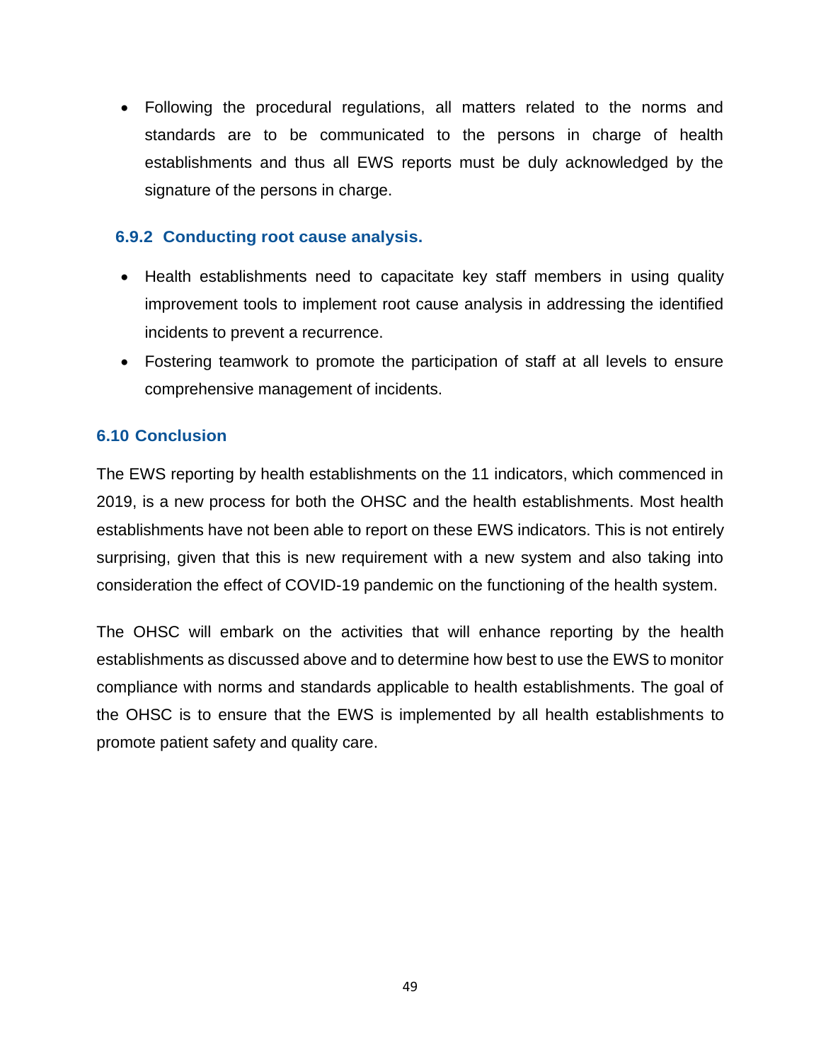- Following the procedural regulations, all matters related to the norms and standards are to be communicated to the persons in charge of health establishments and thus all EWS reports must be duly acknowledged by the signature of the persons in charge.

### 6.9.2 Conducting root cause analysis.

- Health establishments need to capacitate key staff members in using quality improvement tools to implement root cause analysis in addressing the identified incidents to prevent a recurrence.
- Fostering teamwork to promote the participation of staff at all levels to ensure comprehensive management of incidents.

## 6.10 Conclusion

The EWS reporting by health establishments on the 11 indicators, which commenced in 2019, is a new process for both the OHSC and the health establishments. Most health establishments have not been able to report on these EWS indicators. This is not entirely surprising, given that this is new requirement with a new system and also taking into consideration the effect of COVID-19 pandemic on the functioning of the health system.

The OHSC will embark on the activities that will enhance reporting by the health establishments as discussed above and to determine how best to use the EWS to monitor compliance with norms and standards applicable to health establishments. The goal of the OHSC is to ensure that the EWS is implemented by all health establishments to promote patient safety and quality care.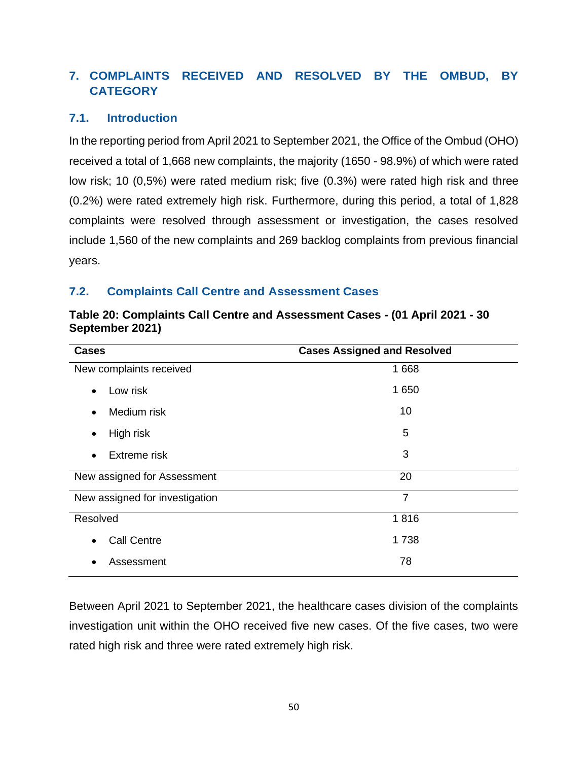## 7. COMPLAINTS RECEIVED AND RESOLVED BY THE OMBUD, BY CATEGORY

### 7.1. Introduction

In the reporting period from April 2021 to September 2021, the Office of the Ombud (OHO) received a total of 1,668 new complaints, the majority (1650 - 98.9%) of which were rated low risk; 10 (0,5%) were rated medium risk; five (0.3%) were rated high risk and three (0.2%) were rated extremely high risk. Furthermore, during this period, a total of 1,828 complaints were resolved through assessment or investigation, the cases resolved include 1,560 of the new complaints and 269 backlog complaints from previous financial years.

### 7.2. Complaints Call Centre and Assessment Cases

**Table 20: Complaints Call Centre and Assessment Cases - (01 April 2021 - 30 September 2021)**

| Cases | Cases Assigned and Resolved |
|---|---|
| New complaints received | 1 668 |
| • Low risk | 1 650 |
| • Medium risk | 10 |
| • High risk | 5 |
| • Extreme risk | 3 |
| New assigned for Assessment | 20 |
| New assigned for investigation | 7 |
| Resolved | 1 816 |
| • Call Centre | 1 738 |
| • Assessment | 78 |

Between April 2021 to September 2021, the healthcare cases division of the complaints investigation unit within the OHO received five new cases. Of the five cases, two were rated high risk and three were rated extremely high risk.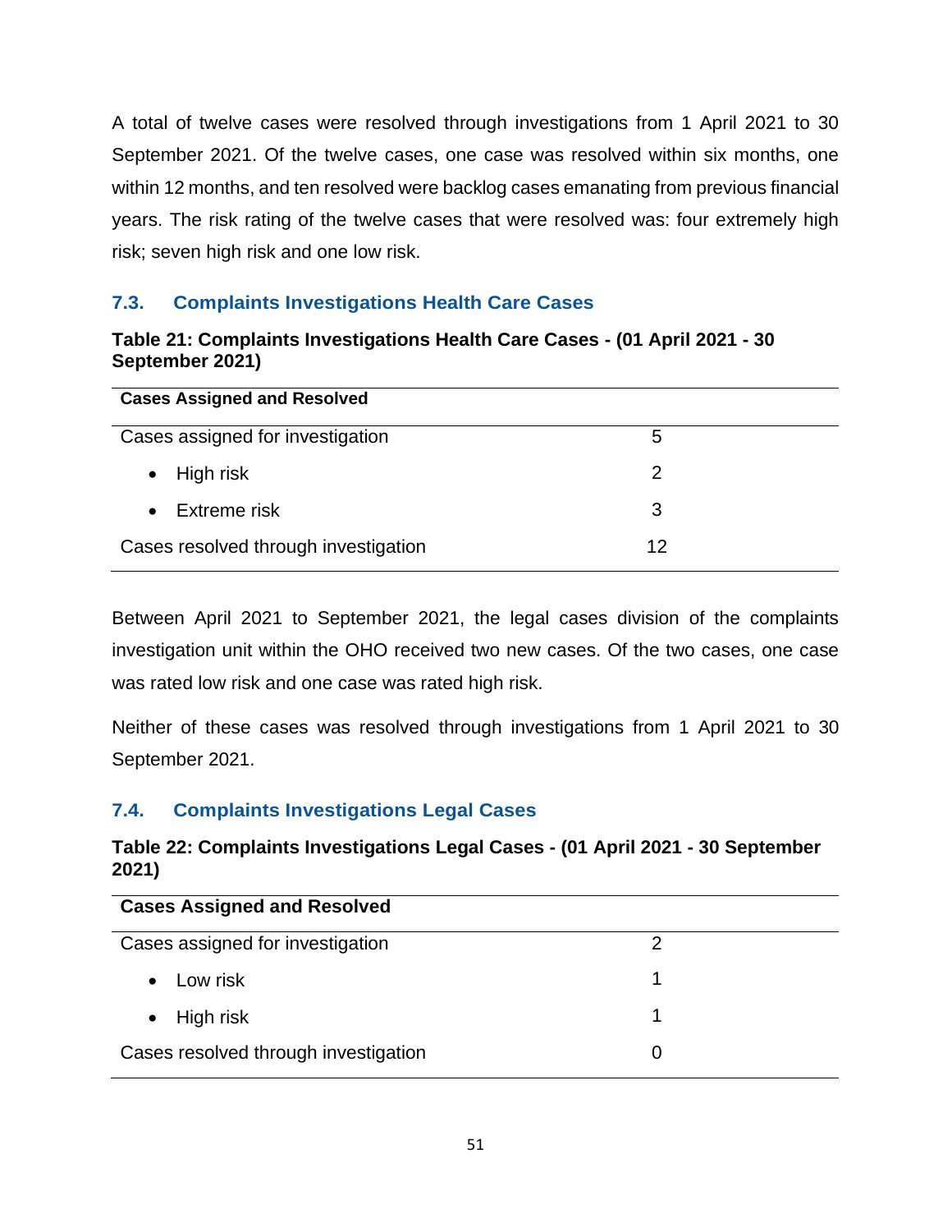A total of twelve cases were resolved through investigations from 1 April 2021 to 30 September 2021. Of the twelve cases, one case was resolved within six months, one within 12 months, and ten resolved were backlog cases emanating from previous financial years. The risk rating of the twelve cases that were resolved was: four extremely high risk; seven high risk and one low risk.

## 7.3. Complaints Investigations Health Care Cases

**Table 21: Complaints Investigations Health Care Cases - (01 April 2021 - 30 September 2021)**

| Cases Assigned and Resolved | |
|---|---|
| Cases assigned for investigation | 5 |
| • High risk | 2 |
| • Extreme risk | 3 |
| Cases resolved through investigation | 12 |

Between April 2021 to September 2021, the legal cases division of the complaints investigation unit within the OHO received two new cases. Of the two cases, one case was rated low risk and one case was rated high risk.

Neither of these cases was resolved through investigations from 1 April 2021 to 30 September 2021.

## 7.4. Complaints Investigations Legal Cases

**Table 22: Complaints Investigations Legal Cases - (01 April 2021 - 30 September 2021)**

| Cases Assigned and Resolved | |
|---|---|
| Cases assigned for investigation | 2 |
| • Low risk | 1 |
| • High risk | 1 |
| Cases resolved through investigation | 0 |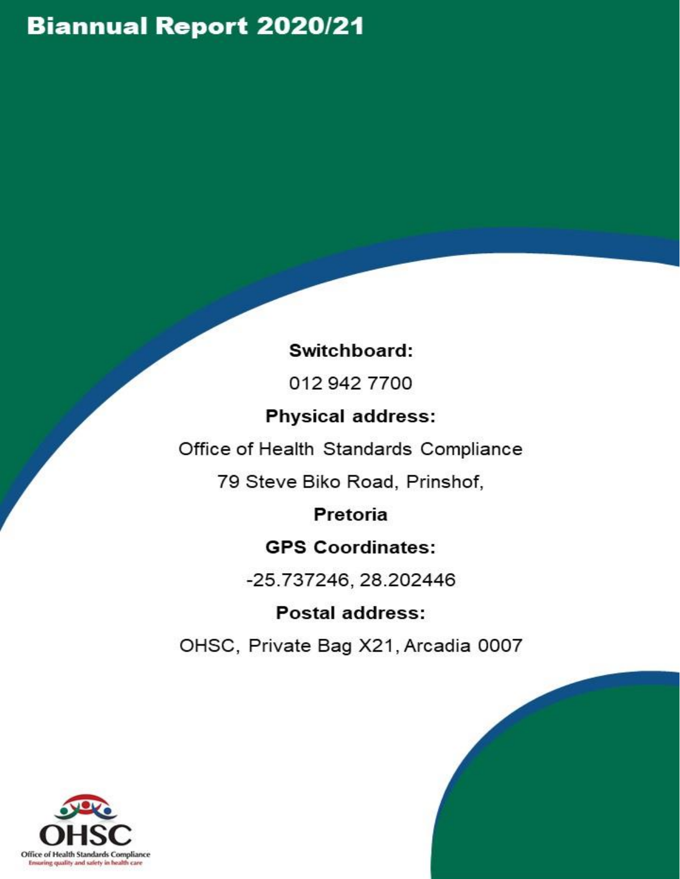# Biannual Report 2020/21

**Switchboard:**

012 942 7700

**Physical address:**

Office of Health Standards Compliance

79 Steve Biko Road, Prinshof,

**Pretoria**

**GPS Coordinates:**

-25.737246, 28.202446

**Postal address:**

OHSC, Private Bag X21, Arcadia 0007

OHSC

Office of Health Standards Compliance

Ensuring quality and safety in health care